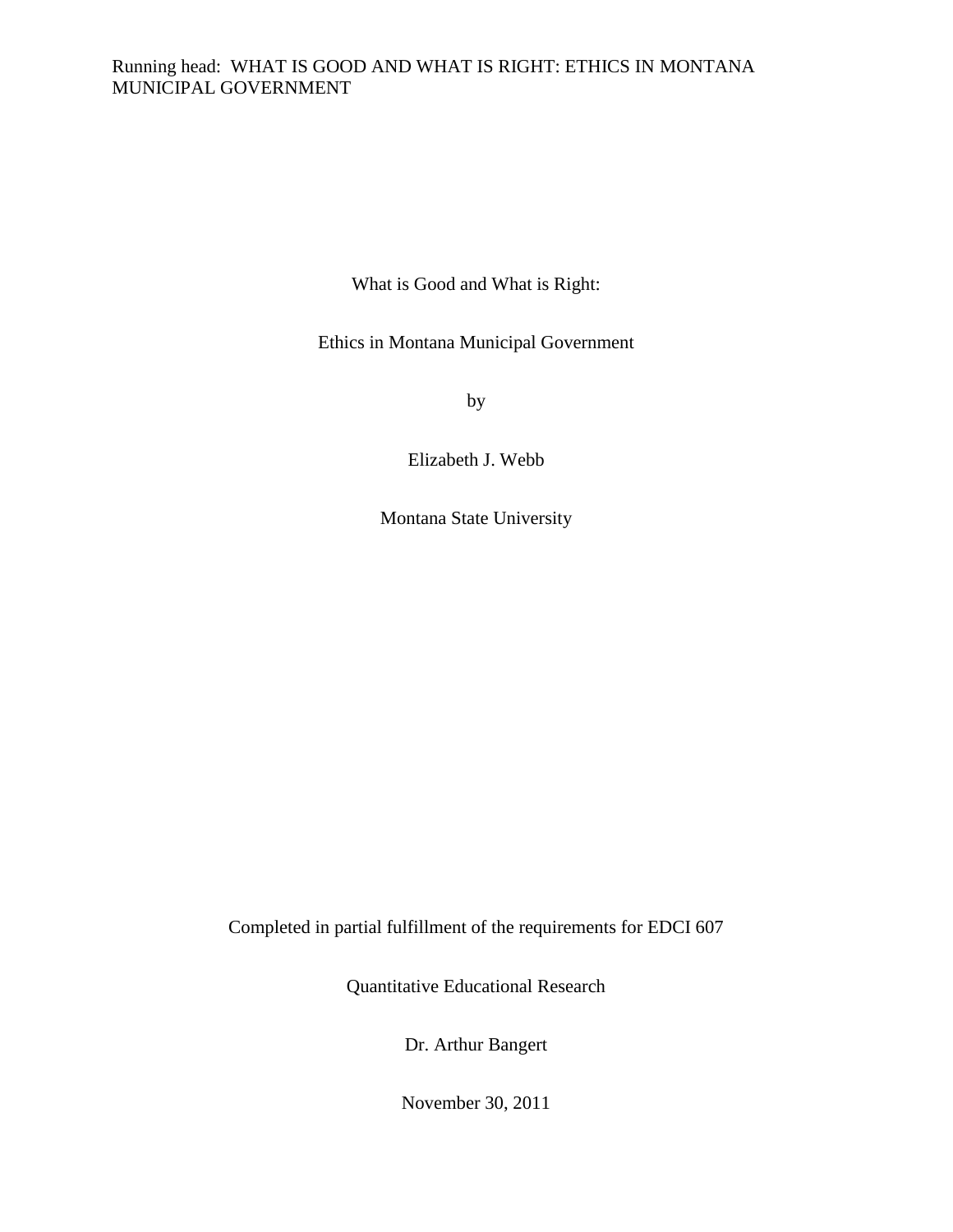What is Good and What is Right:

Ethics in Montana Municipal Government

by

Elizabeth J. Webb

Montana State University

Completed in partial fulfillment of the requirements for EDCI 607

Quantitative Educational Research

Dr. Arthur Bangert

November 30, 2011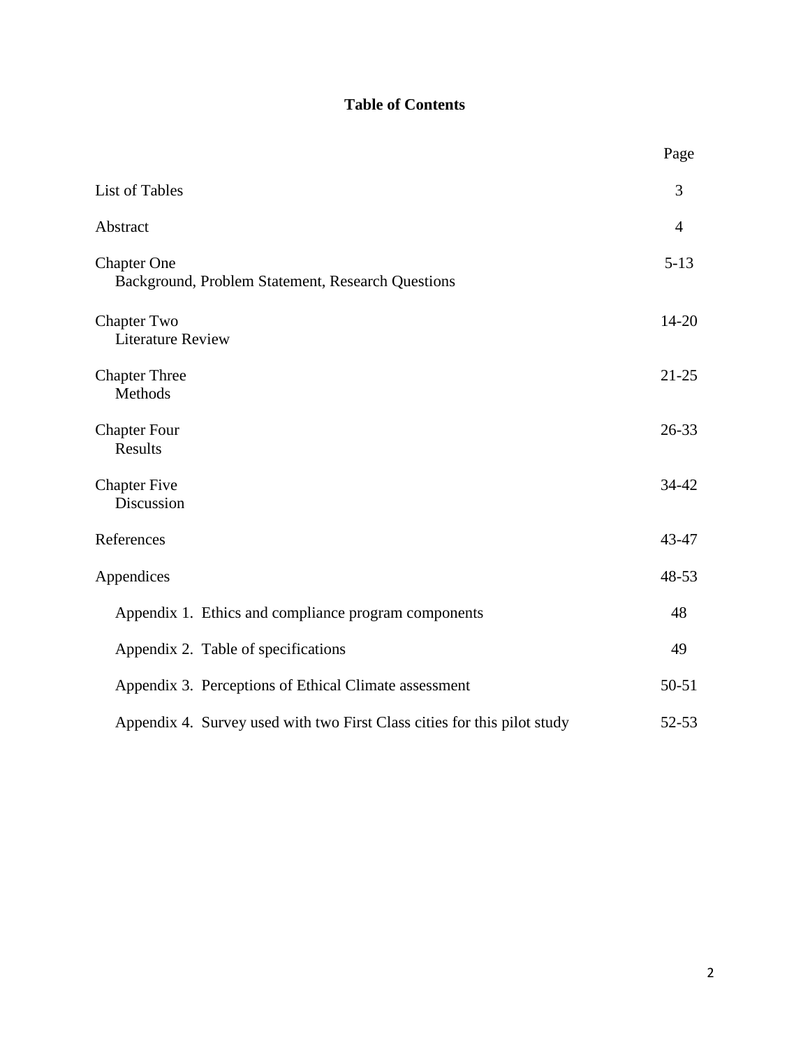**Table of Contents**

| | Page |
|---|---|
| List of Tables | 3 |
| Abstract | 4 |
| Chapter One<br>Background, Problem Statement, Research Questions | 5-13 |
| Chapter Two<br>Literature Review | 14-20 |
| Chapter Three<br>Methods | 21-25 |
| Chapter Four<br>Results | 26-33 |
| Chapter Five<br>Discussion | 34-42 |
| References | 43-47 |
| Appendices | 48-53 |
| Appendix 1. Ethics and compliance program components | 48 |
| Appendix 2. Table of specifications | 49 |
| Appendix 3. Perceptions of Ethical Climate assessment | 50-51 |
| Appendix 4. Survey used with two First Class cities for this pilot study | 52-53 |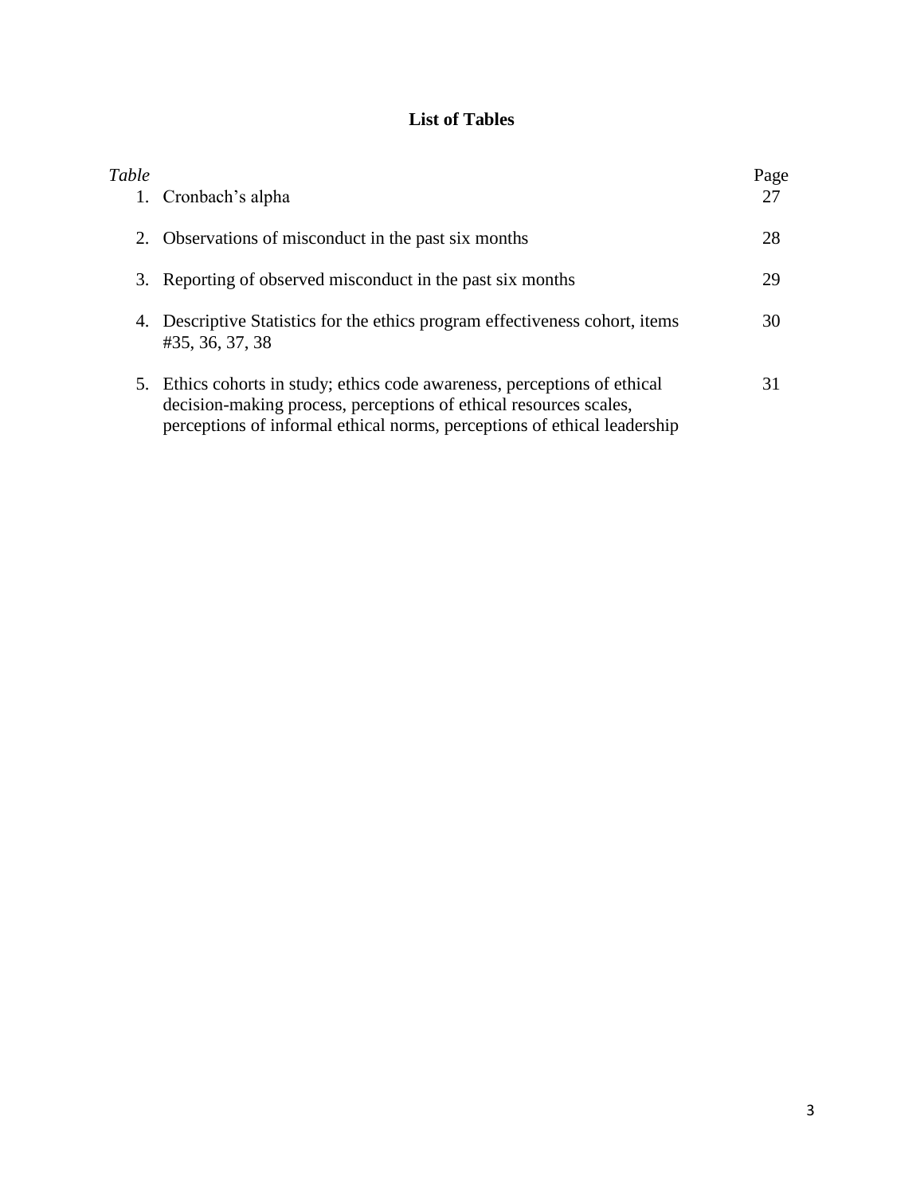# List of Tables

| *Table* | | Page |
|---|---|---|
| 1. | Cronbach's alpha | 27 |
| 2. | Observations of misconduct in the past six months | 28 |
| 3. | Reporting of observed misconduct in the past six months | 29 |
| 4. | Descriptive Statistics for the ethics program effectiveness cohort, items #35, 36, 37, 38 | 30 |
| 5. | Ethics cohorts in study; ethics code awareness, perceptions of ethical decision-making process, perceptions of ethical resources scales, perceptions of informal ethical norms, perceptions of ethical leadership | 31 |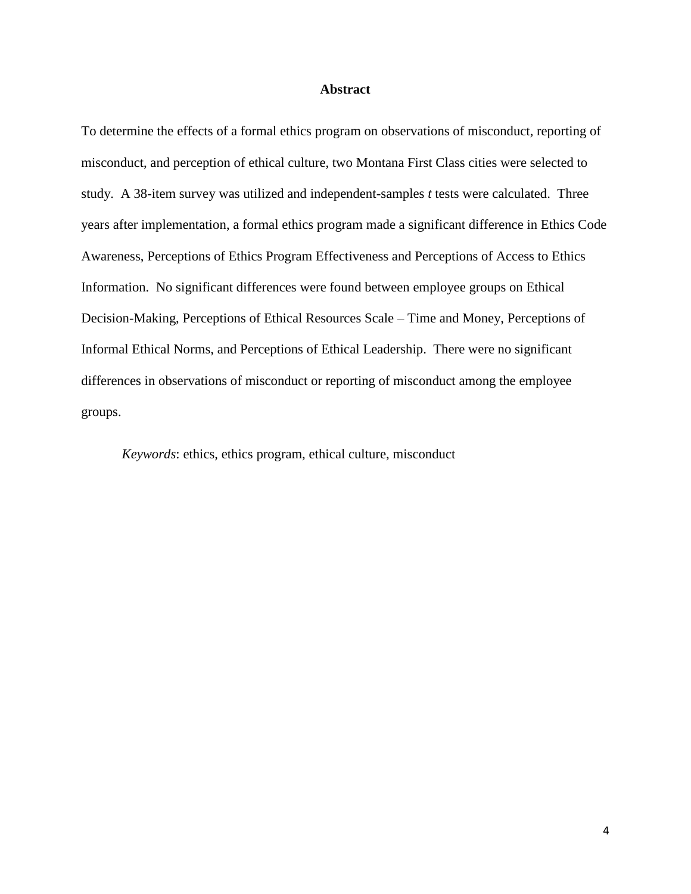## Abstract

To determine the effects of a formal ethics program on observations of misconduct, reporting of misconduct, and perception of ethical culture, two Montana First Class cities were selected to study. A 38-item survey was utilized and independent-samples *t* tests were calculated. Three years after implementation, a formal ethics program made a significant difference in Ethics Code Awareness, Perceptions of Ethics Program Effectiveness and Perceptions of Access to Ethics Information. No significant differences were found between employee groups on Ethical Decision-Making, Perceptions of Ethical Resources Scale – Time and Money, Perceptions of Informal Ethical Norms, and Perceptions of Ethical Leadership. There were no significant differences in observations of misconduct or reporting of misconduct among the employee groups.

*Keywords*: ethics, ethics program, ethical culture, misconduct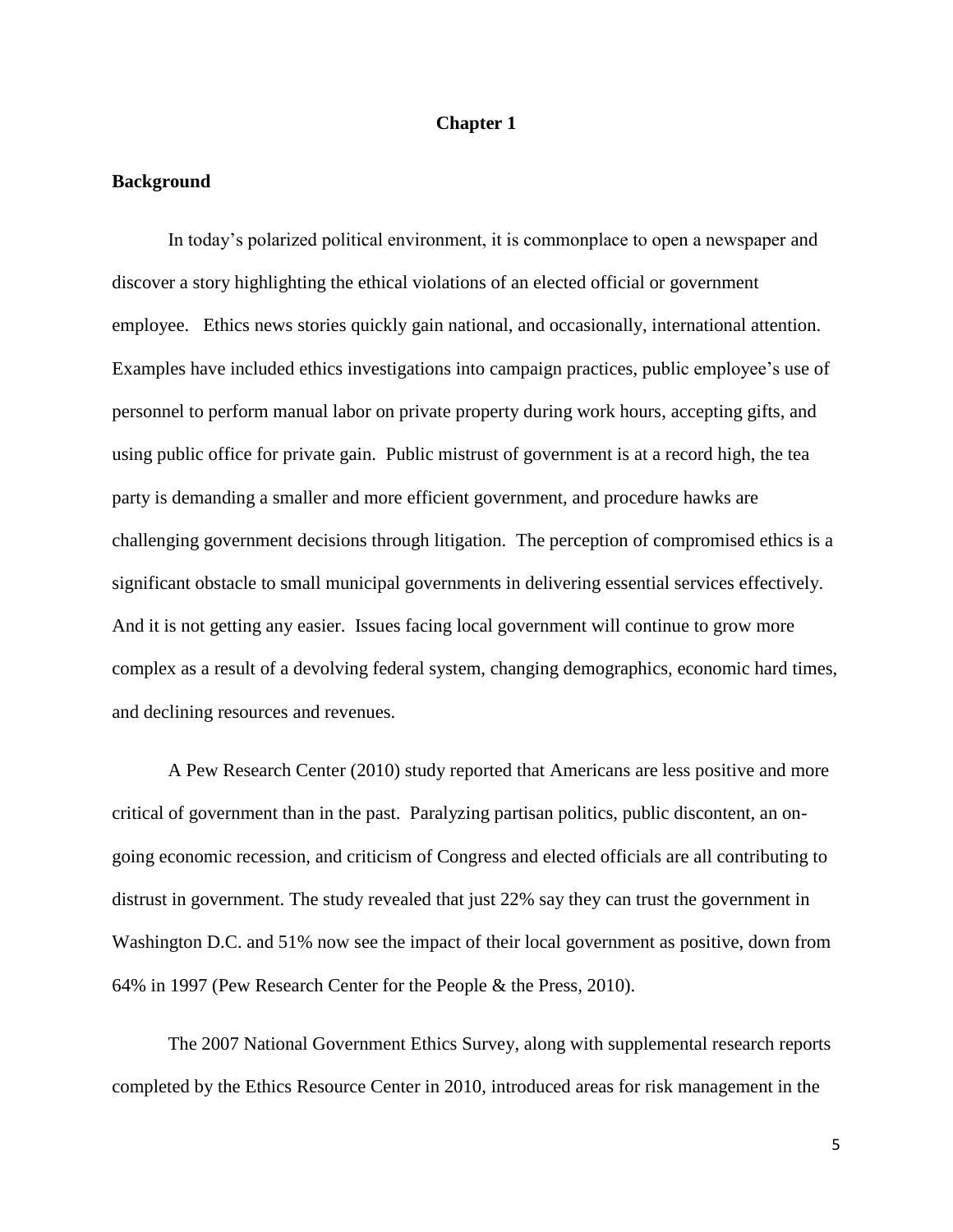# Chapter 1

## Background

In today's polarized political environment, it is commonplace to open a newspaper and discover a story highlighting the ethical violations of an elected official or government employee. Ethics news stories quickly gain national, and occasionally, international attention. Examples have included ethics investigations into campaign practices, public employee's use of personnel to perform manual labor on private property during work hours, accepting gifts, and using public office for private gain. Public mistrust of government is at a record high, the tea party is demanding a smaller and more efficient government, and procedure hawks are challenging government decisions through litigation. The perception of compromised ethics is a significant obstacle to small municipal governments in delivering essential services effectively. And it is not getting any easier. Issues facing local government will continue to grow more complex as a result of a devolving federal system, changing demographics, economic hard times, and declining resources and revenues.

A Pew Research Center (2010) study reported that Americans are less positive and more critical of government than in the past. Paralyzing partisan politics, public discontent, an on-going economic recession, and criticism of Congress and elected officials are all contributing to distrust in government. The study revealed that just 22% say they can trust the government in Washington D.C. and 51% now see the impact of their local government as positive, down from 64% in 1997 (Pew Research Center for the People & the Press, 2010).

The 2007 National Government Ethics Survey, along with supplemental research reports completed by the Ethics Resource Center in 2010, introduced areas for risk management in the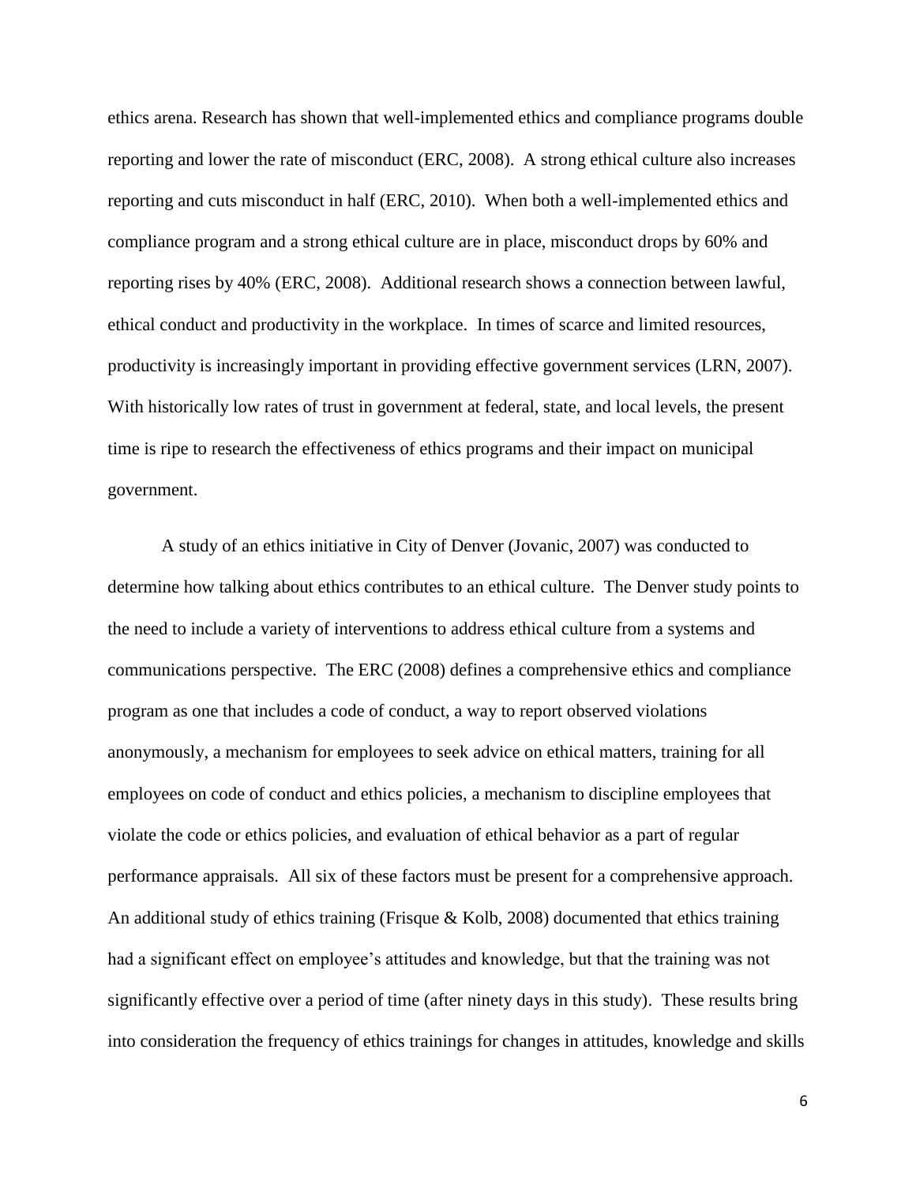ethics arena. Research has shown that well-implemented ethics and compliance programs double reporting and lower the rate of misconduct (ERC, 2008). A strong ethical culture also increases reporting and cuts misconduct in half (ERC, 2010). When both a well-implemented ethics and compliance program and a strong ethical culture are in place, misconduct drops by 60% and reporting rises by 40% (ERC, 2008). Additional research shows a connection between lawful, ethical conduct and productivity in the workplace. In times of scarce and limited resources, productivity is increasingly important in providing effective government services (LRN, 2007). With historically low rates of trust in government at federal, state, and local levels, the present time is ripe to research the effectiveness of ethics programs and their impact on municipal government.

A study of an ethics initiative in City of Denver (Jovanic, 2007) was conducted to determine how talking about ethics contributes to an ethical culture. The Denver study points to the need to include a variety of interventions to address ethical culture from a systems and communications perspective. The ERC (2008) defines a comprehensive ethics and compliance program as one that includes a code of conduct, a way to report observed violations anonymously, a mechanism for employees to seek advice on ethical matters, training for all employees on code of conduct and ethics policies, a mechanism to discipline employees that violate the code or ethics policies, and evaluation of ethical behavior as a part of regular performance appraisals. All six of these factors must be present for a comprehensive approach. An additional study of ethics training (Frisque & Kolb, 2008) documented that ethics training had a significant effect on employee's attitudes and knowledge, but that the training was not significantly effective over a period of time (after ninety days in this study). These results bring into consideration the frequency of ethics trainings for changes in attitudes, knowledge and skills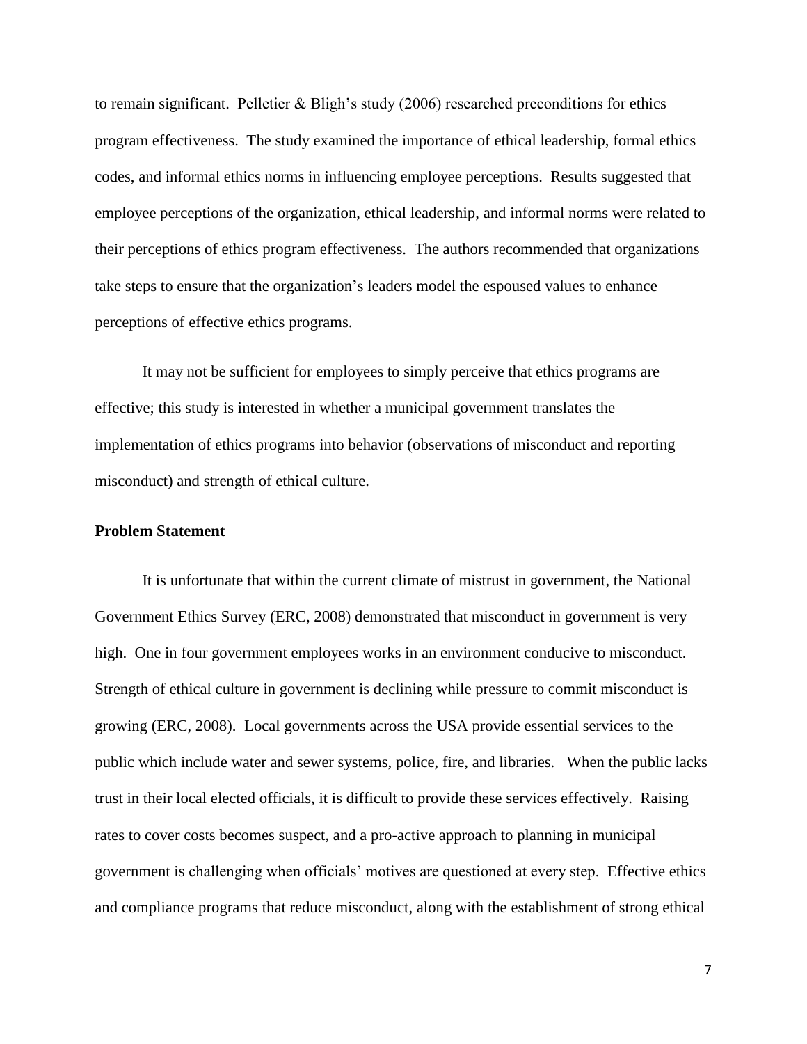to remain significant. Pelletier & Bligh's study (2006) researched preconditions for ethics program effectiveness. The study examined the importance of ethical leadership, formal ethics codes, and informal ethics norms in influencing employee perceptions. Results suggested that employee perceptions of the organization, ethical leadership, and informal norms were related to their perceptions of ethics program effectiveness. The authors recommended that organizations take steps to ensure that the organization's leaders model the espoused values to enhance perceptions of effective ethics programs.

It may not be sufficient for employees to simply perceive that ethics programs are effective; this study is interested in whether a municipal government translates the implementation of ethics programs into behavior (observations of misconduct and reporting misconduct) and strength of ethical culture.

**Problem Statement**

It is unfortunate that within the current climate of mistrust in government, the National Government Ethics Survey (ERC, 2008) demonstrated that misconduct in government is very high. One in four government employees works in an environment conducive to misconduct. Strength of ethical culture in government is declining while pressure to commit misconduct is growing (ERC, 2008). Local governments across the USA provide essential services to the public which include water and sewer systems, police, fire, and libraries. When the public lacks trust in their local elected officials, it is difficult to provide these services effectively. Raising rates to cover costs becomes suspect, and a pro-active approach to planning in municipal government is challenging when officials' motives are questioned at every step. Effective ethics and compliance programs that reduce misconduct, along with the establishment of strong ethical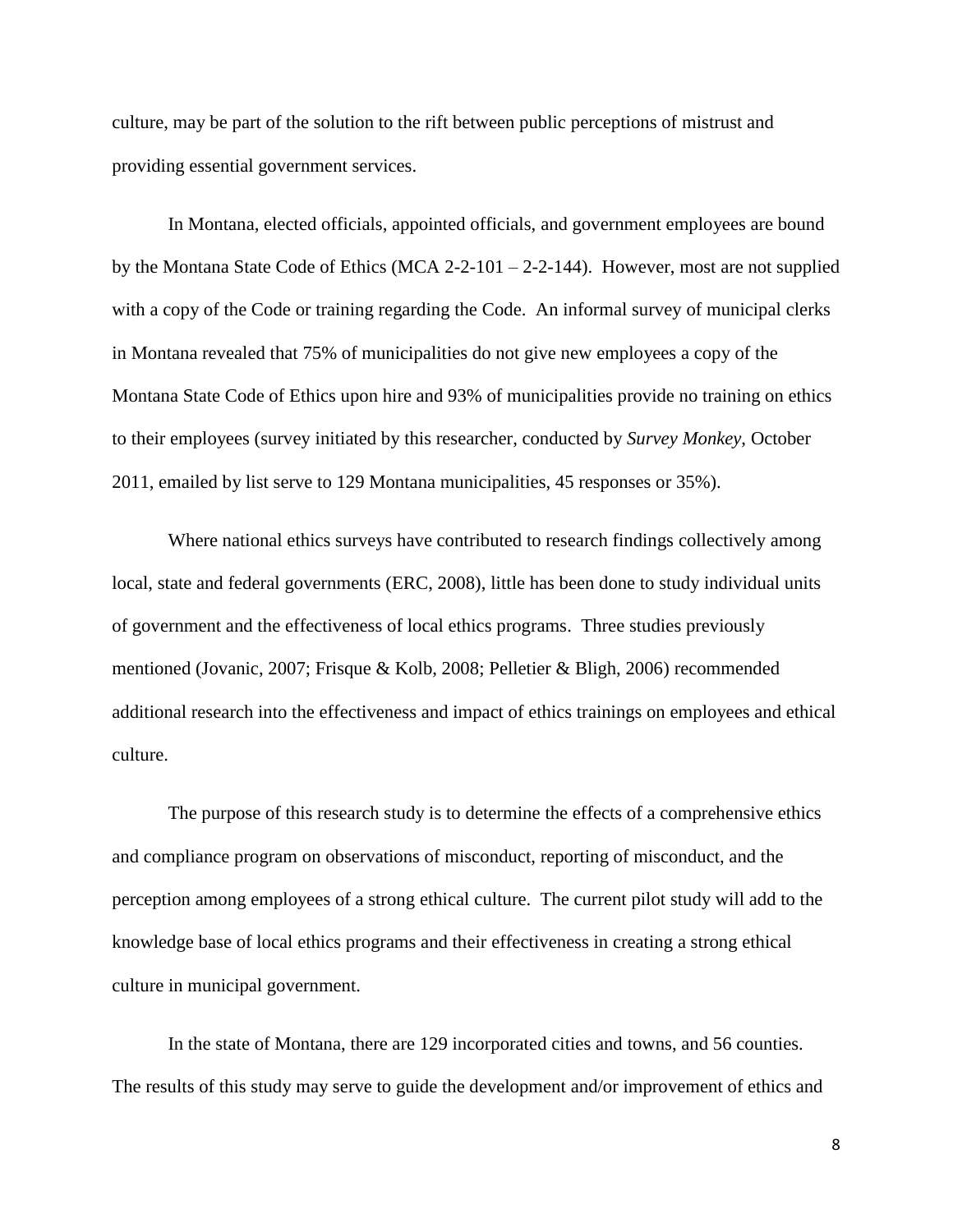culture, may be part of the solution to the rift between public perceptions of mistrust and providing essential government services.

In Montana, elected officials, appointed officials, and government employees are bound by the Montana State Code of Ethics (MCA 2-2-101 – 2-2-144). However, most are not supplied with a copy of the Code or training regarding the Code. An informal survey of municipal clerks in Montana revealed that 75% of municipalities do not give new employees a copy of the Montana State Code of Ethics upon hire and 93% of municipalities provide no training on ethics to their employees (survey initiated by this researcher, conducted by *Survey Monkey*, October 2011, emailed by list serve to 129 Montana municipalities, 45 responses or 35%).

Where national ethics surveys have contributed to research findings collectively among local, state and federal governments (ERC, 2008), little has been done to study individual units of government and the effectiveness of local ethics programs. Three studies previously mentioned (Jovanic, 2007; Frisque & Kolb, 2008; Pelletier & Bligh, 2006) recommended additional research into the effectiveness and impact of ethics trainings on employees and ethical culture.

The purpose of this research study is to determine the effects of a comprehensive ethics and compliance program on observations of misconduct, reporting of misconduct, and the perception among employees of a strong ethical culture. The current pilot study will add to the knowledge base of local ethics programs and their effectiveness in creating a strong ethical culture in municipal government.

In the state of Montana, there are 129 incorporated cities and towns, and 56 counties. The results of this study may serve to guide the development and/or improvement of ethics and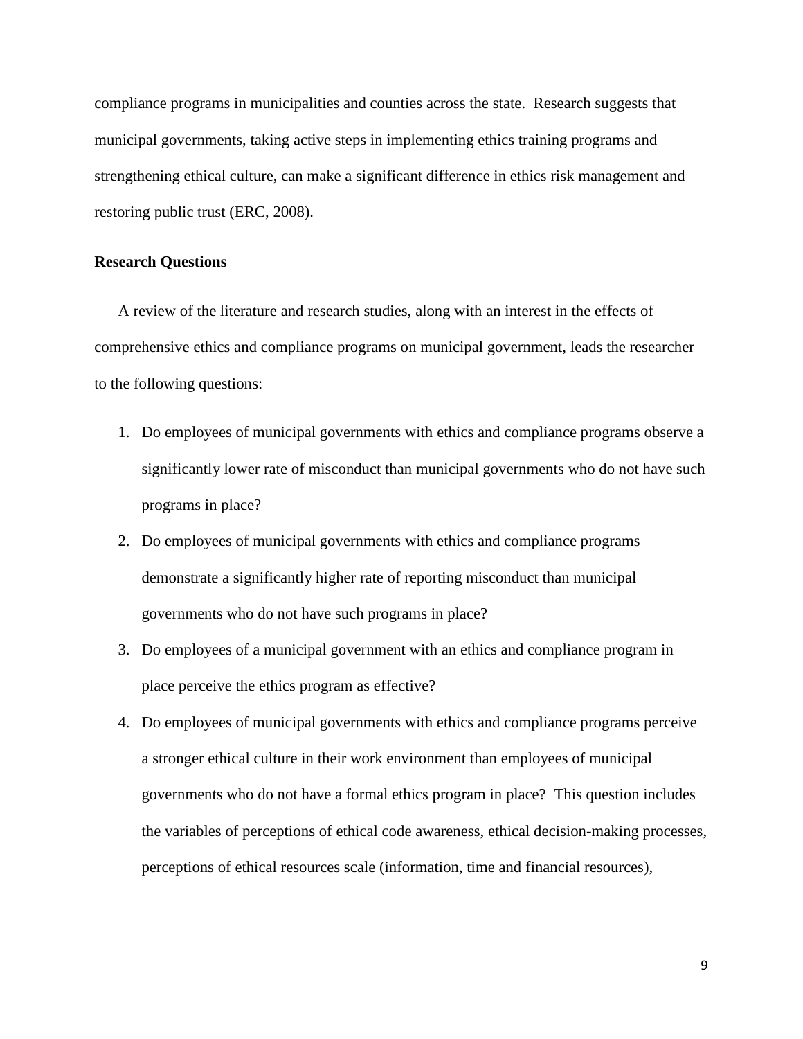compliance programs in municipalities and counties across the state. Research suggests that municipal governments, taking active steps in implementing ethics training programs and strengthening ethical culture, can make a significant difference in ethics risk management and restoring public trust (ERC, 2008).

### Research Questions

A review of the literature and research studies, along with an interest in the effects of comprehensive ethics and compliance programs on municipal government, leads the researcher to the following questions:

1. Do employees of municipal governments with ethics and compliance programs observe a significantly lower rate of misconduct than municipal governments who do not have such programs in place?
2. Do employees of municipal governments with ethics and compliance programs demonstrate a significantly higher rate of reporting misconduct than municipal governments who do not have such programs in place?
3. Do employees of a municipal government with an ethics and compliance program in place perceive the ethics program as effective?
4. Do employees of municipal governments with ethics and compliance programs perceive a stronger ethical culture in their work environment than employees of municipal governments who do not have a formal ethics program in place? This question includes the variables of perceptions of ethical code awareness, ethical decision-making processes, perceptions of ethical resources scale (information, time and financial resources),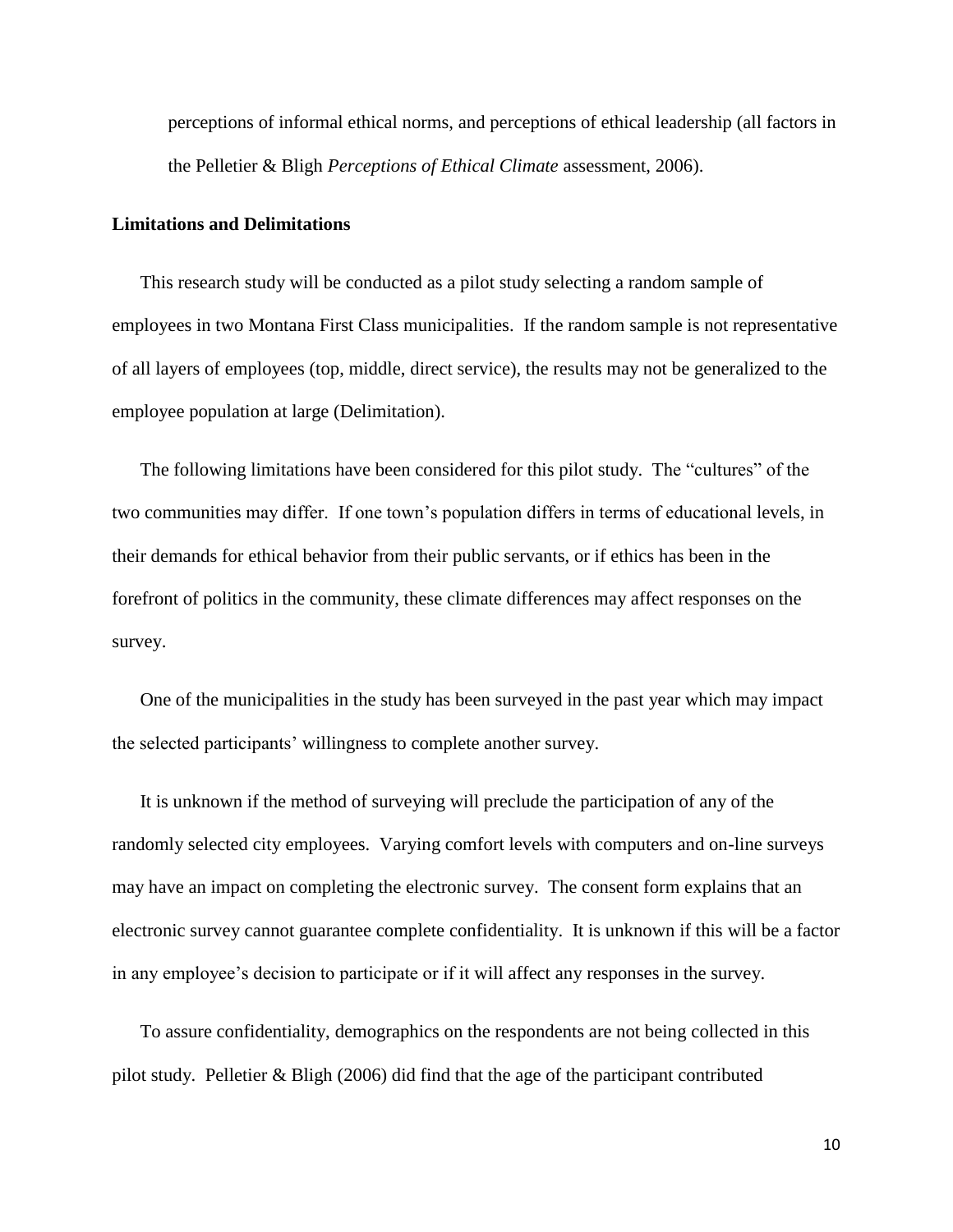perceptions of informal ethical norms, and perceptions of ethical leadership (all factors in the Pelletier & Bligh *Perceptions of Ethical Climate* assessment, 2006).

**Limitations and Delimitations**

This research study will be conducted as a pilot study selecting a random sample of employees in two Montana First Class municipalities. If the random sample is not representative of all layers of employees (top, middle, direct service), the results may not be generalized to the employee population at large (Delimitation).

The following limitations have been considered for this pilot study. The "cultures" of the two communities may differ. If one town's population differs in terms of educational levels, in their demands for ethical behavior from their public servants, or if ethics has been in the forefront of politics in the community, these climate differences may affect responses on the survey.

One of the municipalities in the study has been surveyed in the past year which may impact the selected participants' willingness to complete another survey.

It is unknown if the method of surveying will preclude the participation of any of the randomly selected city employees. Varying comfort levels with computers and on-line surveys may have an impact on completing the electronic survey. The consent form explains that an electronic survey cannot guarantee complete confidentiality. It is unknown if this will be a factor in any employee's decision to participate or if it will affect any responses in the survey.

To assure confidentiality, demographics on the respondents are not being collected in this pilot study. Pelletier & Bligh (2006) did find that the age of the participant contributed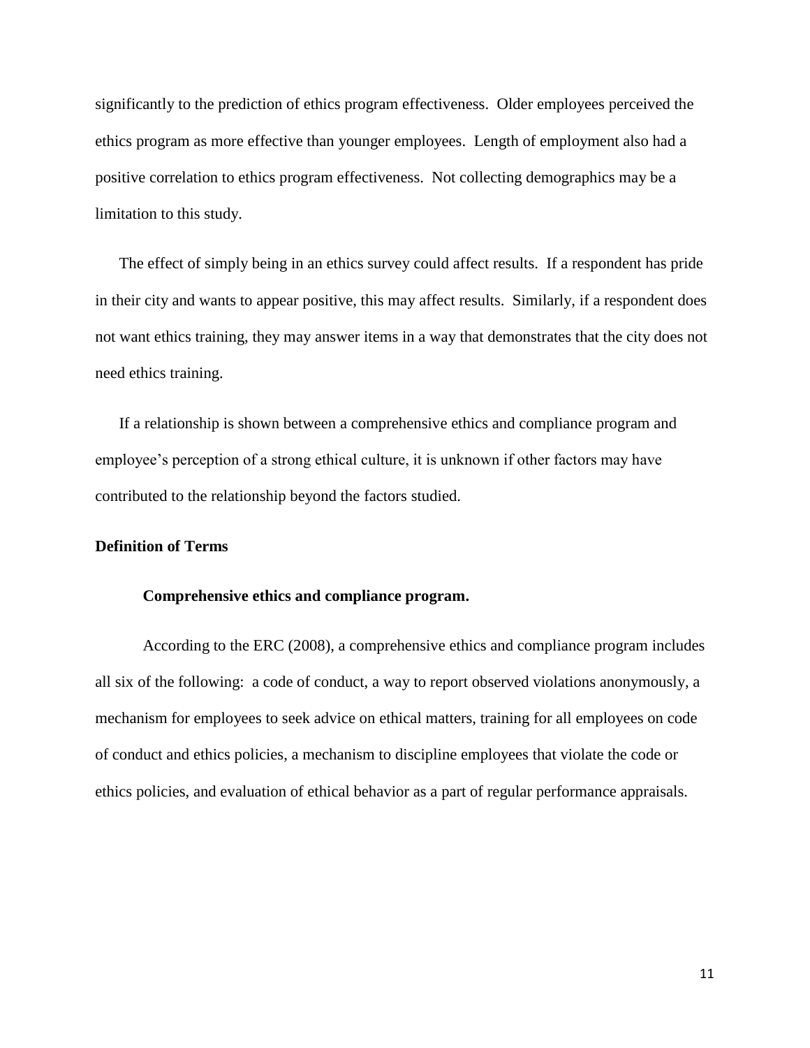significantly to the prediction of ethics program effectiveness. Older employees perceived the ethics program as more effective than younger employees. Length of employment also had a positive correlation to ethics program effectiveness. Not collecting demographics may be a limitation to this study.

The effect of simply being in an ethics survey could affect results. If a respondent has pride in their city and wants to appear positive, this may affect results. Similarly, if a respondent does not want ethics training, they may answer items in a way that demonstrates that the city does not need ethics training.

If a relationship is shown between a comprehensive ethics and compliance program and employee's perception of a strong ethical culture, it is unknown if other factors may have contributed to the relationship beyond the factors studied.

## Definition of Terms

### Comprehensive ethics and compliance program.

According to the ERC (2008), a comprehensive ethics and compliance program includes all six of the following: a code of conduct, a way to report observed violations anonymously, a mechanism for employees to seek advice on ethical matters, training for all employees on code of conduct and ethics policies, a mechanism to discipline employees that violate the code or ethics policies, and evaluation of ethical behavior as a part of regular performance appraisals.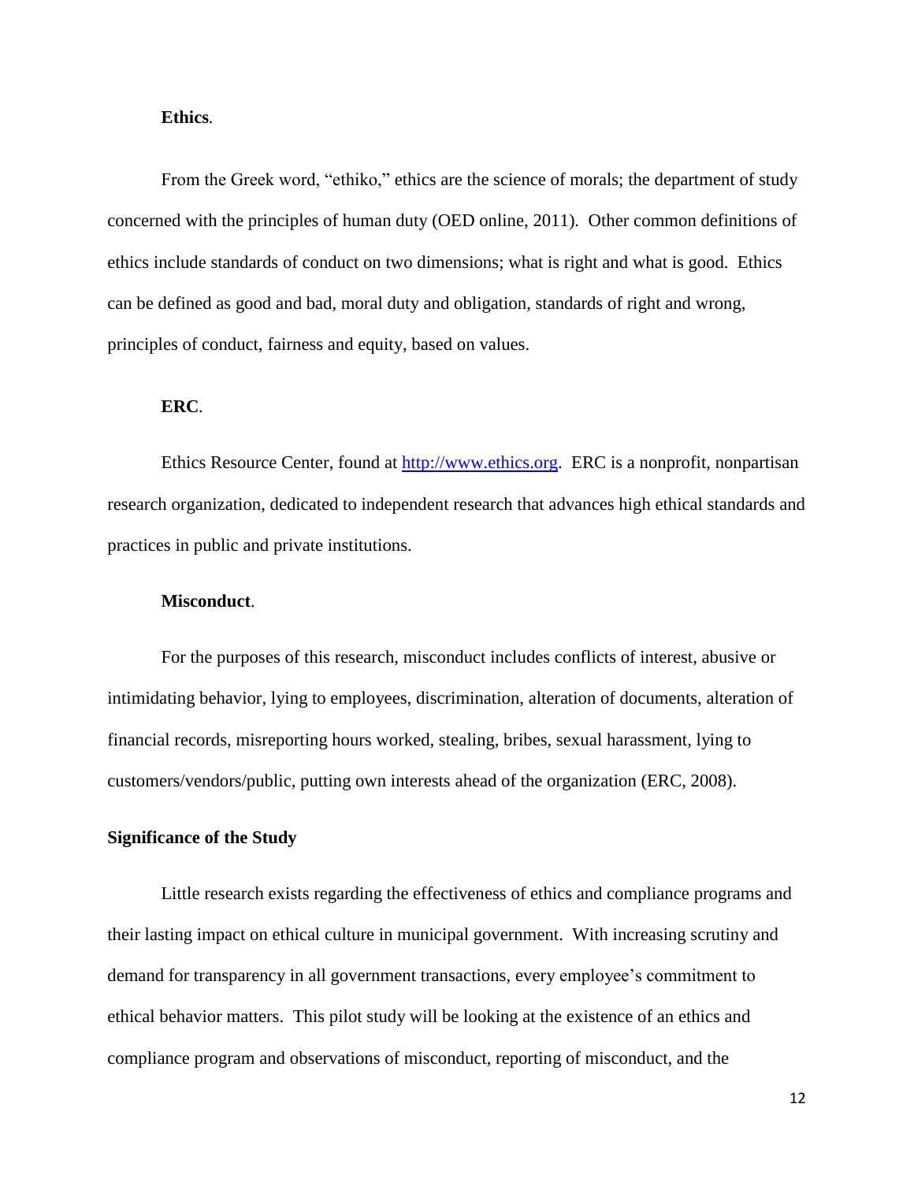#### **Ethics**.

From the Greek word, "ethiko," ethics are the science of morals; the department of study concerned with the principles of human duty (OED online, 2011). Other common definitions of ethics include standards of conduct on two dimensions; what is right and what is good. Ethics can be defined as good and bad, moral duty and obligation, standards of right and wrong, principles of conduct, fairness and equity, based on values.

#### **ERC**.

Ethics Resource Center, found at [http://www.ethics.org](http://www.ethics.org). ERC is a nonprofit, nonpartisan research organization, dedicated to independent research that advances high ethical standards and practices in public and private institutions.

#### **Misconduct**.

For the purposes of this research, misconduct includes conflicts of interest, abusive or intimidating behavior, lying to employees, discrimination, alteration of documents, alteration of financial records, misreporting hours worked, stealing, bribes, sexual harassment, lying to customers/vendors/public, putting own interests ahead of the organization (ERC, 2008).

### Significance of the Study

Little research exists regarding the effectiveness of ethics and compliance programs and their lasting impact on ethical culture in municipal government. With increasing scrutiny and demand for transparency in all government transactions, every employee's commitment to ethical behavior matters. This pilot study will be looking at the existence of an ethics and compliance program and observations of misconduct, reporting of misconduct, and the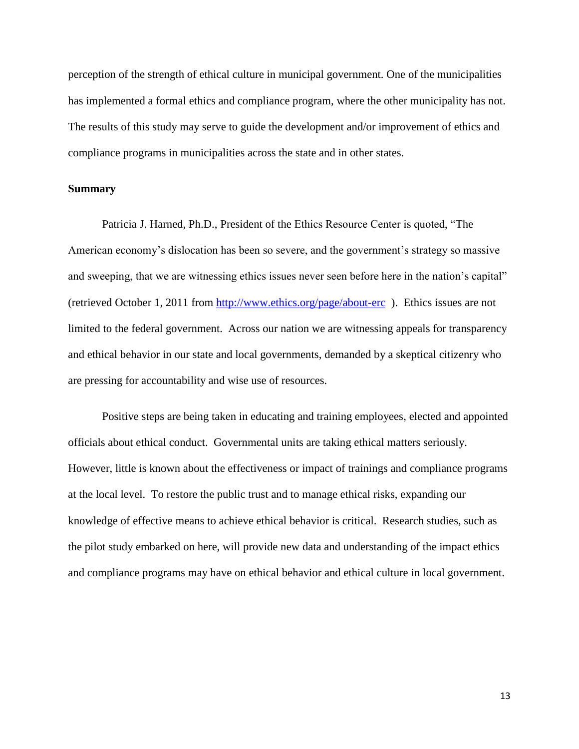perception of the strength of ethical culture in municipal government. One of the municipalities has implemented a formal ethics and compliance program, where the other municipality has not. The results of this study may serve to guide the development and/or improvement of ethics and compliance programs in municipalities across the state and in other states.

**Summary**

Patricia J. Harned, Ph.D., President of the Ethics Resource Center is quoted, "The American economy's dislocation has been so severe, and the government's strategy so massive and sweeping, that we are witnessing ethics issues never seen before here in the nation's capital" (retrieved October 1, 2011 from [http://www.ethics.org/page/about-erc](http://www.ethics.org/page/about-erc) ). Ethics issues are not limited to the federal government. Across our nation we are witnessing appeals for transparency and ethical behavior in our state and local governments, demanded by a skeptical citizenry who are pressing for accountability and wise use of resources.

Positive steps are being taken in educating and training employees, elected and appointed officials about ethical conduct. Governmental units are taking ethical matters seriously. However, little is known about the effectiveness or impact of trainings and compliance programs at the local level. To restore the public trust and to manage ethical risks, expanding our knowledge of effective means to achieve ethical behavior is critical. Research studies, such as the pilot study embarked on here, will provide new data and understanding of the impact ethics and compliance programs may have on ethical behavior and ethical culture in local government.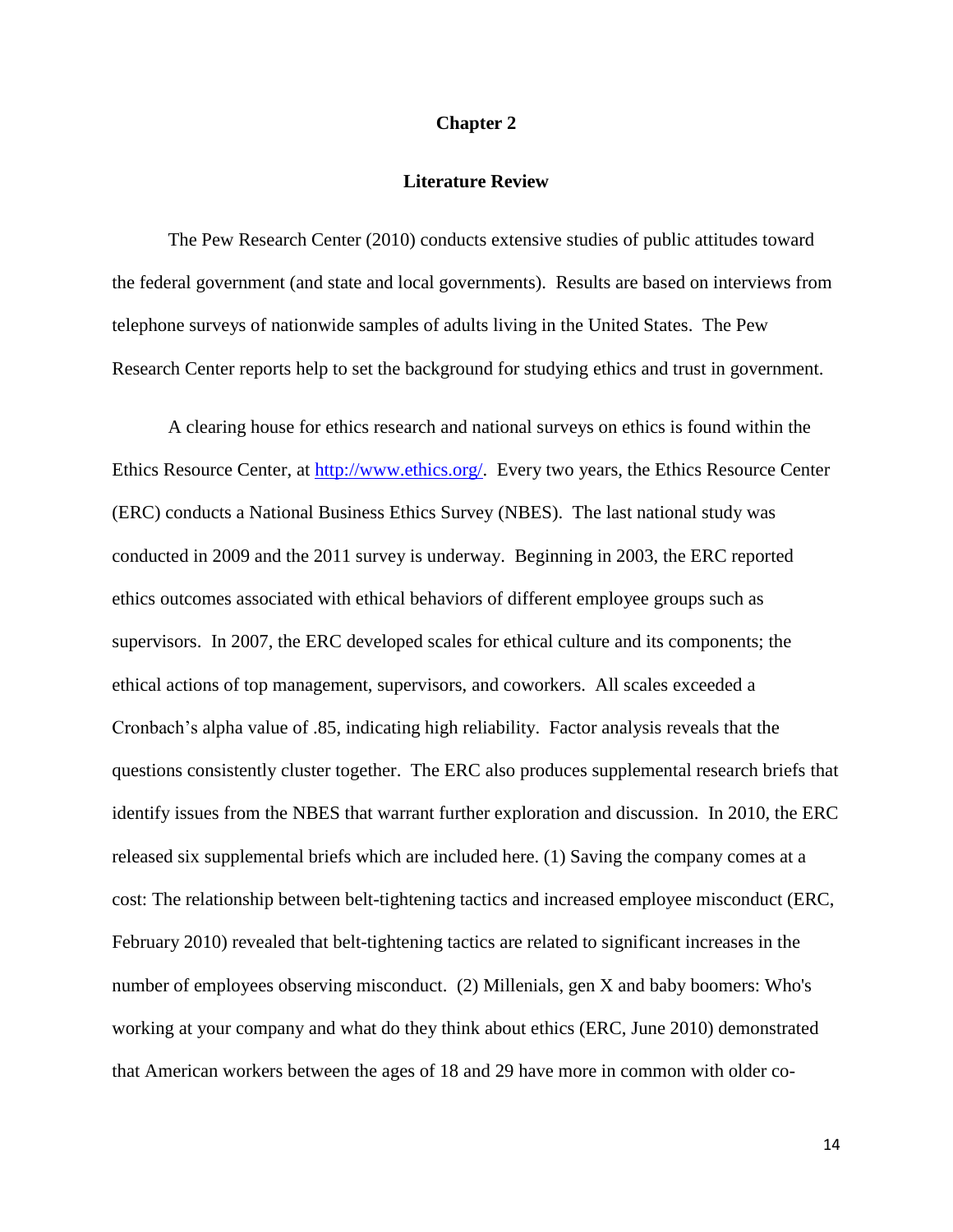# Chapter 2

## Literature Review

The Pew Research Center (2010) conducts extensive studies of public attitudes toward the federal government (and state and local governments). Results are based on interviews from telephone surveys of nationwide samples of adults living in the United States. The Pew Research Center reports help to set the background for studying ethics and trust in government.

A clearing house for ethics research and national surveys on ethics is found within the Ethics Resource Center, at [http://www.ethics.org/](http://www.ethics.org/). Every two years, the Ethics Resource Center (ERC) conducts a National Business Ethics Survey (NBES). The last national study was conducted in 2009 and the 2011 survey is underway. Beginning in 2003, the ERC reported ethics outcomes associated with ethical behaviors of different employee groups such as supervisors. In 2007, the ERC developed scales for ethical culture and its components; the ethical actions of top management, supervisors, and coworkers. All scales exceeded a Cronbach's alpha value of .85, indicating high reliability. Factor analysis reveals that the questions consistently cluster together. The ERC also produces supplemental research briefs that identify issues from the NBES that warrant further exploration and discussion. In 2010, the ERC released six supplemental briefs which are included here. (1) Saving the company comes at a cost: The relationship between belt-tightening tactics and increased employee misconduct (ERC, February 2010) revealed that belt-tightening tactics are related to significant increases in the number of employees observing misconduct. (2) Millenials, gen X and baby boomers: Who's working at your company and what do they think about ethics (ERC, June 2010) demonstrated that American workers between the ages of 18 and 29 have more in common with older co-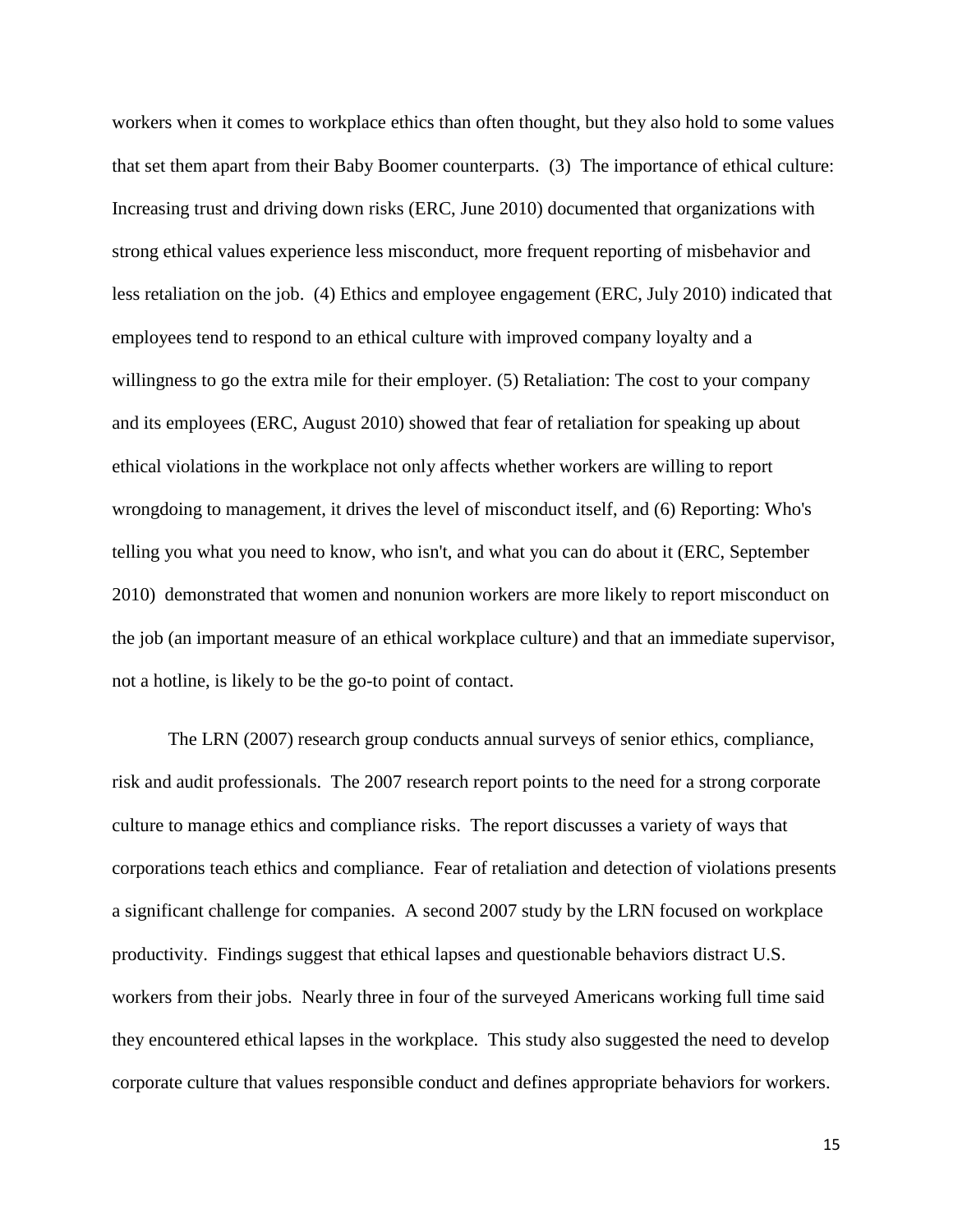workers when it comes to workplace ethics than often thought, but they also hold to some values that set them apart from their Baby Boomer counterparts. (3) The importance of ethical culture: Increasing trust and driving down risks (ERC, June 2010) documented that organizations with strong ethical values experience less misconduct, more frequent reporting of misbehavior and less retaliation on the job. (4) Ethics and employee engagement (ERC, July 2010) indicated that employees tend to respond to an ethical culture with improved company loyalty and a willingness to go the extra mile for their employer. (5) Retaliation: The cost to your company and its employees (ERC, August 2010) showed that fear of retaliation for speaking up about ethical violations in the workplace not only affects whether workers are willing to report wrongdoing to management, it drives the level of misconduct itself, and (6) Reporting: Who's telling you what you need to know, who isn't, and what you can do about it (ERC, September 2010) demonstrated that women and nonunion workers are more likely to report misconduct on the job (an important measure of an ethical workplace culture) and that an immediate supervisor, not a hotline, is likely to be the go-to point of contact.

The LRN (2007) research group conducts annual surveys of senior ethics, compliance, risk and audit professionals. The 2007 research report points to the need for a strong corporate culture to manage ethics and compliance risks. The report discusses a variety of ways that corporations teach ethics and compliance. Fear of retaliation and detection of violations presents a significant challenge for companies. A second 2007 study by the LRN focused on workplace productivity. Findings suggest that ethical lapses and questionable behaviors distract U.S. workers from their jobs. Nearly three in four of the surveyed Americans working full time said they encountered ethical lapses in the workplace. This study also suggested the need to develop corporate culture that values responsible conduct and defines appropriate behaviors for workers.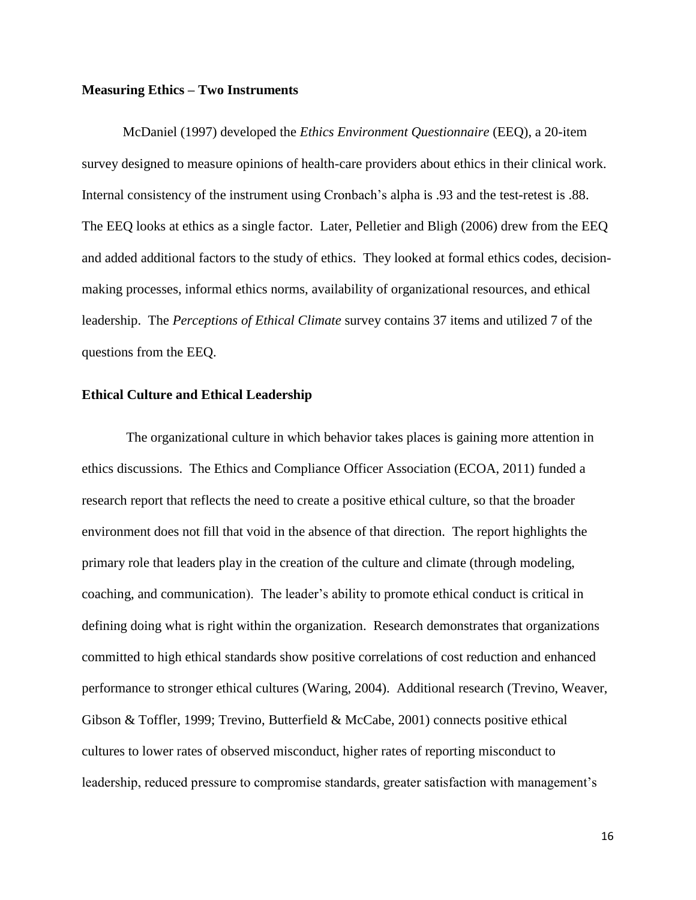**Measuring Ethics – Two Instruments**

McDaniel (1997) developed the *Ethics Environment Questionnaire* (EEQ), a 20-item survey designed to measure opinions of health-care providers about ethics in their clinical work. Internal consistency of the instrument using Cronbach's alpha is .93 and the test-retest is .88. The EEQ looks at ethics as a single factor. Later, Pelletier and Bligh (2006) drew from the EEQ and added additional factors to the study of ethics. They looked at formal ethics codes, decision-making processes, informal ethics norms, availability of organizational resources, and ethical leadership. The *Perceptions of Ethical Climate* survey contains 37 items and utilized 7 of the questions from the EEQ.

**Ethical Culture and Ethical Leadership**

The organizational culture in which behavior takes places is gaining more attention in ethics discussions. The Ethics and Compliance Officer Association (ECOA, 2011) funded a research report that reflects the need to create a positive ethical culture, so that the broader environment does not fill that void in the absence of that direction. The report highlights the primary role that leaders play in the creation of the culture and climate (through modeling, coaching, and communication). The leader's ability to promote ethical conduct is critical in defining doing what is right within the organization. Research demonstrates that organizations committed to high ethical standards show positive correlations of cost reduction and enhanced performance to stronger ethical cultures (Waring, 2004). Additional research (Trevino, Weaver, Gibson & Toffler, 1999; Trevino, Butterfield & McCabe, 2001) connects positive ethical cultures to lower rates of observed misconduct, higher rates of reporting misconduct to leadership, reduced pressure to compromise standards, greater satisfaction with management's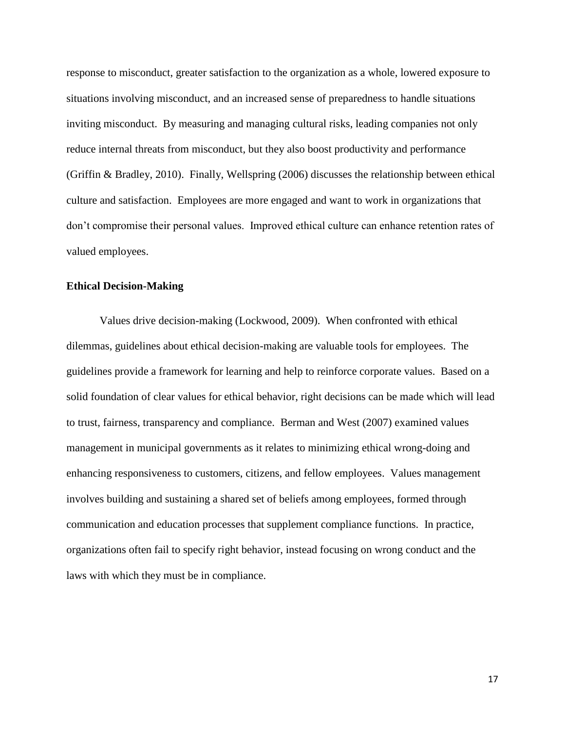response to misconduct, greater satisfaction to the organization as a whole, lowered exposure to situations involving misconduct, and an increased sense of preparedness to handle situations inviting misconduct. By measuring and managing cultural risks, leading companies not only reduce internal threats from misconduct, but they also boost productivity and performance (Griffin & Bradley, 2010). Finally, Wellspring (2006) discusses the relationship between ethical culture and satisfaction. Employees are more engaged and want to work in organizations that don't compromise their personal values. Improved ethical culture can enhance retention rates of valued employees.

**Ethical Decision-Making**

Values drive decision-making (Lockwood, 2009). When confronted with ethical dilemmas, guidelines about ethical decision-making are valuable tools for employees. The guidelines provide a framework for learning and help to reinforce corporate values. Based on a solid foundation of clear values for ethical behavior, right decisions can be made which will lead to trust, fairness, transparency and compliance. Berman and West (2007) examined values management in municipal governments as it relates to minimizing ethical wrong-doing and enhancing responsiveness to customers, citizens, and fellow employees. Values management involves building and sustaining a shared set of beliefs among employees, formed through communication and education processes that supplement compliance functions. In practice, organizations often fail to specify right behavior, instead focusing on wrong conduct and the laws with which they must be in compliance.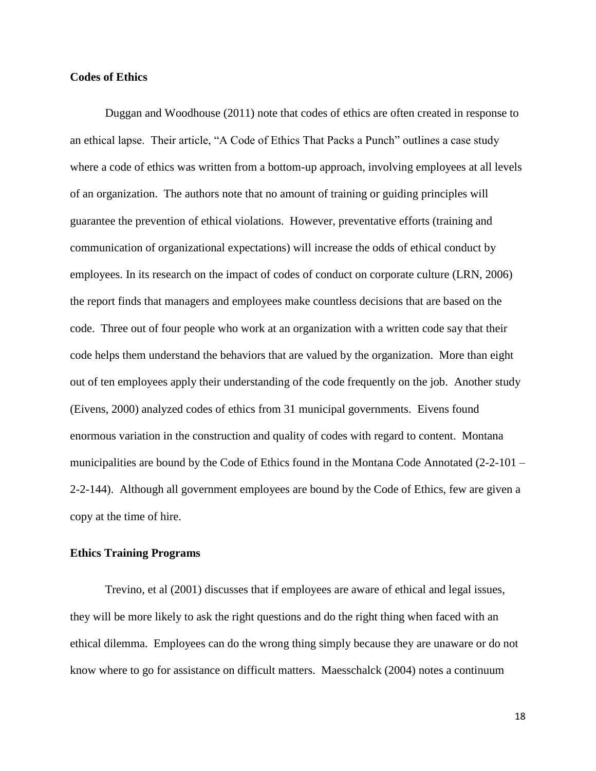**Codes of Ethics**

Duggan and Woodhouse (2011) note that codes of ethics are often created in response to an ethical lapse. Their article, "A Code of Ethics That Packs a Punch" outlines a case study where a code of ethics was written from a bottom-up approach, involving employees at all levels of an organization. The authors note that no amount of training or guiding principles will guarantee the prevention of ethical violations. However, preventative efforts (training and communication of organizational expectations) will increase the odds of ethical conduct by employees. In its research on the impact of codes of conduct on corporate culture (LRN, 2006) the report finds that managers and employees make countless decisions that are based on the code. Three out of four people who work at an organization with a written code say that their code helps them understand the behaviors that are valued by the organization. More than eight out of ten employees apply their understanding of the code frequently on the job. Another study (Eivens, 2000) analyzed codes of ethics from 31 municipal governments. Eivens found enormous variation in the construction and quality of codes with regard to content. Montana municipalities are bound by the Code of Ethics found in the Montana Code Annotated (2-2-101 – 2-2-144). Although all government employees are bound by the Code of Ethics, few are given a copy at the time of hire.

**Ethics Training Programs**

Trevino, et al (2001) discusses that if employees are aware of ethical and legal issues, they will be more likely to ask the right questions and do the right thing when faced with an ethical dilemma. Employees can do the wrong thing simply because they are unaware or do not know where to go for assistance on difficult matters. Maesschalck (2004) notes a continuum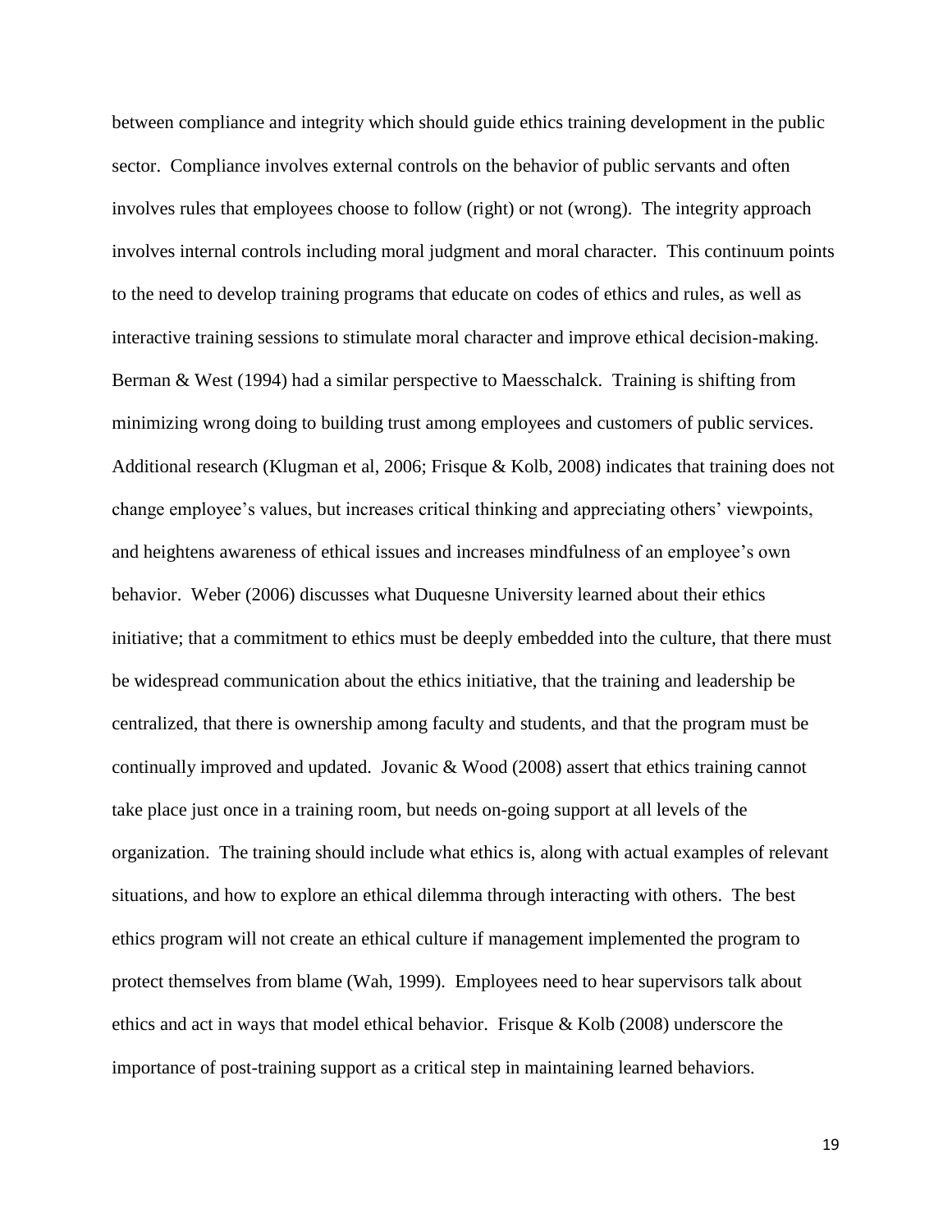between compliance and integrity which should guide ethics training development in the public sector. Compliance involves external controls on the behavior of public servants and often involves rules that employees choose to follow (right) or not (wrong). The integrity approach involves internal controls including moral judgment and moral character. This continuum points to the need to develop training programs that educate on codes of ethics and rules, as well as interactive training sessions to stimulate moral character and improve ethical decision-making. Berman & West (1994) had a similar perspective to Maesschalck. Training is shifting from minimizing wrong doing to building trust among employees and customers of public services. Additional research (Klugman et al, 2006; Frisque & Kolb, 2008) indicates that training does not change employee's values, but increases critical thinking and appreciating others' viewpoints, and heightens awareness of ethical issues and increases mindfulness of an employee's own behavior. Weber (2006) discusses what Duquesne University learned about their ethics initiative; that a commitment to ethics must be deeply embedded into the culture, that there must be widespread communication about the ethics initiative, that the training and leadership be centralized, that there is ownership among faculty and students, and that the program must be continually improved and updated. Jovanic & Wood (2008) assert that ethics training cannot take place just once in a training room, but needs on-going support at all levels of the organization. The training should include what ethics is, along with actual examples of relevant situations, and how to explore an ethical dilemma through interacting with others. The best ethics program will not create an ethical culture if management implemented the program to protect themselves from blame (Wah, 1999). Employees need to hear supervisors talk about ethics and act in ways that model ethical behavior. Frisque & Kolb (2008) underscore the importance of post-training support as a critical step in maintaining learned behaviors.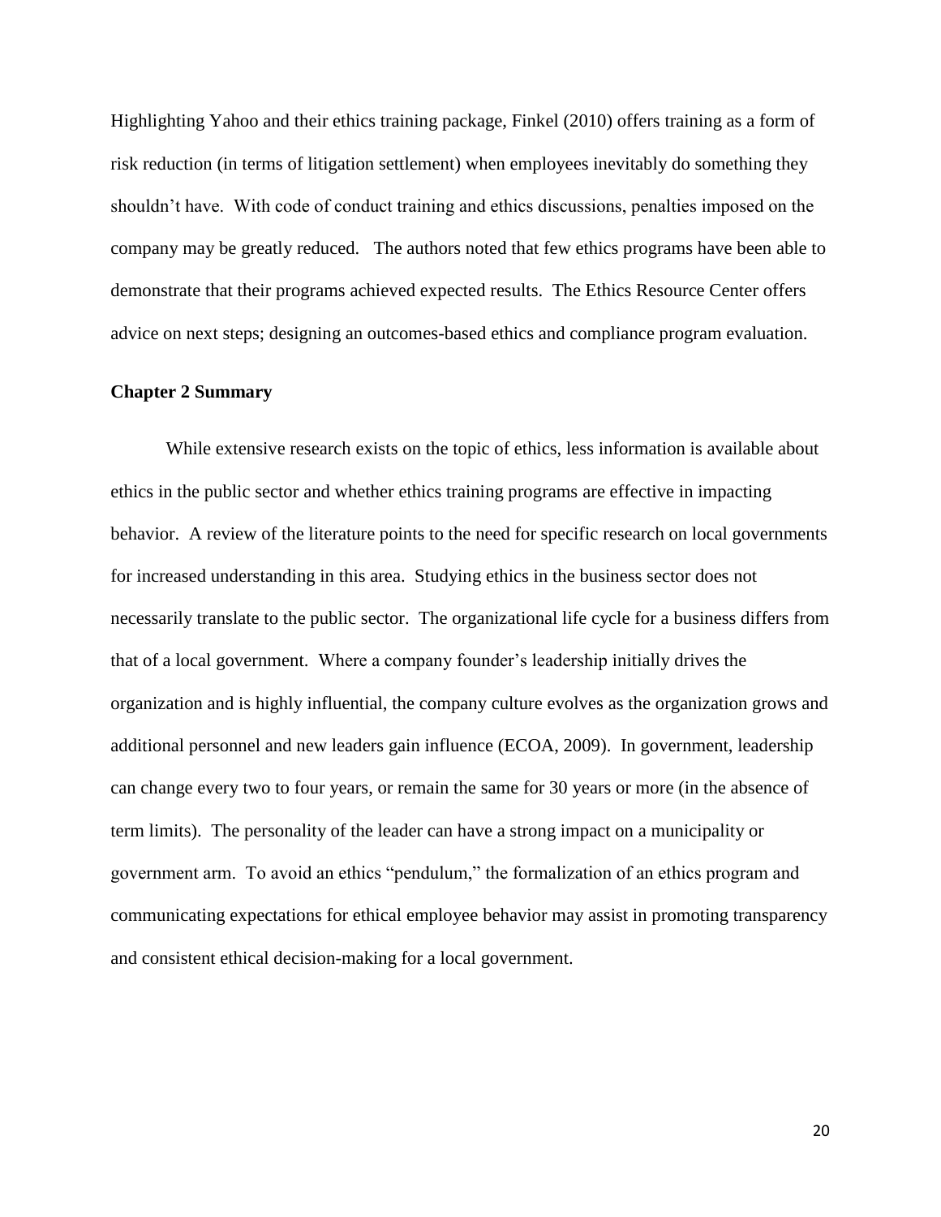Highlighting Yahoo and their ethics training package, Finkel (2010) offers training as a form of risk reduction (in terms of litigation settlement) when employees inevitably do something they shouldn't have. With code of conduct training and ethics discussions, penalties imposed on the company may be greatly reduced. The authors noted that few ethics programs have been able to demonstrate that their programs achieved expected results. The Ethics Resource Center offers advice on next steps; designing an outcomes-based ethics and compliance program evaluation.

**Chapter 2 Summary**

While extensive research exists on the topic of ethics, less information is available about ethics in the public sector and whether ethics training programs are effective in impacting behavior. A review of the literature points to the need for specific research on local governments for increased understanding in this area. Studying ethics in the business sector does not necessarily translate to the public sector. The organizational life cycle for a business differs from that of a local government. Where a company founder's leadership initially drives the organization and is highly influential, the company culture evolves as the organization grows and additional personnel and new leaders gain influence (ECOA, 2009). In government, leadership can change every two to four years, or remain the same for 30 years or more (in the absence of term limits). The personality of the leader can have a strong impact on a municipality or government arm. To avoid an ethics "pendulum," the formalization of an ethics program and communicating expectations for ethical employee behavior may assist in promoting transparency and consistent ethical decision-making for a local government.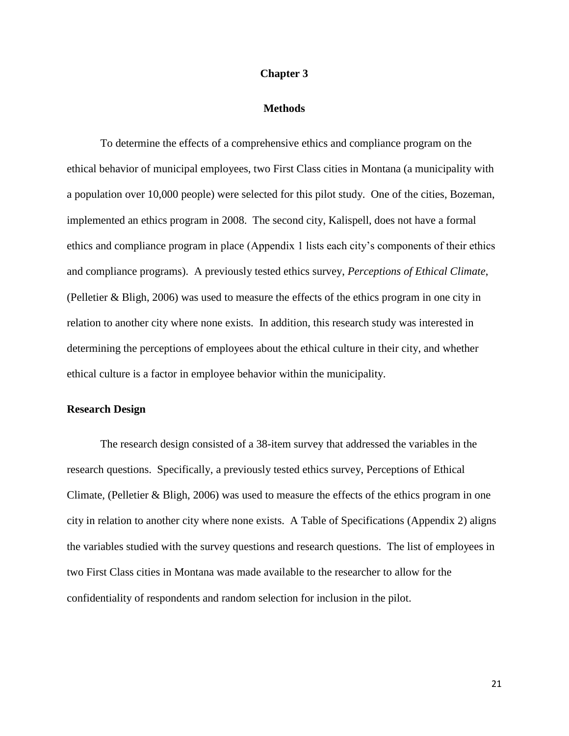# Chapter 3

## Methods

To determine the effects of a comprehensive ethics and compliance program on the ethical behavior of municipal employees, two First Class cities in Montana (a municipality with a population over 10,000 people) were selected for this pilot study. One of the cities, Bozeman, implemented an ethics program in 2008. The second city, Kalispell, does not have a formal ethics and compliance program in place (Appendix 1 lists each city's components of their ethics and compliance programs). A previously tested ethics survey, *Perceptions of Ethical Climate,* (Pelletier & Bligh, 2006) was used to measure the effects of the ethics program in one city in relation to another city where none exists. In addition, this research study was interested in determining the perceptions of employees about the ethical culture in their city, and whether ethical culture is a factor in employee behavior within the municipality.

### Research Design

The research design consisted of a 38-item survey that addressed the variables in the research questions. Specifically, a previously tested ethics survey, Perceptions of Ethical Climate, (Pelletier & Bligh, 2006) was used to measure the effects of the ethics program in one city in relation to another city where none exists. A Table of Specifications (Appendix 2) aligns the variables studied with the survey questions and research questions. The list of employees in two First Class cities in Montana was made available to the researcher to allow for the confidentiality of respondents and random selection for inclusion in the pilot.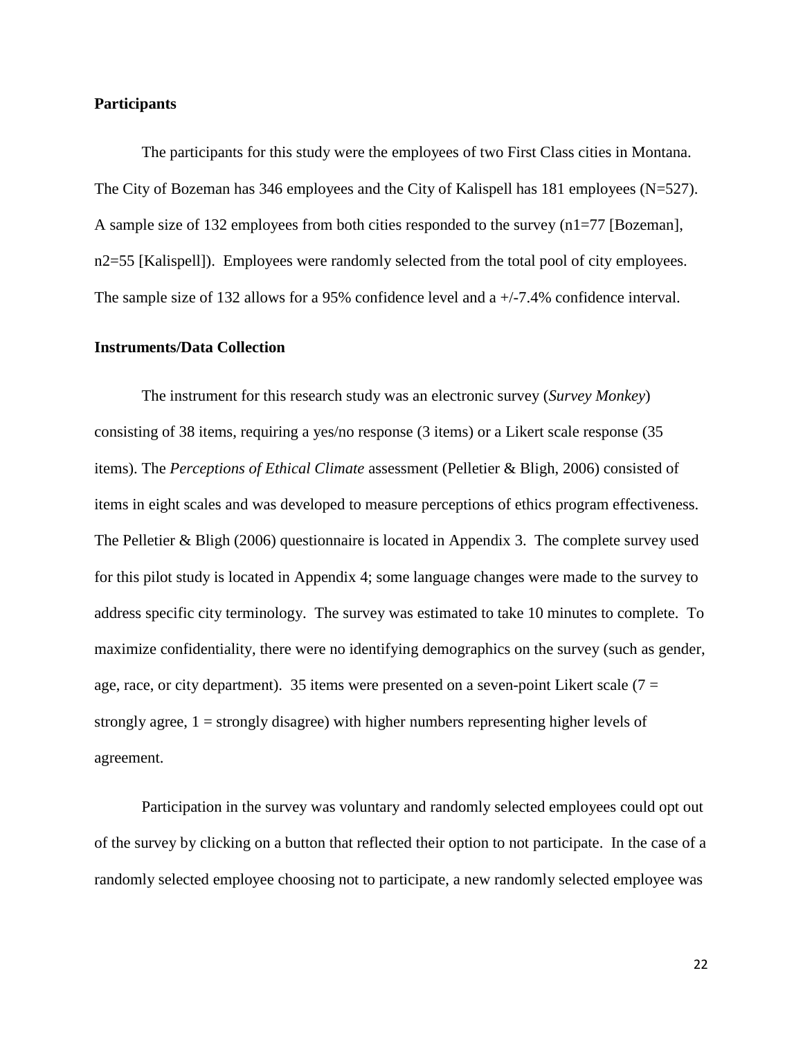**Participants**

The participants for this study were the employees of two First Class cities in Montana. The City of Bozeman has 346 employees and the City of Kalispell has 181 employees (N=527). A sample size of 132 employees from both cities responded to the survey (n1=77 [Bozeman], n2=55 [Kalispell]). Employees were randomly selected from the total pool of city employees. The sample size of 132 allows for a 95% confidence level and a +/-7.4% confidence interval.

**Instruments/Data Collection**

The instrument for this research study was an electronic survey (*Survey Monkey*) consisting of 38 items, requiring a yes/no response (3 items) or a Likert scale response (35 items). The *Perceptions of Ethical Climate* assessment (Pelletier & Bligh, 2006) consisted of items in eight scales and was developed to measure perceptions of ethics program effectiveness. The Pelletier & Bligh (2006) questionnaire is located in Appendix 3. The complete survey used for this pilot study is located in Appendix 4; some language changes were made to the survey to address specific city terminology. The survey was estimated to take 10 minutes to complete. To maximize confidentiality, there were no identifying demographics on the survey (such as gender, age, race, or city department). 35 items were presented on a seven-point Likert scale (7 = strongly agree, 1 = strongly disagree) with higher numbers representing higher levels of agreement.

Participation in the survey was voluntary and randomly selected employees could opt out of the survey by clicking on a button that reflected their option to not participate. In the case of a randomly selected employee choosing not to participate, a new randomly selected employee was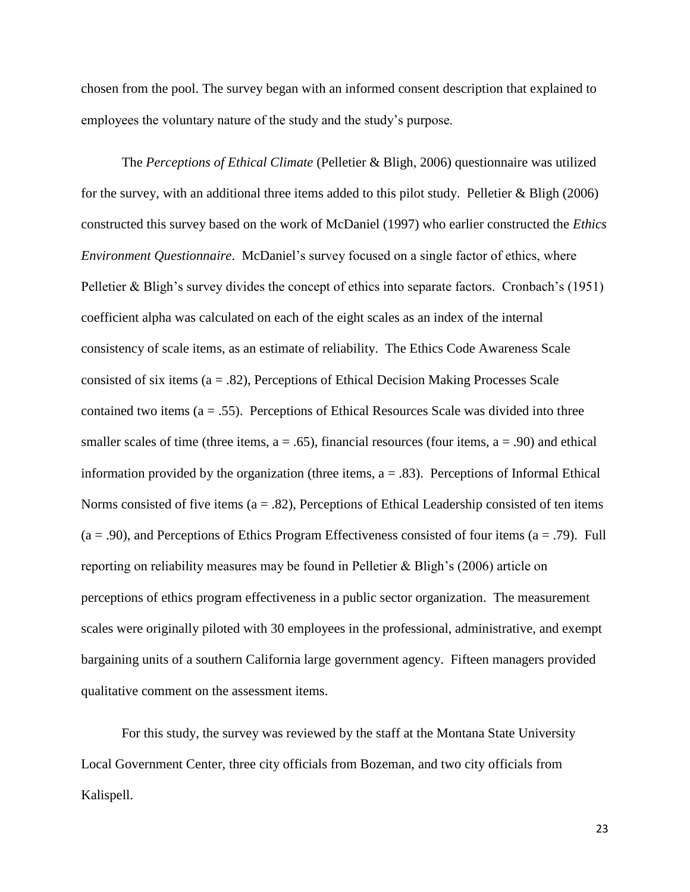chosen from the pool. The survey began with an informed consent description that explained to employees the voluntary nature of the study and the study's purpose.

The *Perceptions of Ethical Climate* (Pelletier & Bligh, 2006) questionnaire was utilized for the survey, with an additional three items added to this pilot study. Pelletier & Bligh (2006) constructed this survey based on the work of McDaniel (1997) who earlier constructed the *Ethics Environment Questionnaire*. McDaniel's survey focused on a single factor of ethics, where Pelletier & Bligh's survey divides the concept of ethics into separate factors. Cronbach's (1951) coefficient alpha was calculated on each of the eight scales as an index of the internal consistency of scale items, as an estimate of reliability. The Ethics Code Awareness Scale consisted of six items (a = .82), Perceptions of Ethical Decision Making Processes Scale contained two items (a = .55). Perceptions of Ethical Resources Scale was divided into three smaller scales of time (three items, a = .65), financial resources (four items, a = .90) and ethical information provided by the organization (three items, a = .83). Perceptions of Informal Ethical Norms consisted of five items (a = .82), Perceptions of Ethical Leadership consisted of ten items (a = .90), and Perceptions of Ethics Program Effectiveness consisted of four items (a = .79). Full reporting on reliability measures may be found in Pelletier & Bligh's (2006) article on perceptions of ethics program effectiveness in a public sector organization. The measurement scales were originally piloted with 30 employees in the professional, administrative, and exempt bargaining units of a southern California large government agency. Fifteen managers provided qualitative comment on the assessment items.

For this study, the survey was reviewed by the staff at the Montana State University Local Government Center, three city officials from Bozeman, and two city officials from Kalispell.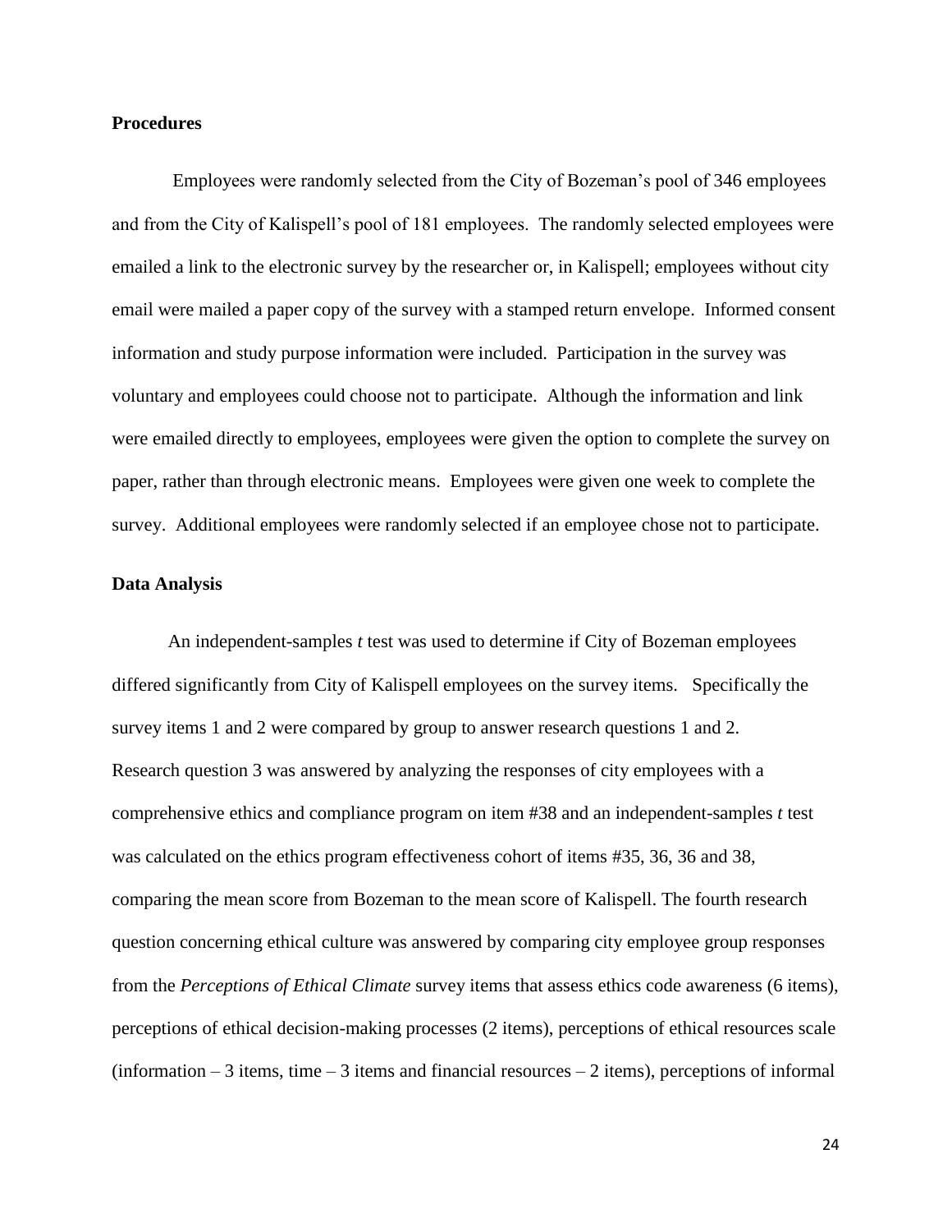## Procedures

Employees were randomly selected from the City of Bozeman's pool of 346 employees and from the City of Kalispell's pool of 181 employees. The randomly selected employees were emailed a link to the electronic survey by the researcher or, in Kalispell; employees without city email were mailed a paper copy of the survey with a stamped return envelope. Informed consent information and study purpose information were included. Participation in the survey was voluntary and employees could choose not to participate. Although the information and link were emailed directly to employees, employees were given the option to complete the survey on paper, rather than through electronic means. Employees were given one week to complete the survey. Additional employees were randomly selected if an employee chose not to participate.

## Data Analysis

An independent-samples *t* test was used to determine if City of Bozeman employees differed significantly from City of Kalispell employees on the survey items. Specifically the survey items 1 and 2 were compared by group to answer research questions 1 and 2. Research question 3 was answered by analyzing the responses of city employees with a comprehensive ethics and compliance program on item #38 and an independent-samples *t* test was calculated on the ethics program effectiveness cohort of items #35, 36, 36 and 38, comparing the mean score from Bozeman to the mean score of Kalispell. The fourth research question concerning ethical culture was answered by comparing city employee group responses from the *Perceptions of Ethical Climate* survey items that assess ethics code awareness (6 items), perceptions of ethical decision-making processes (2 items), perceptions of ethical resources scale (information – 3 items, time – 3 items and financial resources – 2 items), perceptions of informal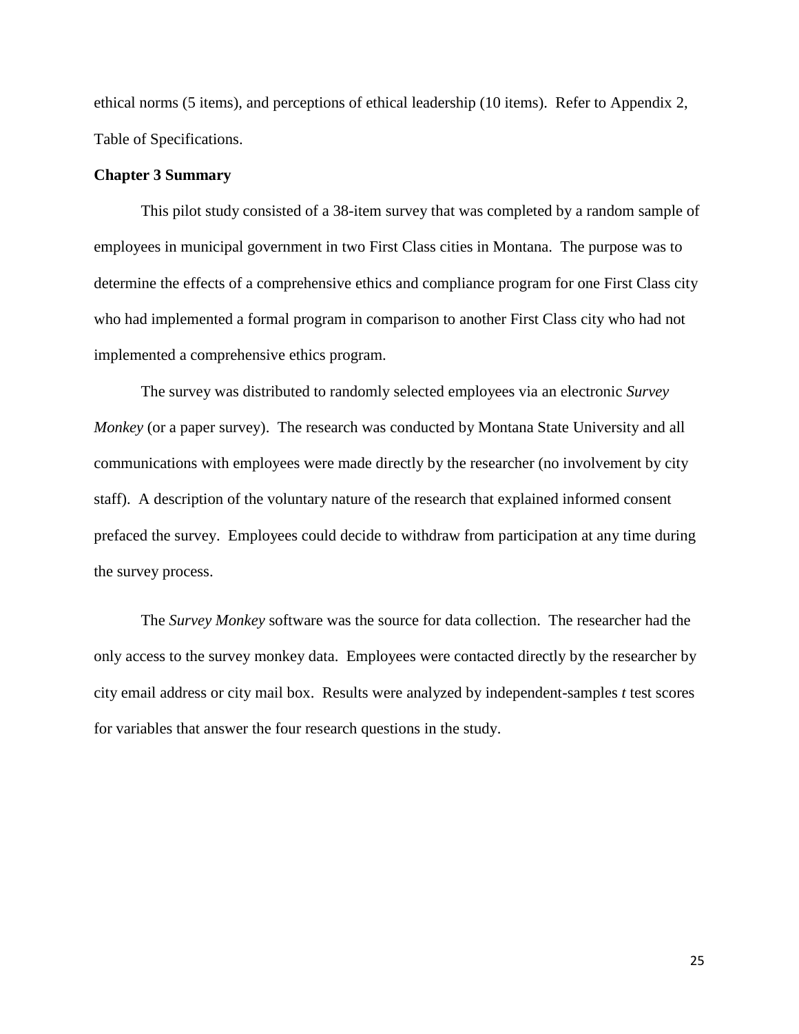ethical norms (5 items), and perceptions of ethical leadership (10 items). Refer to Appendix 2, Table of Specifications.

**Chapter 3 Summary**

This pilot study consisted of a 38-item survey that was completed by a random sample of employees in municipal government in two First Class cities in Montana. The purpose was to determine the effects of a comprehensive ethics and compliance program for one First Class city who had implemented a formal program in comparison to another First Class city who had not implemented a comprehensive ethics program.

The survey was distributed to randomly selected employees via an electronic *Survey Monkey* (or a paper survey). The research was conducted by Montana State University and all communications with employees were made directly by the researcher (no involvement by city staff). A description of the voluntary nature of the research that explained informed consent prefaced the survey. Employees could decide to withdraw from participation at any time during the survey process.

The *Survey Monkey* software was the source for data collection. The researcher had the only access to the survey monkey data. Employees were contacted directly by the researcher by city email address or city mail box. Results were analyzed by independent-samples *t* test scores for variables that answer the four research questions in the study.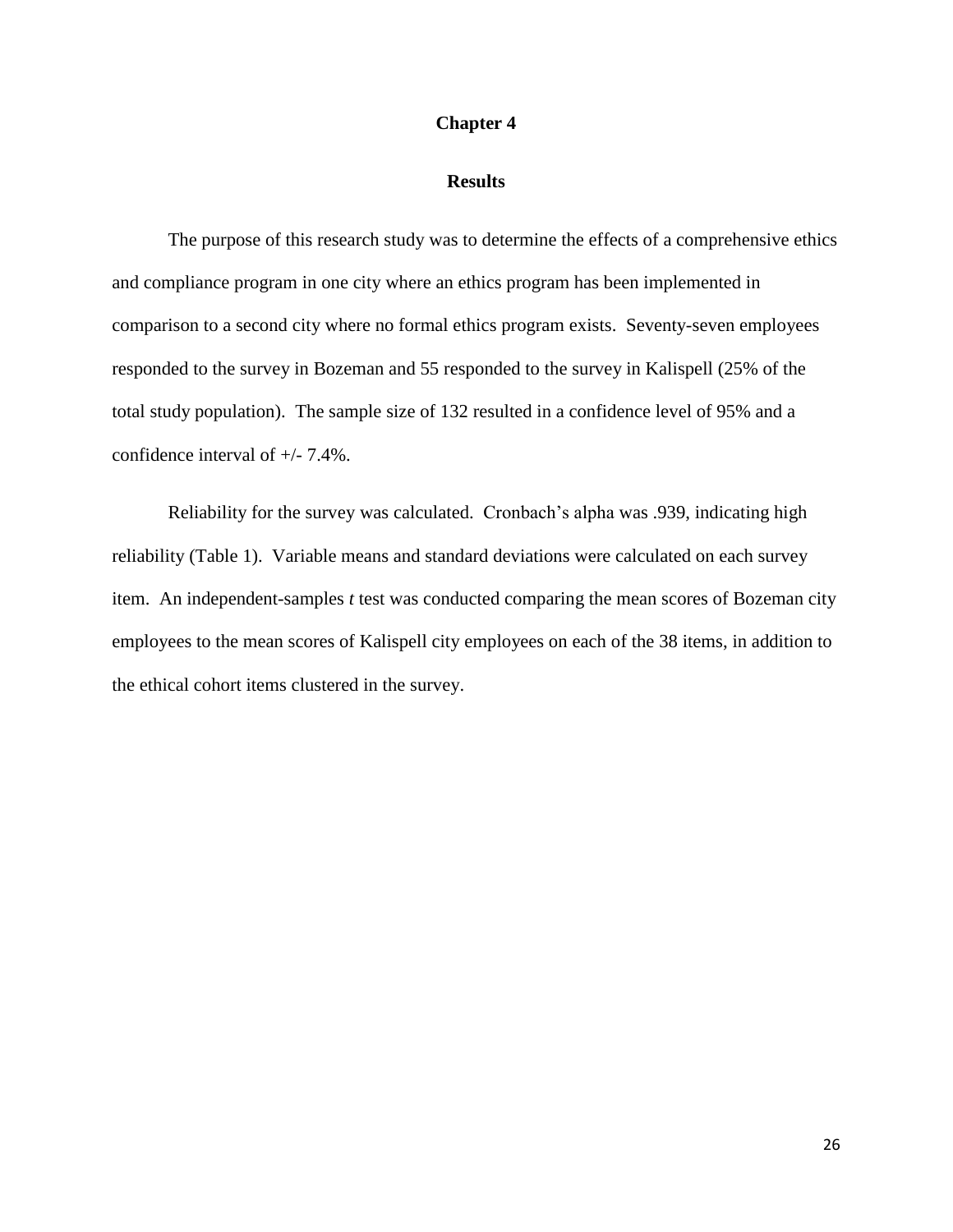# Chapter 4

## Results

The purpose of this research study was to determine the effects of a comprehensive ethics and compliance program in one city where an ethics program has been implemented in comparison to a second city where no formal ethics program exists. Seventy-seven employees responded to the survey in Bozeman and 55 responded to the survey in Kalispell (25% of the total study population). The sample size of 132 resulted in a confidence level of 95% and a confidence interval of +/- 7.4%.

Reliability for the survey was calculated. Cronbach's alpha was .939, indicating high reliability (Table 1). Variable means and standard deviations were calculated on each survey item. An independent-samples *t* test was conducted comparing the mean scores of Bozeman city employees to the mean scores of Kalispell city employees on each of the 38 items, in addition to the ethical cohort items clustered in the survey.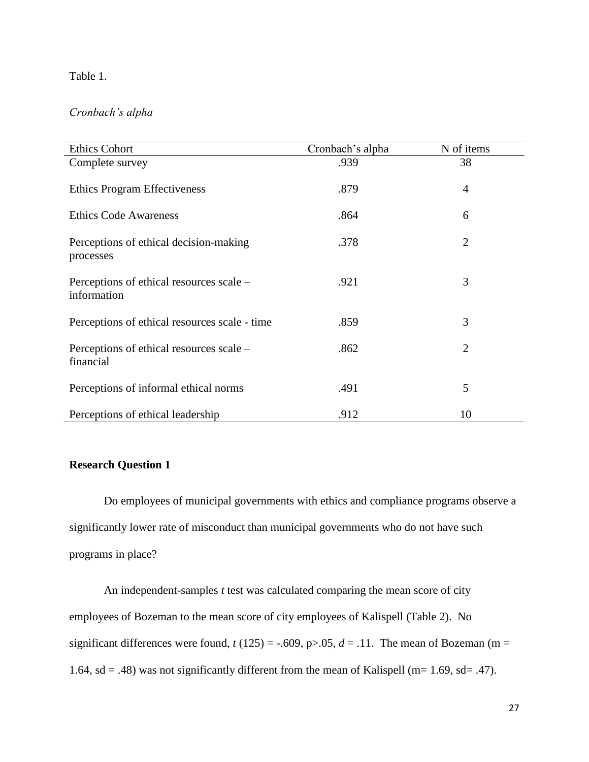Table 1.

*Cronbach's alpha*

| Ethics Cohort | Cronbach's alpha | N of items |
|---|---|---|
| Complete survey | .939 | 38 |
| Ethics Program Effectiveness | .879 | 4 |
| Ethics Code Awareness | .864 | 6 |
| Perceptions of ethical decision-making processes | .378 | 2 |
| Perceptions of ethical resources scale – information | .921 | 3 |
| Perceptions of ethical resources scale - time | .859 | 3 |
| Perceptions of ethical resources scale – financial | .862 | 2 |
| Perceptions of informal ethical norms | .491 | 5 |
| Perceptions of ethical leadership | .912 | 10 |

**Research Question 1**

Do employees of municipal governments with ethics and compliance programs observe a significantly lower rate of misconduct than municipal governments who do not have such programs in place?

An independent-samples *t* test was calculated comparing the mean score of city employees of Bozeman to the mean score of city employees of Kalispell (Table 2). No significant differences were found, $t\,(125) = -.609$, $p > .05$, $d = .11$. The mean of Bozeman ($m = 1.64$, $sd = .48$) was not significantly different from the mean of Kalispell ($m = 1.69$, $sd = .47$).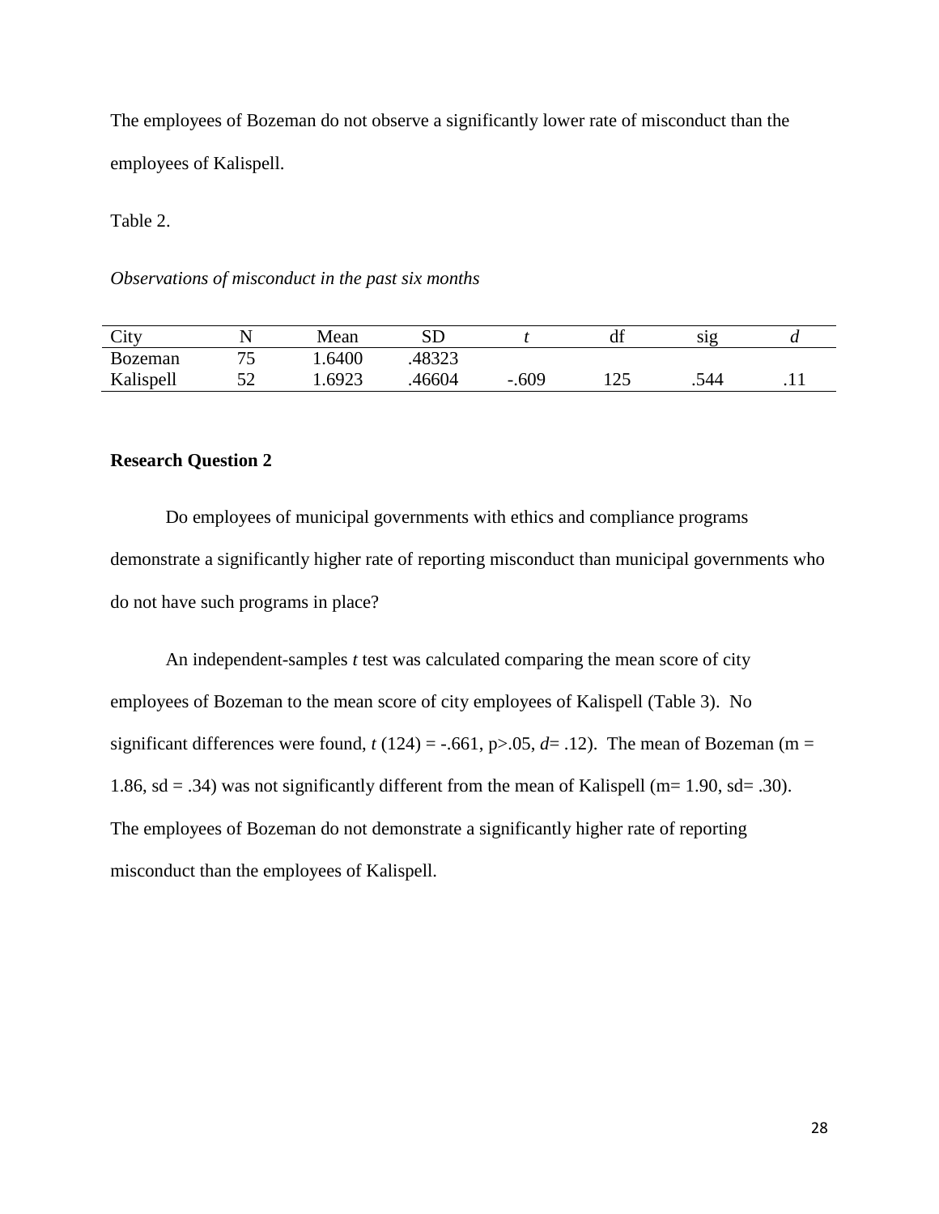The employees of Bozeman do not observe a significantly lower rate of misconduct than the employees of Kalispell.

Table 2.

*Observations of misconduct in the past six months*

| City | N | Mean | SD | *t* | df | sig | *d* |
|---|---|---|---|---|---|---|---|
| Bozeman | 75 | 1.6400 | .48323 | | | | |
| Kalispell | 52 | 1.6923 | .46604 | -.609 | 125 | .544 | .11 |

**Research Question 2**

Do employees of municipal governments with ethics and compliance programs demonstrate a significantly higher rate of reporting misconduct than municipal governments who do not have such programs in place?

An independent-samples *t* test was calculated comparing the mean score of city employees of Bozeman to the mean score of city employees of Kalispell (Table 3). No significant differences were found, $t\ (124) = -.661$, $p>.05$, $d= .12$). The mean of Bozeman ($m = 1.86$, $sd = .34$) was not significantly different from the mean of Kalispell ($m= 1.90$, $sd= .30$). The employees of Bozeman do not demonstrate a significantly higher rate of reporting misconduct than the employees of Kalispell.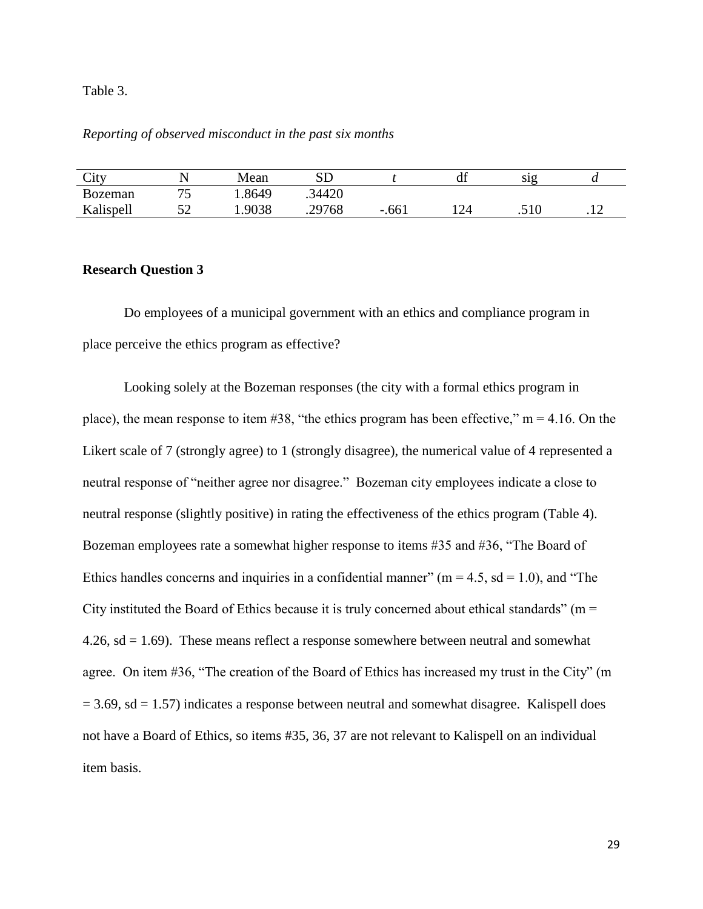Table 3.

*Reporting of observed misconduct in the past six months*

| City | N | Mean | SD | *t* | df | sig | *d* |
|---|---|---|---|---|---|---|---|
| Bozeman | 75 | 1.8649 | .34420 | | | | |
| Kalispell | 52 | 1.9038 | .29768 | -.661 | 124 | .510 | .12 |

**Research Question 3**

Do employees of a municipal government with an ethics and compliance program in place perceive the ethics program as effective?

Looking solely at the Bozeman responses (the city with a formal ethics program in place), the mean response to item #38, "the ethics program has been effective," m = 4.16. On the Likert scale of 7 (strongly agree) to 1 (strongly disagree), the numerical value of 4 represented a neutral response of "neither agree nor disagree." Bozeman city employees indicate a close to neutral response (slightly positive) in rating the effectiveness of the ethics program (Table 4). Bozeman employees rate a somewhat higher response to items #35 and #36, "The Board of Ethics handles concerns and inquiries in a confidential manner" (m = 4.5, sd = 1.0), and "The City instituted the Board of Ethics because it is truly concerned about ethical standards" (m = 4.26, sd = 1.69). These means reflect a response somewhere between neutral and somewhat agree. On item #36, "The creation of the Board of Ethics has increased my trust in the City" (m = 3.69, sd = 1.57) indicates a response between neutral and somewhat disagree. Kalispell does not have a Board of Ethics, so items #35, 36, 37 are not relevant to Kalispell on an individual item basis.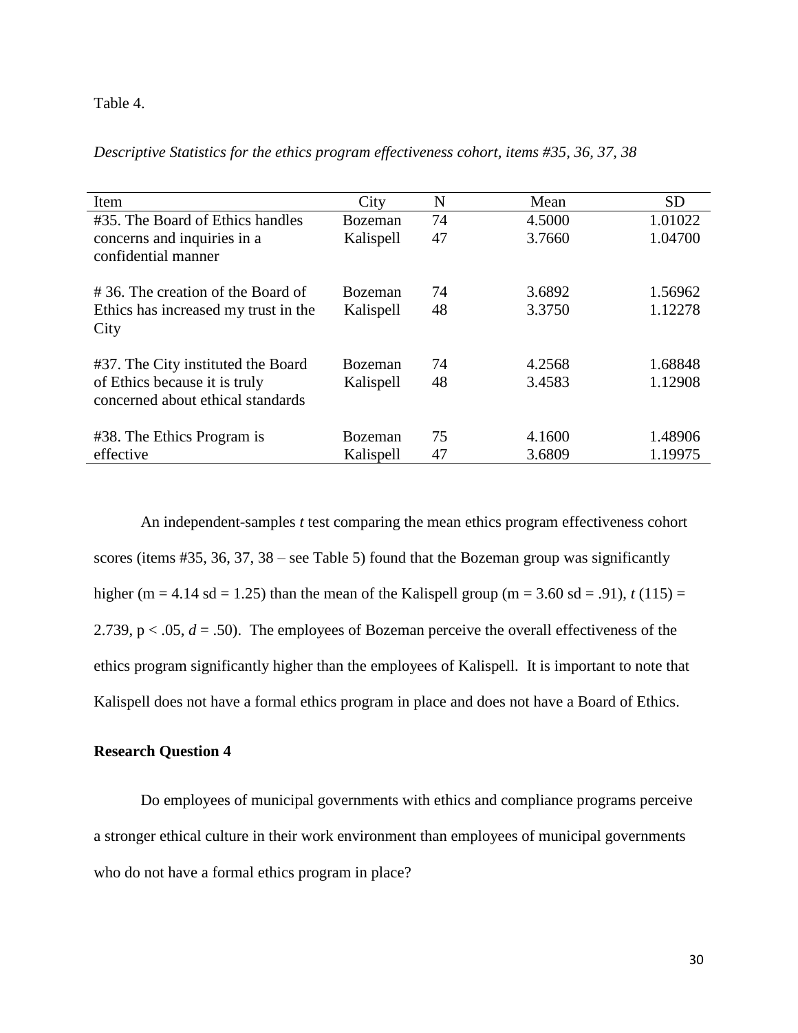Table 4.

*Descriptive Statistics for the ethics program effectiveness cohort, items #35, 36, 37, 38*

| Item | City | N | Mean | SD |
|---|---|---|---|---|
| #35. The Board of Ethics handles concerns and inquiries in a confidential manner | Bozeman | 74 | 4.5000 | 1.01022 |
| | Kalispell | 47 | 3.7660 | 1.04700 |
| # 36. The creation of the Board of Ethics has increased my trust in the City | Bozeman | 74 | 3.6892 | 1.56962 |
| | Kalispell | 48 | 3.3750 | 1.12278 |
| #37. The City instituted the Board of Ethics because it is truly concerned about ethical standards | Bozeman | 74 | 4.2568 | 1.68848 |
| | Kalispell | 48 | 3.4583 | 1.12908 |
| #38. The Ethics Program is effective | Bozeman | 75 | 4.1600 | 1.48906 |
| | Kalispell | 47 | 3.6809 | 1.19975 |

An independent-samples *t* test comparing the mean ethics program effectiveness cohort scores (items #35, 36, 37, 38 – see Table 5) found that the Bozeman group was significantly higher (m = 4.14 sd = 1.25) than the mean of the Kalispell group (m = 3.60 sd = .91), $t\ (115) = 2.739$, $p < .05$, $d = .50$). The employees of Bozeman perceive the overall effectiveness of the ethics program significantly higher than the employees of Kalispell. It is important to note that Kalispell does not have a formal ethics program in place and does not have a Board of Ethics.

**Research Question 4**

Do employees of municipal governments with ethics and compliance programs perceive a stronger ethical culture in their work environment than employees of municipal governments who do not have a formal ethics program in place?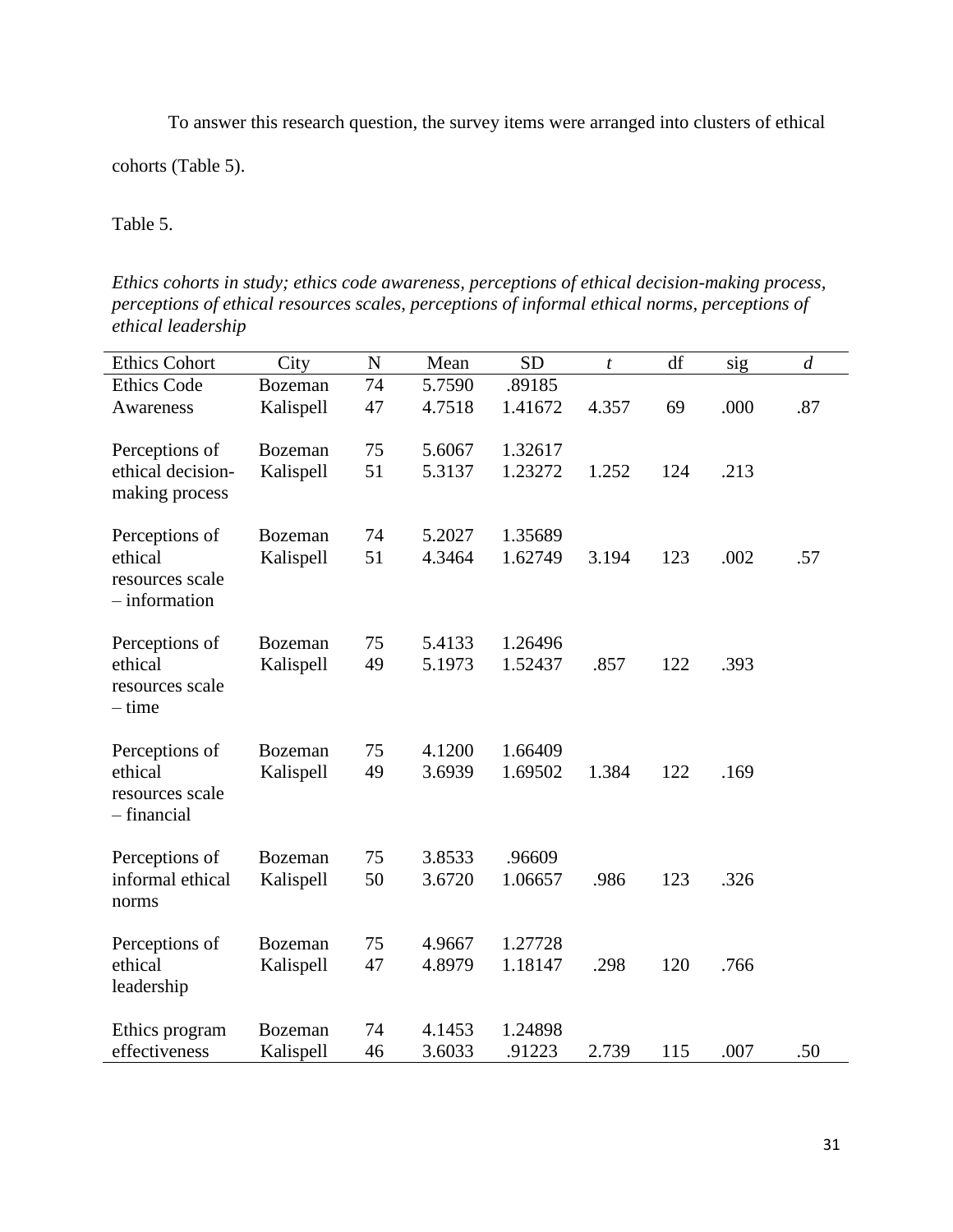To answer this research question, the survey items were arranged into clusters of ethical cohorts (Table 5).

Table 5.

*Ethics cohorts in study; ethics code awareness, perceptions of ethical decision-making process, perceptions of ethical resources scales, perceptions of informal ethical norms, perceptions of ethical leadership*

| Ethics Cohort | City | N | Mean | SD | *t* | df | sig | *d* |
|---|---|---|---|---|---|---|---|---|
| Ethics Code Awareness | Bozeman | 74 | 5.7590 | .89185 | | | | |
| | Kalispell | 47 | 4.7518 | 1.41672 | 4.357 | 69 | .000 | .87 |
| Perceptions of ethical decision-making process | Bozeman | 75 | 5.6067 | 1.32617 | | | | |
| | Kalispell | 51 | 5.3137 | 1.23272 | 1.252 | 124 | .213 | |
| Perceptions of ethical resources scale – information | Bozeman | 74 | 5.2027 | 1.35689 | | | | |
| | Kalispell | 51 | 4.3464 | 1.62749 | 3.194 | 123 | .002 | .57 |
| Perceptions of ethical resources scale – time | Bozeman | 75 | 5.4133 | 1.26496 | | | | |
| | Kalispell | 49 | 5.1973 | 1.52437 | .857 | 122 | .393 | |
| Perceptions of ethical resources scale – financial | Bozeman | 75 | 4.1200 | 1.66409 | | | | |
| | Kalispell | 49 | 3.6939 | 1.69502 | 1.384 | 122 | .169 | |
| Perceptions of informal ethical norms | Bozeman | 75 | 3.8533 | .96609 | | | | |
| | Kalispell | 50 | 3.6720 | 1.06657 | .986 | 123 | .326 | |
| Perceptions of ethical leadership | Bozeman | 75 | 4.9667 | 1.27728 | | | | |
| | Kalispell | 47 | 4.8979 | 1.18147 | .298 | 120 | .766 | |
| Ethics program effectiveness | Bozeman | 74 | 4.1453 | 1.24898 | | | | |
| | Kalispell | 46 | 3.6033 | .91223 | 2.739 | 115 | .007 | .50 |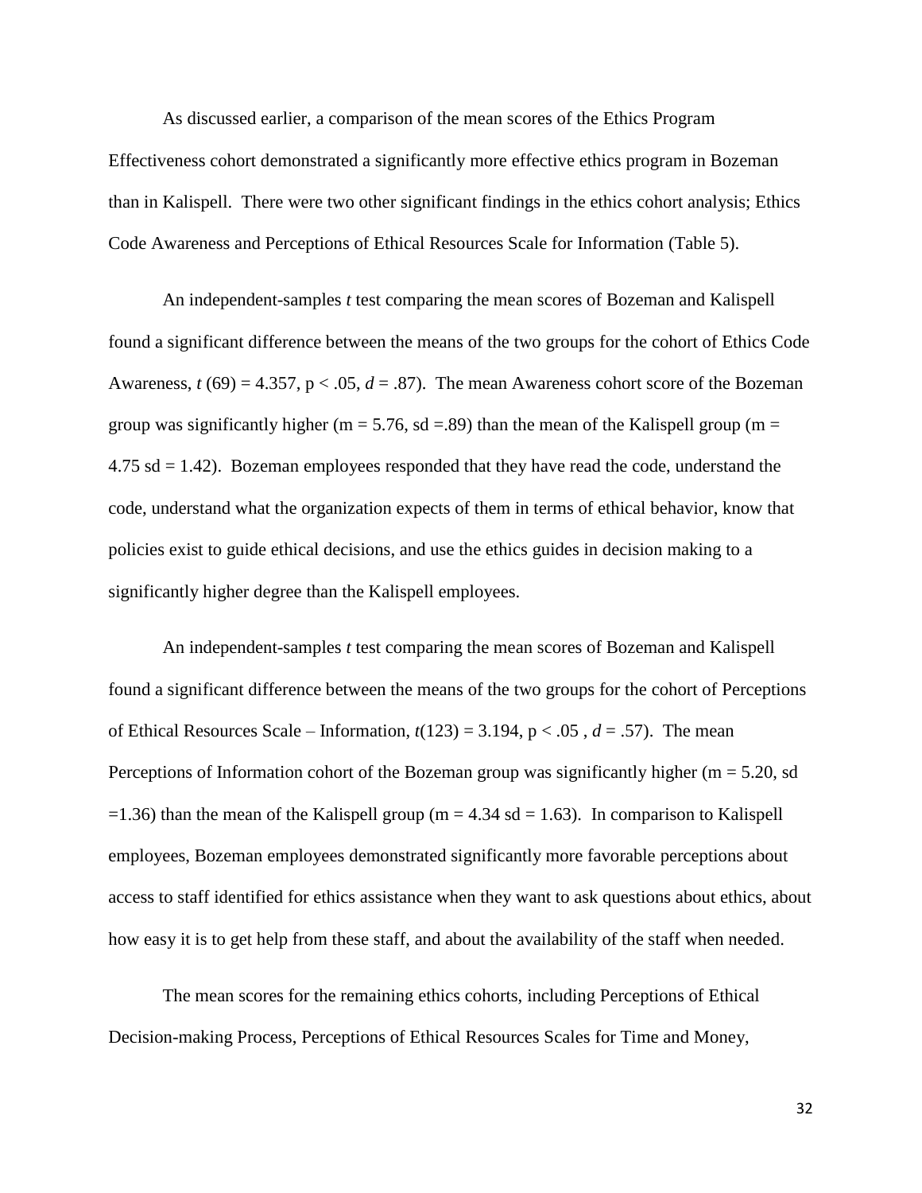As discussed earlier, a comparison of the mean scores of the Ethics Program Effectiveness cohort demonstrated a significantly more effective ethics program in Bozeman than in Kalispell. There were two other significant findings in the ethics cohort analysis; Ethics Code Awareness and Perceptions of Ethical Resources Scale for Information (Table 5).

An independent-samples *t* test comparing the mean scores of Bozeman and Kalispell found a significant difference between the means of the two groups for the cohort of Ethics Code Awareness, $t\ (69) = 4.357$, $p < .05$, $d = .87$). The mean Awareness cohort score of the Bozeman group was significantly higher (m = 5.76, sd =.89) than the mean of the Kalispell group (m = 4.75 sd = 1.42). Bozeman employees responded that they have read the code, understand the code, understand what the organization expects of them in terms of ethical behavior, know that policies exist to guide ethical decisions, and use the ethics guides in decision making to a significantly higher degree than the Kalispell employees.

An independent-samples *t* test comparing the mean scores of Bozeman and Kalispell found a significant difference between the means of the two groups for the cohort of Perceptions of Ethical Resources Scale – Information, $t(123) = 3.194$, $p < .05$ , $d = .57$). The mean Perceptions of Information cohort of the Bozeman group was significantly higher (m = 5.20, sd =1.36) than the mean of the Kalispell group (m = 4.34 sd = 1.63). In comparison to Kalispell employees, Bozeman employees demonstrated significantly more favorable perceptions about access to staff identified for ethics assistance when they want to ask questions about ethics, about how easy it is to get help from these staff, and about the availability of the staff when needed.

The mean scores for the remaining ethics cohorts, including Perceptions of Ethical Decision-making Process, Perceptions of Ethical Resources Scales for Time and Money,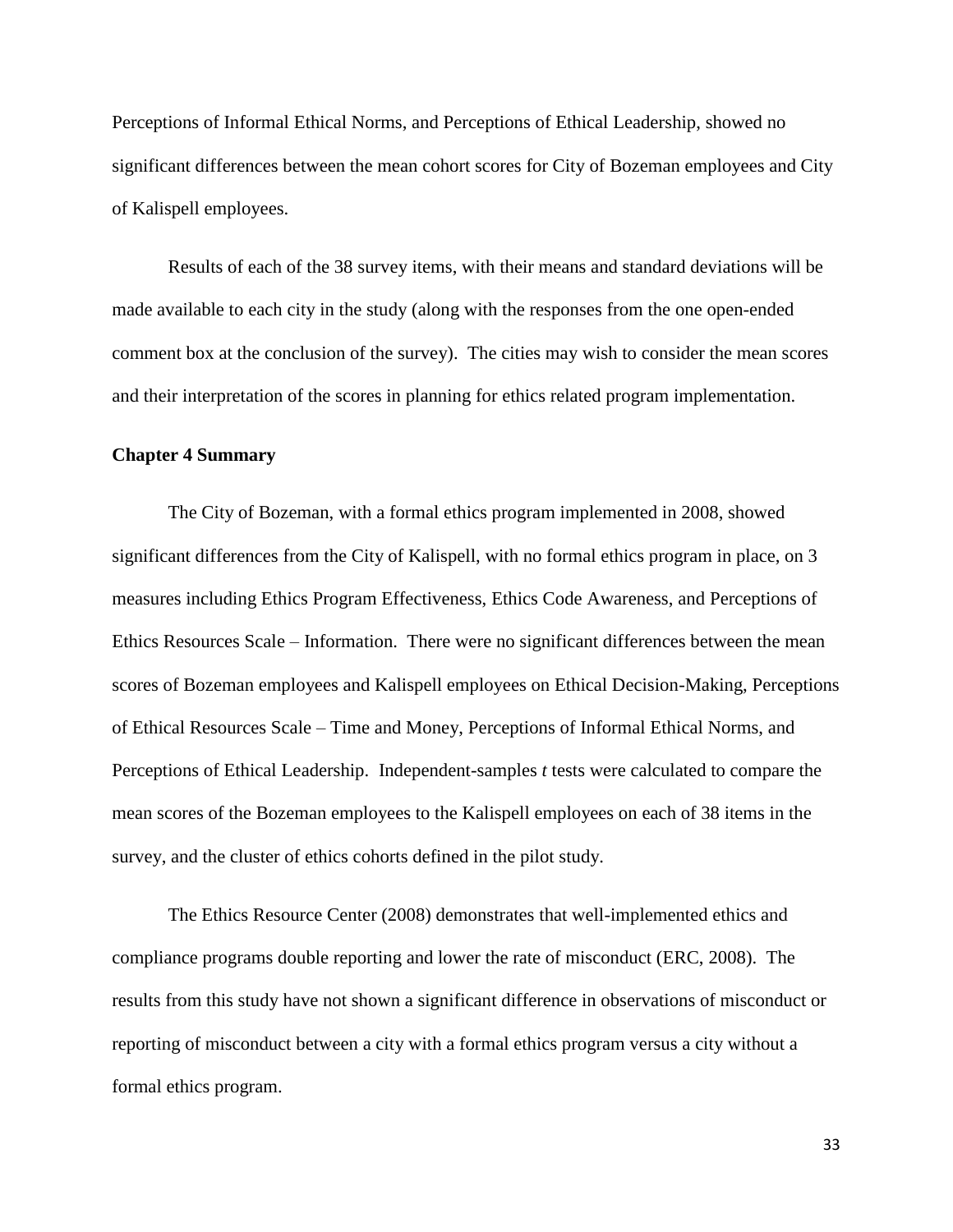Perceptions of Informal Ethical Norms, and Perceptions of Ethical Leadership, showed no significant differences between the mean cohort scores for City of Bozeman employees and City of Kalispell employees.

Results of each of the 38 survey items, with their means and standard deviations will be made available to each city in the study (along with the responses from the one open-ended comment box at the conclusion of the survey). The cities may wish to consider the mean scores and their interpretation of the scores in planning for ethics related program implementation.

**Chapter 4 Summary**

The City of Bozeman, with a formal ethics program implemented in 2008, showed significant differences from the City of Kalispell, with no formal ethics program in place, on 3 measures including Ethics Program Effectiveness, Ethics Code Awareness, and Perceptions of Ethics Resources Scale – Information. There were no significant differences between the mean scores of Bozeman employees and Kalispell employees on Ethical Decision-Making, Perceptions of Ethical Resources Scale – Time and Money, Perceptions of Informal Ethical Norms, and Perceptions of Ethical Leadership. Independent-samples *t* tests were calculated to compare the mean scores of the Bozeman employees to the Kalispell employees on each of 38 items in the survey, and the cluster of ethics cohorts defined in the pilot study.

The Ethics Resource Center (2008) demonstrates that well-implemented ethics and compliance programs double reporting and lower the rate of misconduct (ERC, 2008). The results from this study have not shown a significant difference in observations of misconduct or reporting of misconduct between a city with a formal ethics program versus a city without a formal ethics program.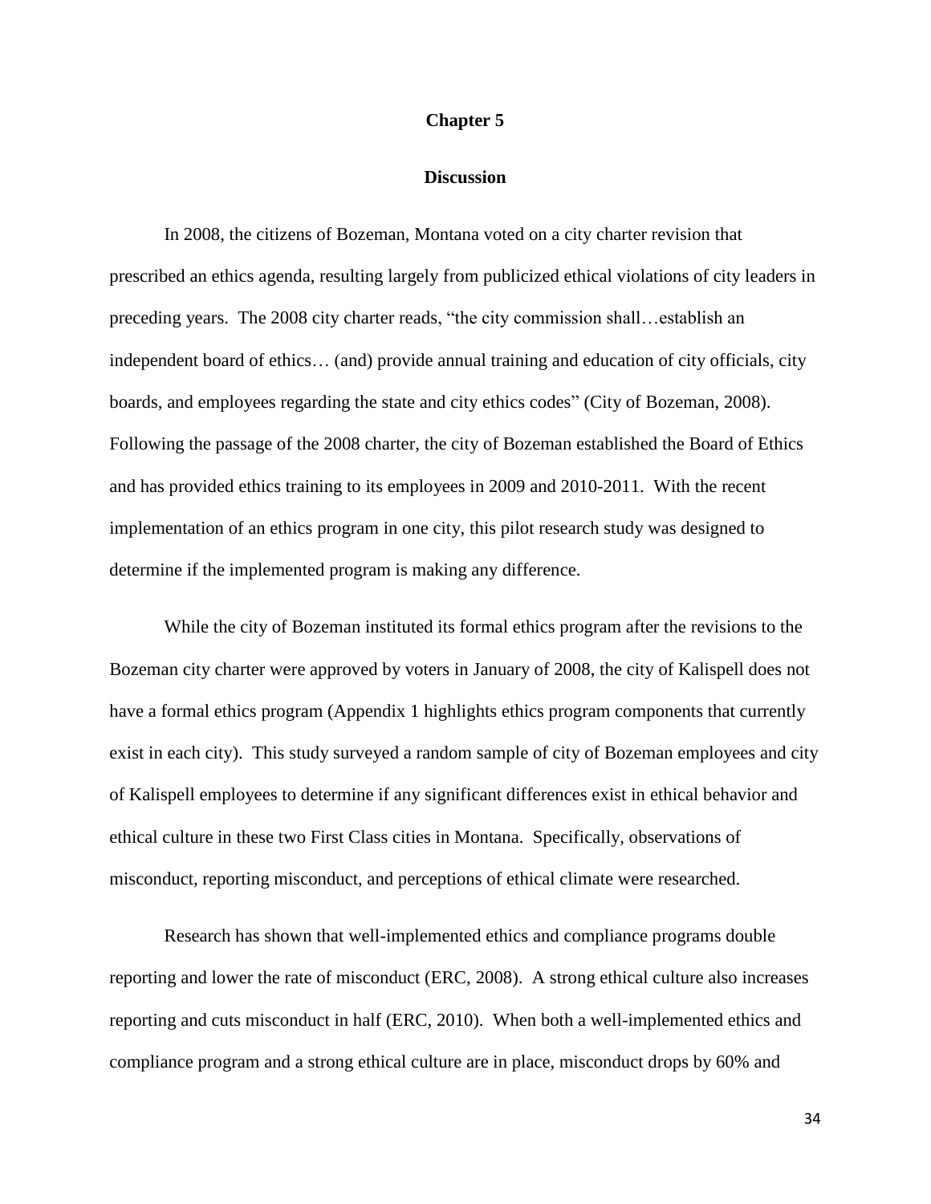# Chapter 5

## Discussion

In 2008, the citizens of Bozeman, Montana voted on a city charter revision that prescribed an ethics agenda, resulting largely from publicized ethical violations of city leaders in preceding years. The 2008 city charter reads, "the city commission shall…establish an independent board of ethics… (and) provide annual training and education of city officials, city boards, and employees regarding the state and city ethics codes" (City of Bozeman, 2008). Following the passage of the 2008 charter, the city of Bozeman established the Board of Ethics and has provided ethics training to its employees in 2009 and 2010-2011. With the recent implementation of an ethics program in one city, this pilot research study was designed to determine if the implemented program is making any difference.

While the city of Bozeman instituted its formal ethics program after the revisions to the Bozeman city charter were approved by voters in January of 2008, the city of Kalispell does not have a formal ethics program (Appendix 1 highlights ethics program components that currently exist in each city). This study surveyed a random sample of city of Bozeman employees and city of Kalispell employees to determine if any significant differences exist in ethical behavior and ethical culture in these two First Class cities in Montana. Specifically, observations of misconduct, reporting misconduct, and perceptions of ethical climate were researched.

Research has shown that well-implemented ethics and compliance programs double reporting and lower the rate of misconduct (ERC, 2008). A strong ethical culture also increases reporting and cuts misconduct in half (ERC, 2010). When both a well-implemented ethics and compliance program and a strong ethical culture are in place, misconduct drops by 60% and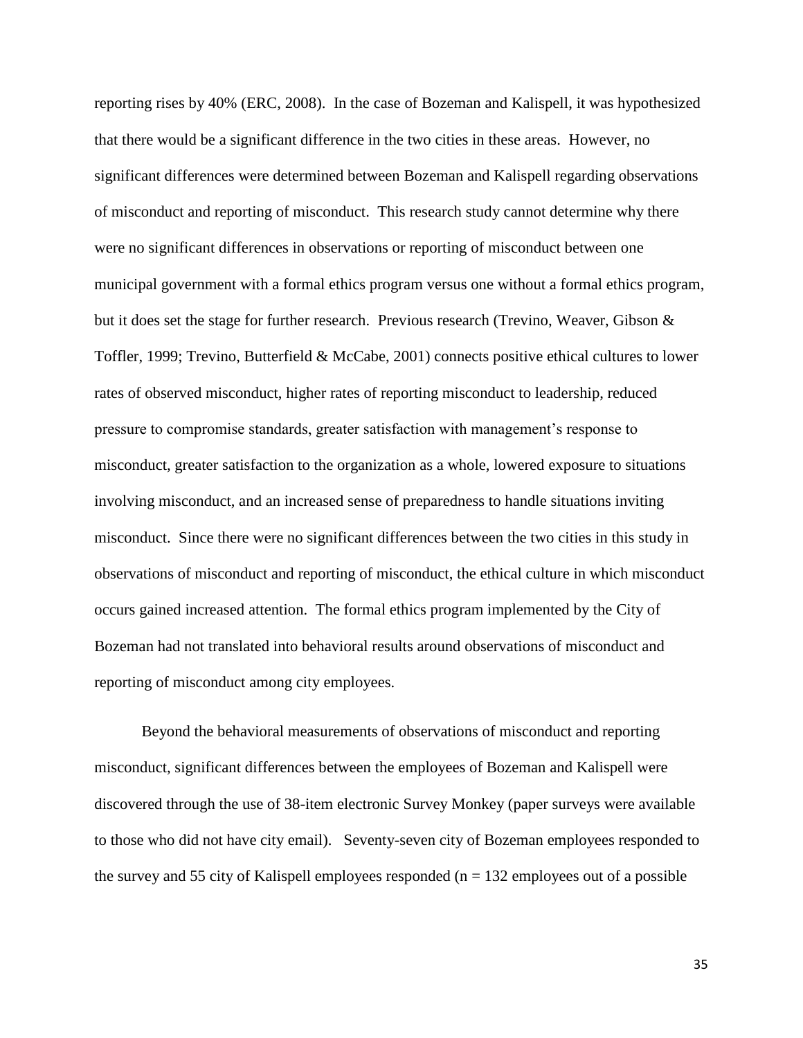reporting rises by 40% (ERC, 2008). In the case of Bozeman and Kalispell, it was hypothesized that there would be a significant difference in the two cities in these areas. However, no significant differences were determined between Bozeman and Kalispell regarding observations of misconduct and reporting of misconduct. This research study cannot determine why there were no significant differences in observations or reporting of misconduct between one municipal government with a formal ethics program versus one without a formal ethics program, but it does set the stage for further research. Previous research (Trevino, Weaver, Gibson & Toffler, 1999; Trevino, Butterfield & McCabe, 2001) connects positive ethical cultures to lower rates of observed misconduct, higher rates of reporting misconduct to leadership, reduced pressure to compromise standards, greater satisfaction with management's response to misconduct, greater satisfaction to the organization as a whole, lowered exposure to situations involving misconduct, and an increased sense of preparedness to handle situations inviting misconduct. Since there were no significant differences between the two cities in this study in observations of misconduct and reporting of misconduct, the ethical culture in which misconduct occurs gained increased attention. The formal ethics program implemented by the City of Bozeman had not translated into behavioral results around observations of misconduct and reporting of misconduct among city employees.

Beyond the behavioral measurements of observations of misconduct and reporting misconduct, significant differences between the employees of Bozeman and Kalispell were discovered through the use of 38-item electronic Survey Monkey (paper surveys were available to those who did not have city email). Seventy-seven city of Bozeman employees responded to the survey and 55 city of Kalispell employees responded ($n = 132$ employees out of a possible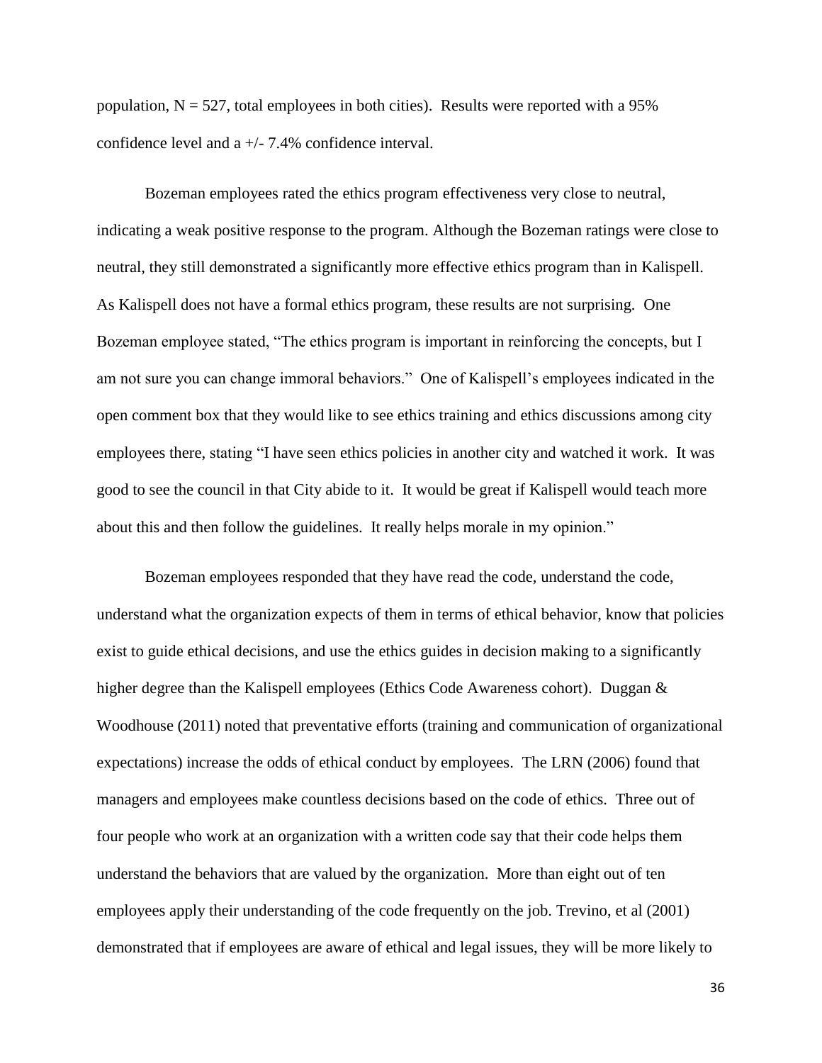population, N = 527, total employees in both cities). Results were reported with a 95% confidence level and a +/- 7.4% confidence interval.

Bozeman employees rated the ethics program effectiveness very close to neutral, indicating a weak positive response to the program. Although the Bozeman ratings were close to neutral, they still demonstrated a significantly more effective ethics program than in Kalispell. As Kalispell does not have a formal ethics program, these results are not surprising. One Bozeman employee stated, "The ethics program is important in reinforcing the concepts, but I am not sure you can change immoral behaviors." One of Kalispell's employees indicated in the open comment box that they would like to see ethics training and ethics discussions among city employees there, stating "I have seen ethics policies in another city and watched it work. It was good to see the council in that City abide to it. It would be great if Kalispell would teach more about this and then follow the guidelines. It really helps morale in my opinion."

Bozeman employees responded that they have read the code, understand the code, understand what the organization expects of them in terms of ethical behavior, know that policies exist to guide ethical decisions, and use the ethics guides in decision making to a significantly higher degree than the Kalispell employees (Ethics Code Awareness cohort). Duggan & Woodhouse (2011) noted that preventative efforts (training and communication of organizational expectations) increase the odds of ethical conduct by employees. The LRN (2006) found that managers and employees make countless decisions based on the code of ethics. Three out of four people who work at an organization with a written code say that their code helps them understand the behaviors that are valued by the organization. More than eight out of ten employees apply their understanding of the code frequently on the job. Trevino, et al (2001) demonstrated that if employees are aware of ethical and legal issues, they will be more likely to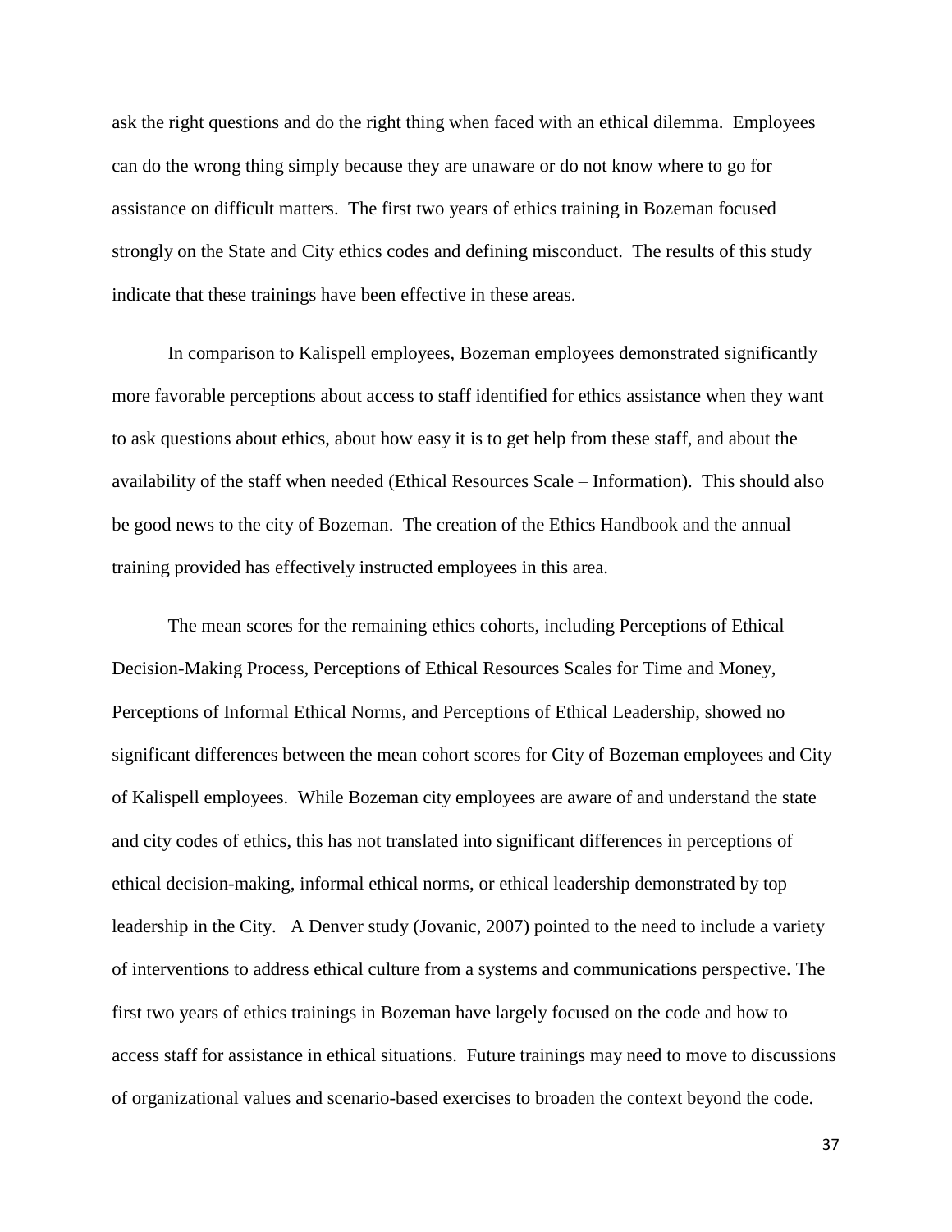ask the right questions and do the right thing when faced with an ethical dilemma. Employees can do the wrong thing simply because they are unaware or do not know where to go for assistance on difficult matters. The first two years of ethics training in Bozeman focused strongly on the State and City ethics codes and defining misconduct. The results of this study indicate that these trainings have been effective in these areas.

In comparison to Kalispell employees, Bozeman employees demonstrated significantly more favorable perceptions about access to staff identified for ethics assistance when they want to ask questions about ethics, about how easy it is to get help from these staff, and about the availability of the staff when needed (Ethical Resources Scale – Information). This should also be good news to the city of Bozeman. The creation of the Ethics Handbook and the annual training provided has effectively instructed employees in this area.

The mean scores for the remaining ethics cohorts, including Perceptions of Ethical Decision-Making Process, Perceptions of Ethical Resources Scales for Time and Money, Perceptions of Informal Ethical Norms, and Perceptions of Ethical Leadership, showed no significant differences between the mean cohort scores for City of Bozeman employees and City of Kalispell employees. While Bozeman city employees are aware of and understand the state and city codes of ethics, this has not translated into significant differences in perceptions of ethical decision-making, informal ethical norms, or ethical leadership demonstrated by top leadership in the City. A Denver study (Jovanic, 2007) pointed to the need to include a variety of interventions to address ethical culture from a systems and communications perspective. The first two years of ethics trainings in Bozeman have largely focused on the code and how to access staff for assistance in ethical situations. Future trainings may need to move to discussions of organizational values and scenario-based exercises to broaden the context beyond the code.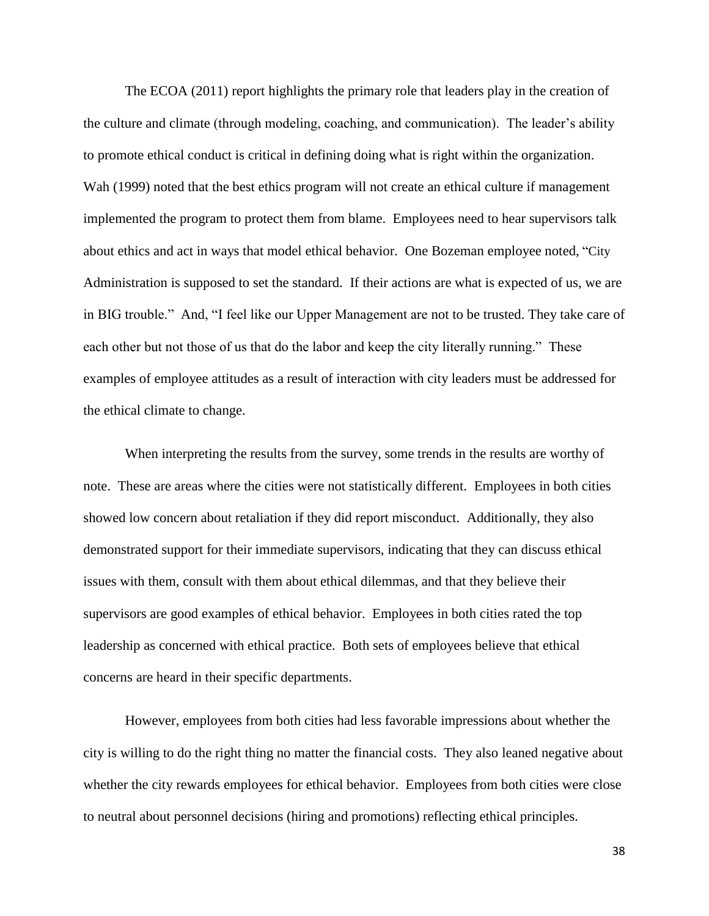The ECOA (2011) report highlights the primary role that leaders play in the creation of the culture and climate (through modeling, coaching, and communication). The leader's ability to promote ethical conduct is critical in defining doing what is right within the organization. Wah (1999) noted that the best ethics program will not create an ethical culture if management implemented the program to protect them from blame. Employees need to hear supervisors talk about ethics and act in ways that model ethical behavior. One Bozeman employee noted, "City Administration is supposed to set the standard. If their actions are what is expected of us, we are in BIG trouble." And, "I feel like our Upper Management are not to be trusted. They take care of each other but not those of us that do the labor and keep the city literally running." These examples of employee attitudes as a result of interaction with city leaders must be addressed for the ethical climate to change.

When interpreting the results from the survey, some trends in the results are worthy of note. These are areas where the cities were not statistically different. Employees in both cities showed low concern about retaliation if they did report misconduct. Additionally, they also demonstrated support for their immediate supervisors, indicating that they can discuss ethical issues with them, consult with them about ethical dilemmas, and that they believe their supervisors are good examples of ethical behavior. Employees in both cities rated the top leadership as concerned with ethical practice. Both sets of employees believe that ethical concerns are heard in their specific departments.

However, employees from both cities had less favorable impressions about whether the city is willing to do the right thing no matter the financial costs. They also leaned negative about whether the city rewards employees for ethical behavior. Employees from both cities were close to neutral about personnel decisions (hiring and promotions) reflecting ethical principles.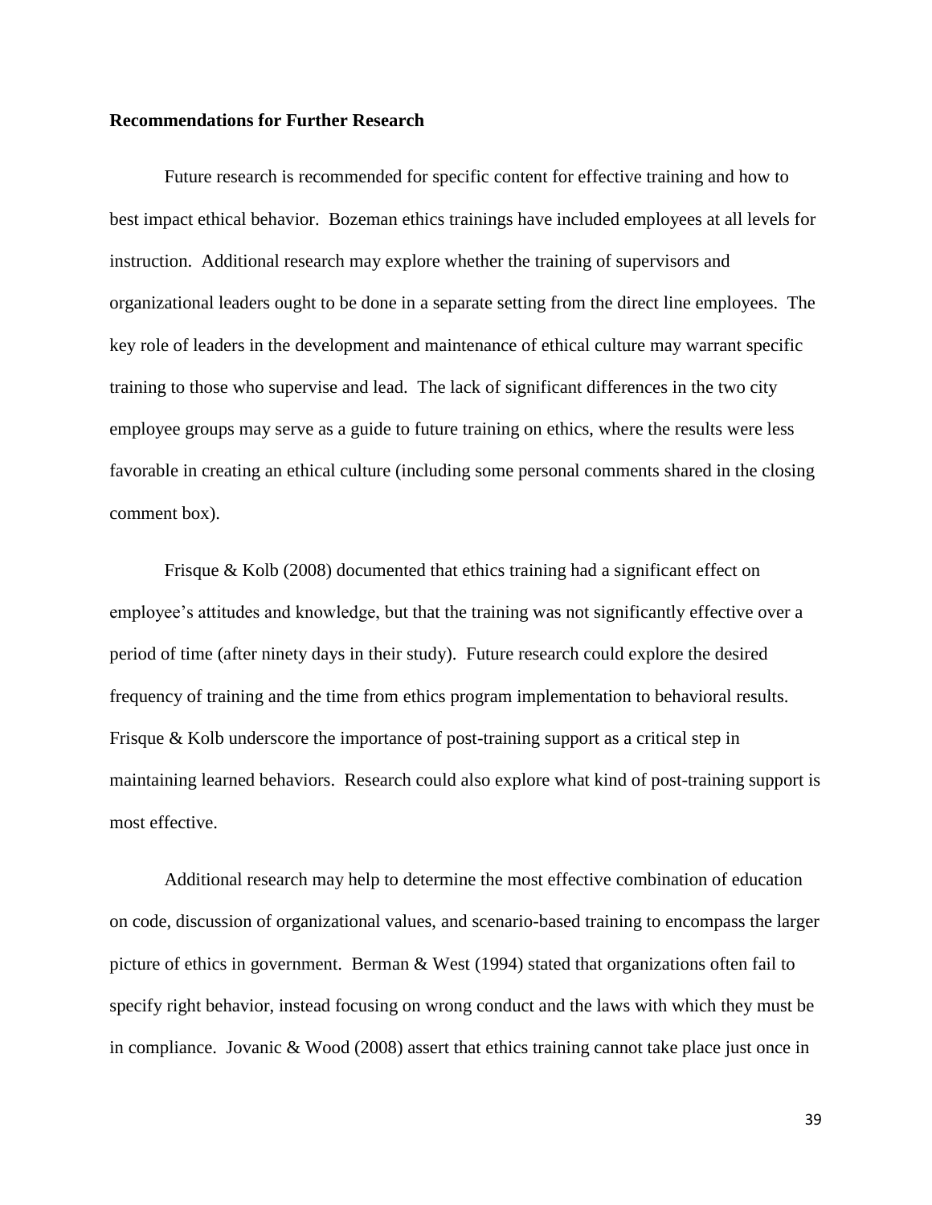**Recommendations for Further Research**

Future research is recommended for specific content for effective training and how to best impact ethical behavior. Bozeman ethics trainings have included employees at all levels for instruction. Additional research may explore whether the training of supervisors and organizational leaders ought to be done in a separate setting from the direct line employees. The key role of leaders in the development and maintenance of ethical culture may warrant specific training to those who supervise and lead. The lack of significant differences in the two city employee groups may serve as a guide to future training on ethics, where the results were less favorable in creating an ethical culture (including some personal comments shared in the closing comment box).

Frisque & Kolb (2008) documented that ethics training had a significant effect on employee's attitudes and knowledge, but that the training was not significantly effective over a period of time (after ninety days in their study). Future research could explore the desired frequency of training and the time from ethics program implementation to behavioral results. Frisque & Kolb underscore the importance of post-training support as a critical step in maintaining learned behaviors. Research could also explore what kind of post-training support is most effective.

Additional research may help to determine the most effective combination of education on code, discussion of organizational values, and scenario-based training to encompass the larger picture of ethics in government. Berman & West (1994) stated that organizations often fail to specify right behavior, instead focusing on wrong conduct and the laws with which they must be in compliance. Jovanic & Wood (2008) assert that ethics training cannot take place just once in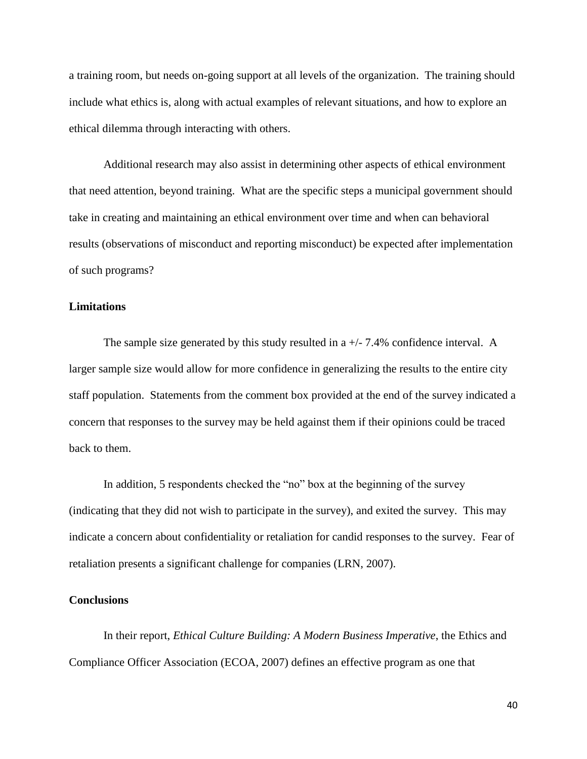a training room, but needs on-going support at all levels of the organization. The training should include what ethics is, along with actual examples of relevant situations, and how to explore an ethical dilemma through interacting with others.

Additional research may also assist in determining other aspects of ethical environment that need attention, beyond training. What are the specific steps a municipal government should take in creating and maintaining an ethical environment over time and when can behavioral results (observations of misconduct and reporting misconduct) be expected after implementation of such programs?

**Limitations**

The sample size generated by this study resulted in a +/- 7.4% confidence interval. A larger sample size would allow for more confidence in generalizing the results to the entire city staff population. Statements from the comment box provided at the end of the survey indicated a concern that responses to the survey may be held against them if their opinions could be traced back to them.

In addition, 5 respondents checked the "no" box at the beginning of the survey (indicating that they did not wish to participate in the survey), and exited the survey. This may indicate a concern about confidentiality or retaliation for candid responses to the survey. Fear of retaliation presents a significant challenge for companies (LRN, 2007).

**Conclusions**

In their report, *Ethical Culture Building: A Modern Business Imperative*, the Ethics and Compliance Officer Association (ECOA, 2007) defines an effective program as one that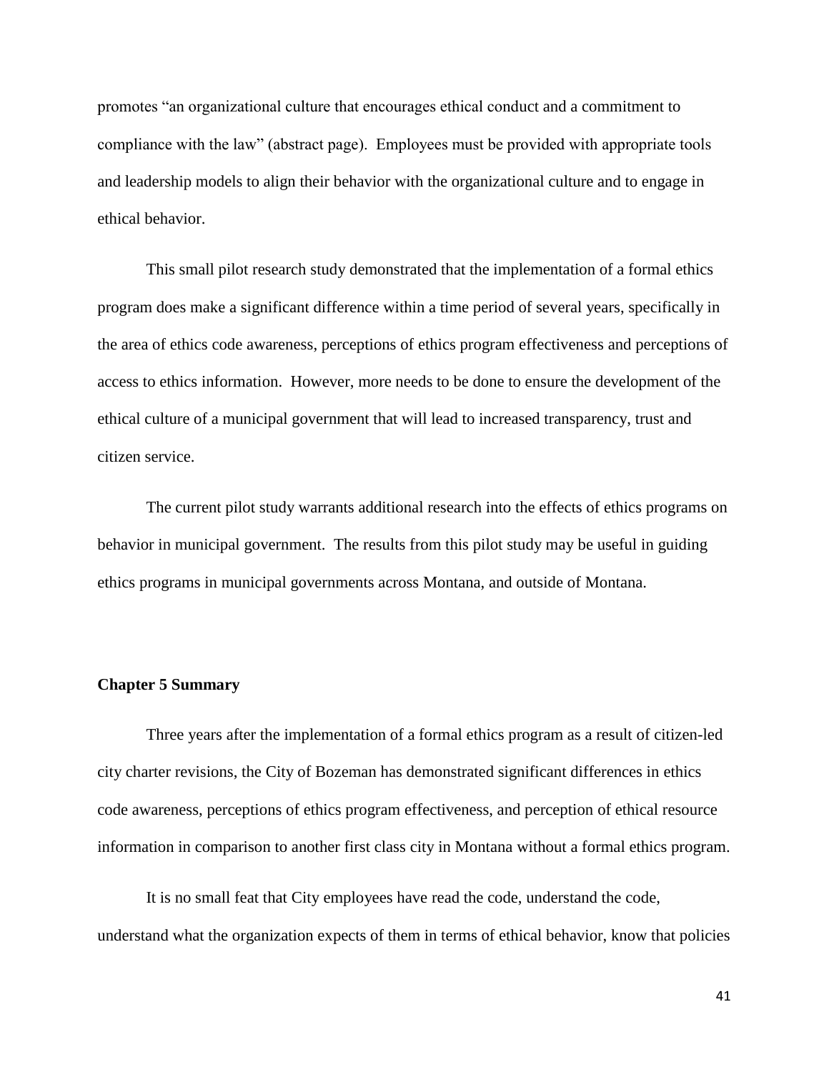promotes "an organizational culture that encourages ethical conduct and a commitment to compliance with the law" (abstract page). Employees must be provided with appropriate tools and leadership models to align their behavior with the organizational culture and to engage in ethical behavior.

This small pilot research study demonstrated that the implementation of a formal ethics program does make a significant difference within a time period of several years, specifically in the area of ethics code awareness, perceptions of ethics program effectiveness and perceptions of access to ethics information. However, more needs to be done to ensure the development of the ethical culture of a municipal government that will lead to increased transparency, trust and citizen service.

The current pilot study warrants additional research into the effects of ethics programs on behavior in municipal government. The results from this pilot study may be useful in guiding ethics programs in municipal governments across Montana, and outside of Montana.

**Chapter 5 Summary**

Three years after the implementation of a formal ethics program as a result of citizen-led city charter revisions, the City of Bozeman has demonstrated significant differences in ethics code awareness, perceptions of ethics program effectiveness, and perception of ethical resource information in comparison to another first class city in Montana without a formal ethics program.

It is no small feat that City employees have read the code, understand the code, understand what the organization expects of them in terms of ethical behavior, know that policies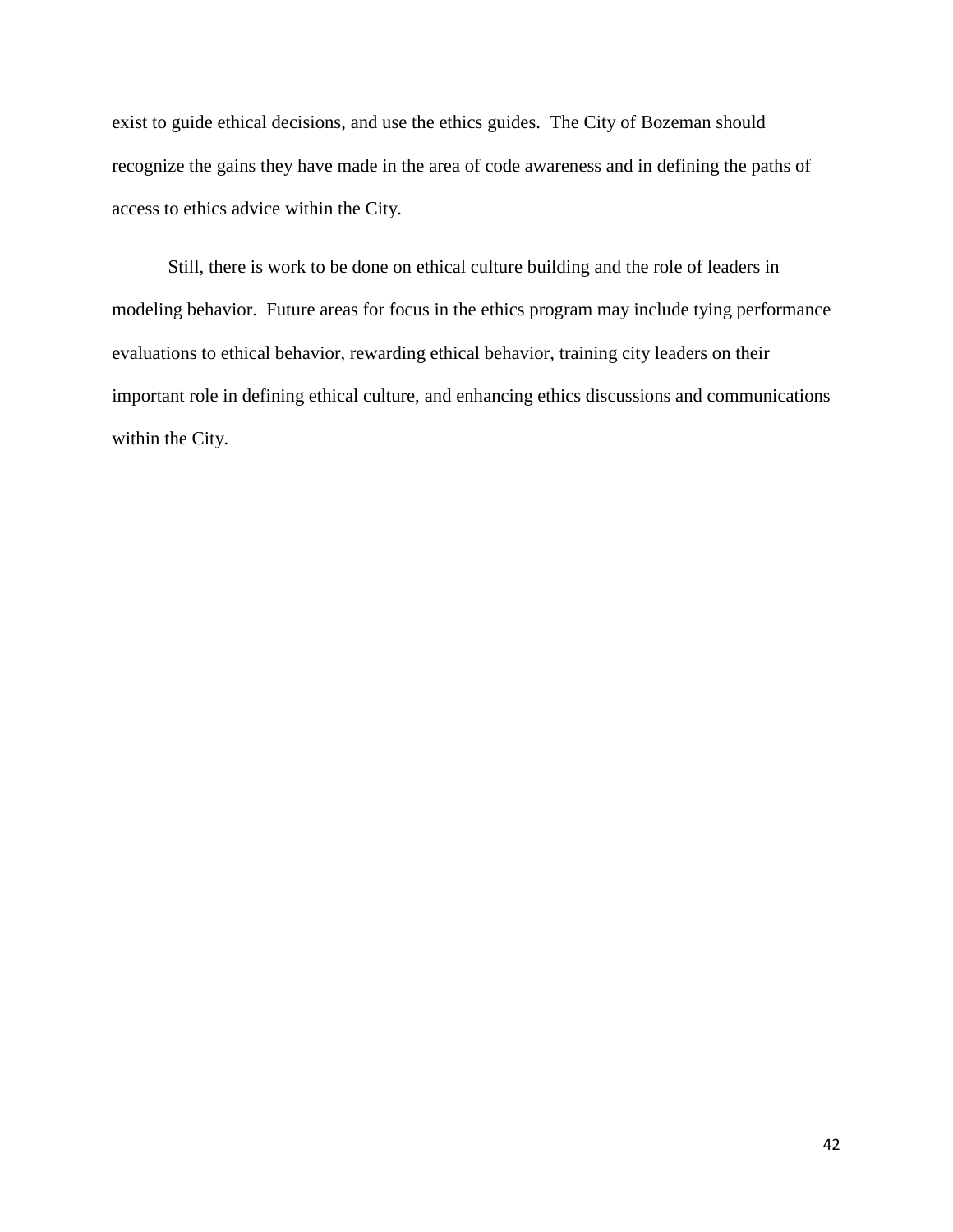exist to guide ethical decisions, and use the ethics guides. The City of Bozeman should recognize the gains they have made in the area of code awareness and in defining the paths of access to ethics advice within the City.

Still, there is work to be done on ethical culture building and the role of leaders in modeling behavior. Future areas for focus in the ethics program may include tying performance evaluations to ethical behavior, rewarding ethical behavior, training city leaders on their important role in defining ethical culture, and enhancing ethics discussions and communications within the City.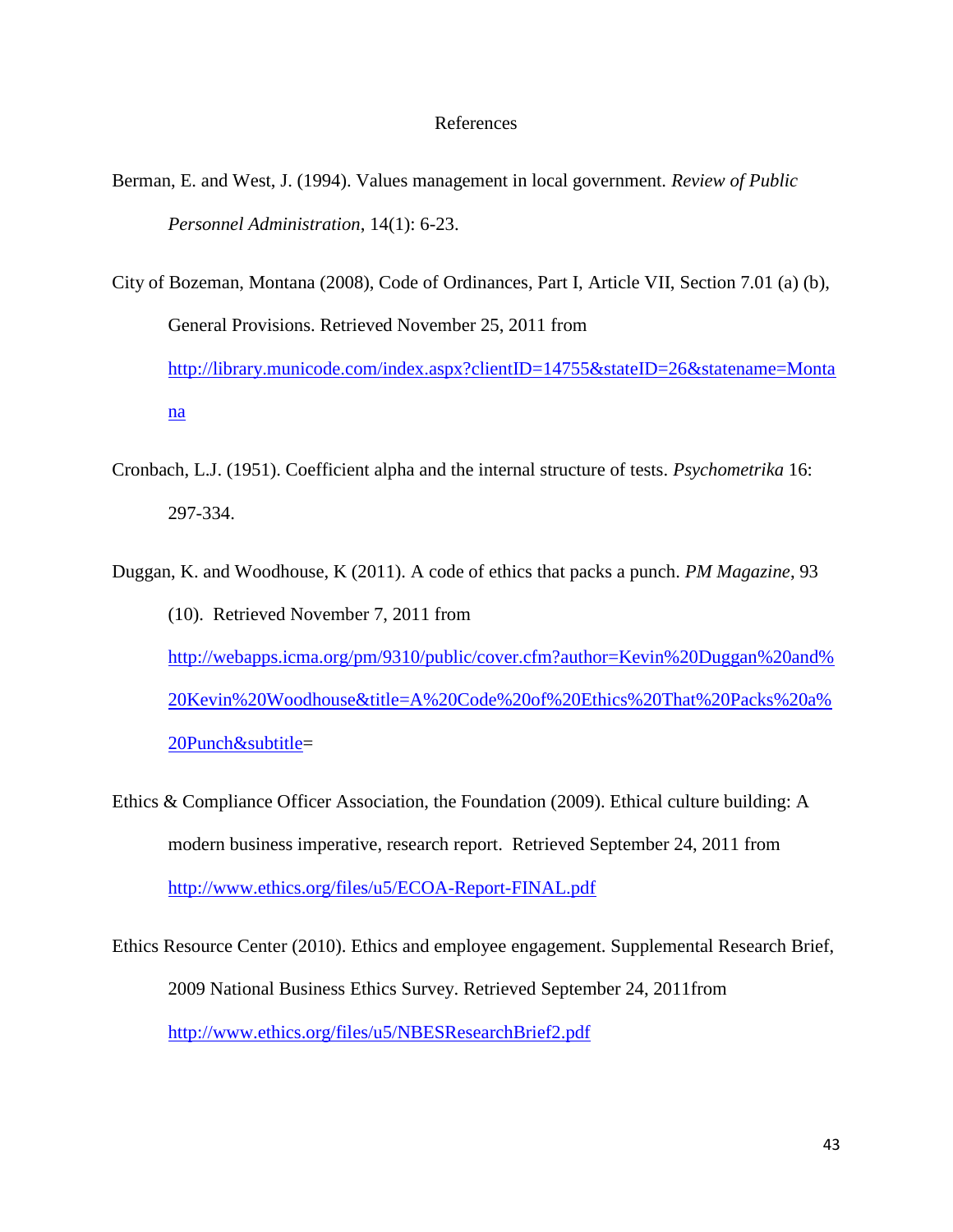# References

Berman, E. and West, J. (1994). Values management in local government. *Review of Public Personnel Administration*, 14(1): 6-23.

City of Bozeman, Montana (2008), Code of Ordinances, Part I, Article VII, Section 7.01 (a) (b), General Provisions. Retrieved November 25, 2011 from http://library.municode.com/index.aspx?clientID=14755&stateID=26&statename=Montana

Cronbach, L.J. (1951). Coefficient alpha and the internal structure of tests. *Psychometrika* 16: 297-334.

Duggan, K. and Woodhouse, K (2011). A code of ethics that packs a punch. *PM Magazine*, 93 (10). Retrieved November 7, 2011 from http://webapps.icma.org/pm/9310/public/cover.cfm?author=Kevin%20Duggan%20and%20Kevin%20Woodhouse&title=A%20Code%20of%20Ethics%20That%20Packs%20a%20Punch&subtitle=

Ethics & Compliance Officer Association, the Foundation (2009). Ethical culture building: A modern business imperative, research report. Retrieved September 24, 2011 from http://www.ethics.org/files/u5/ECOA-Report-FINAL.pdf

Ethics Resource Center (2010). Ethics and employee engagement. Supplemental Research Brief, 2009 National Business Ethics Survey. Retrieved September 24, 2011from http://www.ethics.org/files/u5/NBESResearchBrief2.pdf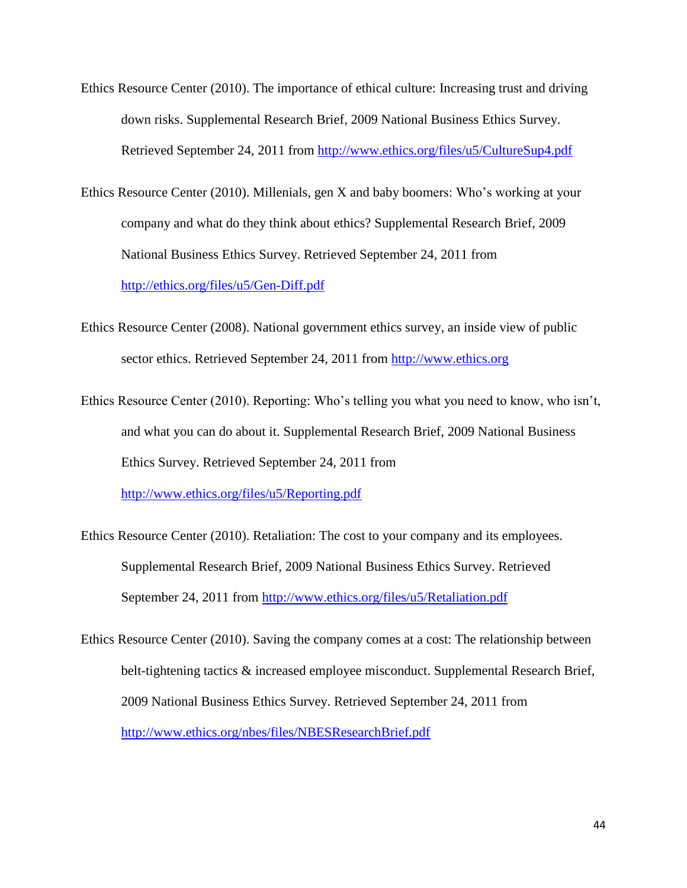Ethics Resource Center (2010). The importance of ethical culture: Increasing trust and driving down risks. Supplemental Research Brief, 2009 National Business Ethics Survey. Retrieved September 24, 2011 from http://www.ethics.org/files/u5/CultureSup4.pdf

Ethics Resource Center (2010). Millenials, gen X and baby boomers: Who's working at your company and what do they think about ethics? Supplemental Research Brief, 2009 National Business Ethics Survey. Retrieved September 24, 2011 from http://ethics.org/files/u5/Gen-Diff.pdf

Ethics Resource Center (2008). National government ethics survey, an inside view of public sector ethics. Retrieved September 24, 2011 from http://www.ethics.org

Ethics Resource Center (2010). Reporting: Who's telling you what you need to know, who isn't, and what you can do about it. Supplemental Research Brief, 2009 National Business Ethics Survey. Retrieved September 24, 2011 from http://www.ethics.org/files/u5/Reporting.pdf

Ethics Resource Center (2010). Retaliation: The cost to your company and its employees. Supplemental Research Brief, 2009 National Business Ethics Survey. Retrieved September 24, 2011 from http://www.ethics.org/files/u5/Retaliation.pdf

Ethics Resource Center (2010). Saving the company comes at a cost: The relationship between belt-tightening tactics & increased employee misconduct. Supplemental Research Brief, 2009 National Business Ethics Survey. Retrieved September 24, 2011 from http://www.ethics.org/nbes/files/NBESResearchBrief.pdf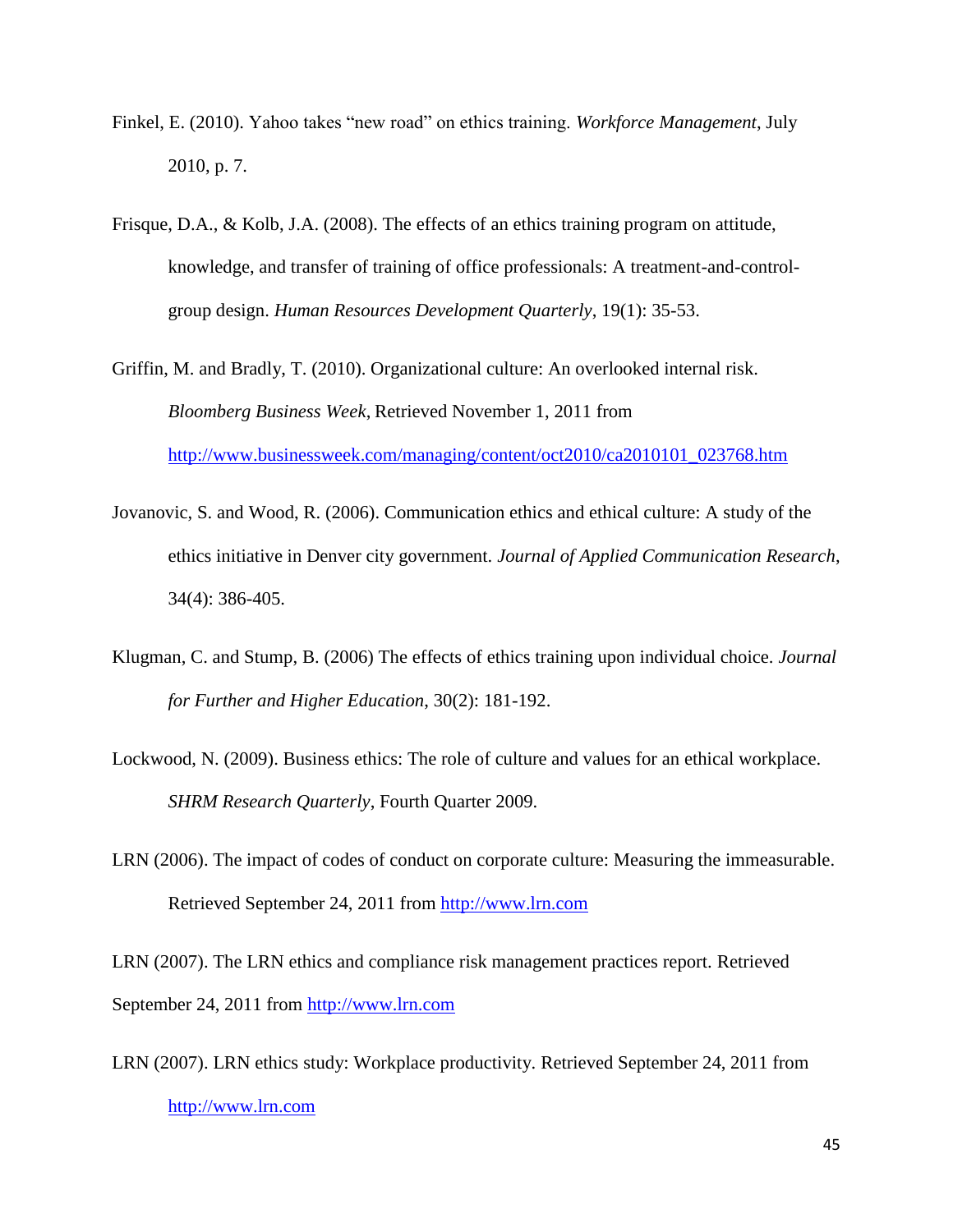Finkel, E. (2010). Yahoo takes "new road" on ethics training. *Workforce Management*, July 2010, p. 7.

Frisque, D.A., & Kolb, J.A. (2008). The effects of an ethics training program on attitude, knowledge, and transfer of training of office professionals: A treatment-and-control-group design. *Human Resources Development Quarterly*, 19(1): 35-53.

Griffin, M. and Bradly, T. (2010). Organizational culture: An overlooked internal risk. *Bloomberg Business Week*, Retrieved November 1, 2011 from [http://www.businessweek.com/managing/content/oct2010/ca2010101_023768.htm](http://www.businessweek.com/managing/content/oct2010/ca2010101_023768.htm)

Jovanovic, S. and Wood, R. (2006). Communication ethics and ethical culture: A study of the ethics initiative in Denver city government. *Journal of Applied Communication Research*, 34(4): 386-405.

Klugman, C. and Stump, B. (2006) The effects of ethics training upon individual choice. *Journal for Further and Higher Education*, 30(2): 181-192.

Lockwood, N. (2009). Business ethics: The role of culture and values for an ethical workplace. *SHRM Research Quarterly*, Fourth Quarter 2009.

LRN (2006). The impact of codes of conduct on corporate culture: Measuring the immeasurable. Retrieved September 24, 2011 from [http://www.lrn.com](http://www.lrn.com)

LRN (2007). The LRN ethics and compliance risk management practices report. Retrieved September 24, 2011 from [http://www.lrn.com](http://www.lrn.com)

LRN (2007). LRN ethics study: Workplace productivity. Retrieved September 24, 2011 from [http://www.lrn.com](http://www.lrn.com)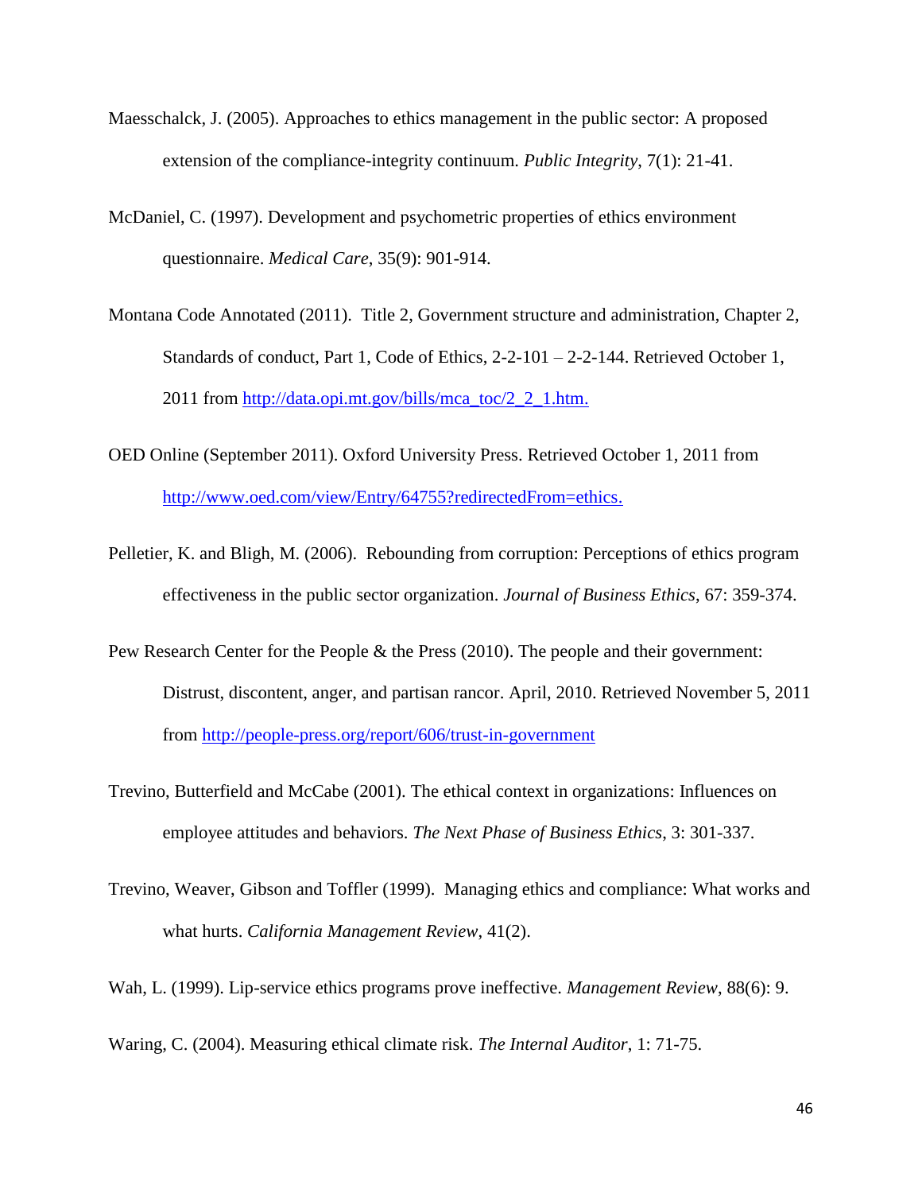Maesschalck, J. (2005). Approaches to ethics management in the public sector: A proposed extension of the compliance-integrity continuum. *Public Integrity*, 7(1): 21-41.

McDaniel, C. (1997). Development and psychometric properties of ethics environment questionnaire. *Medical Care*, 35(9): 901-914.

Montana Code Annotated (2011). Title 2, Government structure and administration, Chapter 2, Standards of conduct, Part 1, Code of Ethics, 2-2-101 – 2-2-144. Retrieved October 1, 2011 from http://data.opi.mt.gov/bills/mca_toc/2_2_1.htm.

OED Online (September 2011). Oxford University Press. Retrieved October 1, 2011 from http://www.oed.com/view/Entry/64755?redirectedFrom=ethics.

Pelletier, K. and Bligh, M. (2006). Rebounding from corruption: Perceptions of ethics program effectiveness in the public sector organization. *Journal of Business Ethics*, 67: 359-374.

Pew Research Center for the People & the Press (2010). The people and their government: Distrust, discontent, anger, and partisan rancor. April, 2010. Retrieved November 5, 2011 from http://people-press.org/report/606/trust-in-government

Trevino, Butterfield and McCabe (2001). The ethical context in organizations: Influences on employee attitudes and behaviors. *The Next Phase of Business Ethics*, 3: 301-337.

Trevino, Weaver, Gibson and Toffler (1999). Managing ethics and compliance: What works and what hurts. *California Management Review*, 41(2).

Wah, L. (1999). Lip-service ethics programs prove ineffective. *Management Review*, 88(6): 9.

Waring, C. (2004). Measuring ethical climate risk. *The Internal Auditor*, 1: 71-75.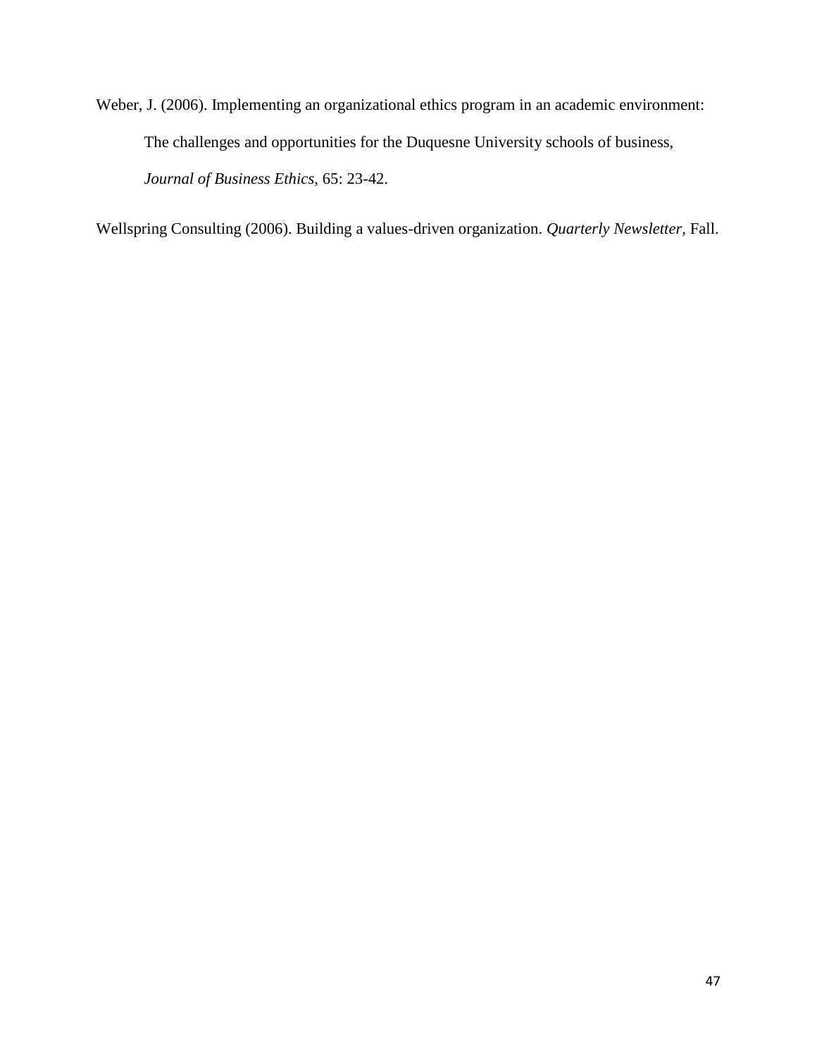Weber, J. (2006). Implementing an organizational ethics program in an academic environment: The challenges and opportunities for the Duquesne University schools of business, *Journal of Business Ethics*, 65: 23-42.

Wellspring Consulting (2006). Building a values-driven organization. *Quarterly Newsletter*, Fall.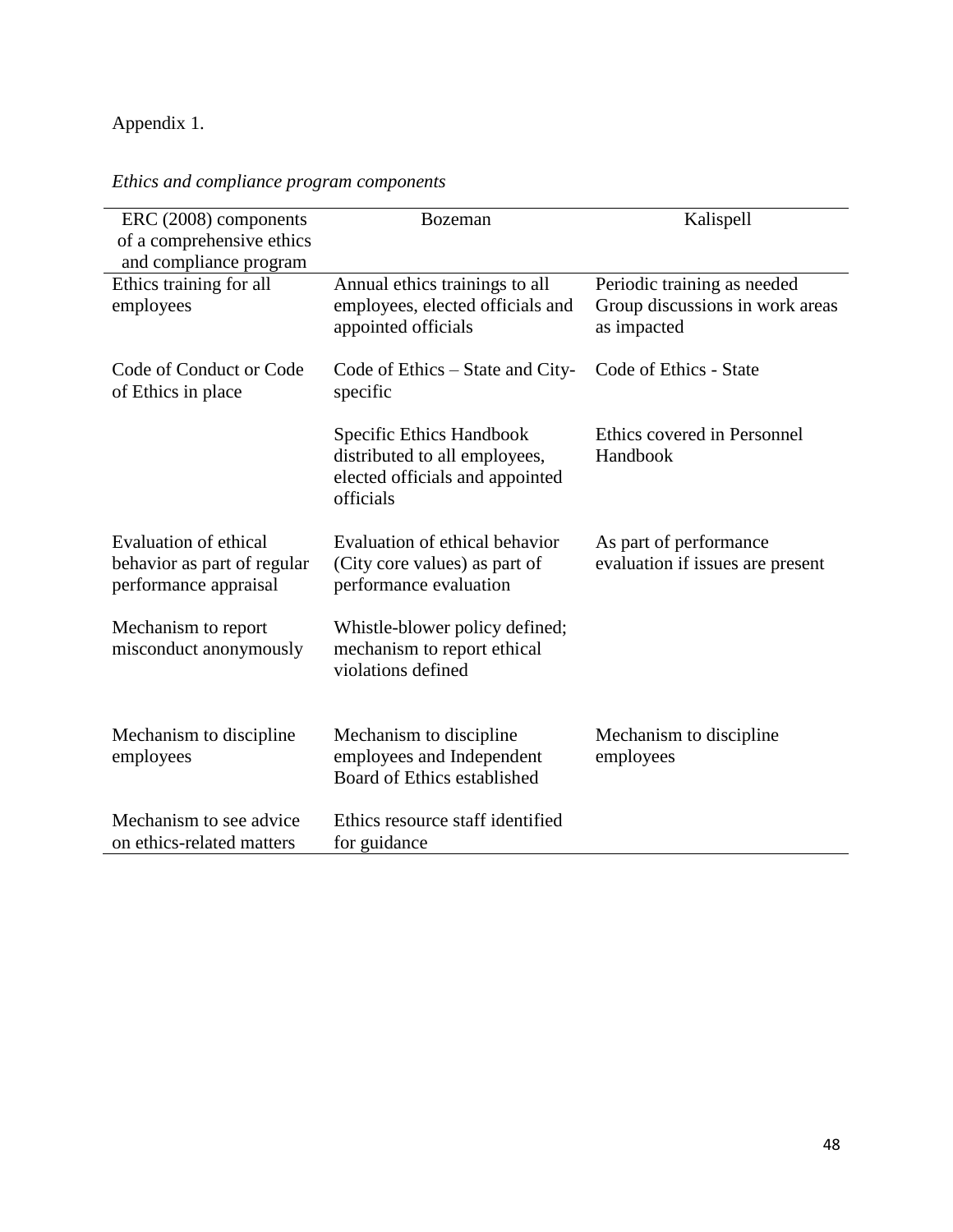Appendix 1.

*Ethics and compliance program components*

| ERC (2008) components of a comprehensive ethics and compliance program | Bozeman | Kalispell |
|---|---|---|
| Ethics training for all employees | Annual ethics trainings to all employees, elected officials and appointed officials | Periodic training as needed Group discussions in work areas as impacted |
| Code of Conduct or Code of Ethics in place | Code of Ethics – State and City-specific | Code of Ethics - State |
| | Specific Ethics Handbook distributed to all employees, elected officials and appointed officials | Ethics covered in Personnel Handbook |
| Evaluation of ethical behavior as part of regular performance appraisal | Evaluation of ethical behavior (City core values) as part of performance evaluation | As part of performance evaluation if issues are present |
| Mechanism to report misconduct anonymously | Whistle-blower policy defined; mechanism to report ethical violations defined | |
| Mechanism to discipline employees | Mechanism to discipline employees and Independent Board of Ethics established | Mechanism to discipline employees |
| Mechanism to see advice on ethics-related matters | Ethics resource staff identified for guidance | |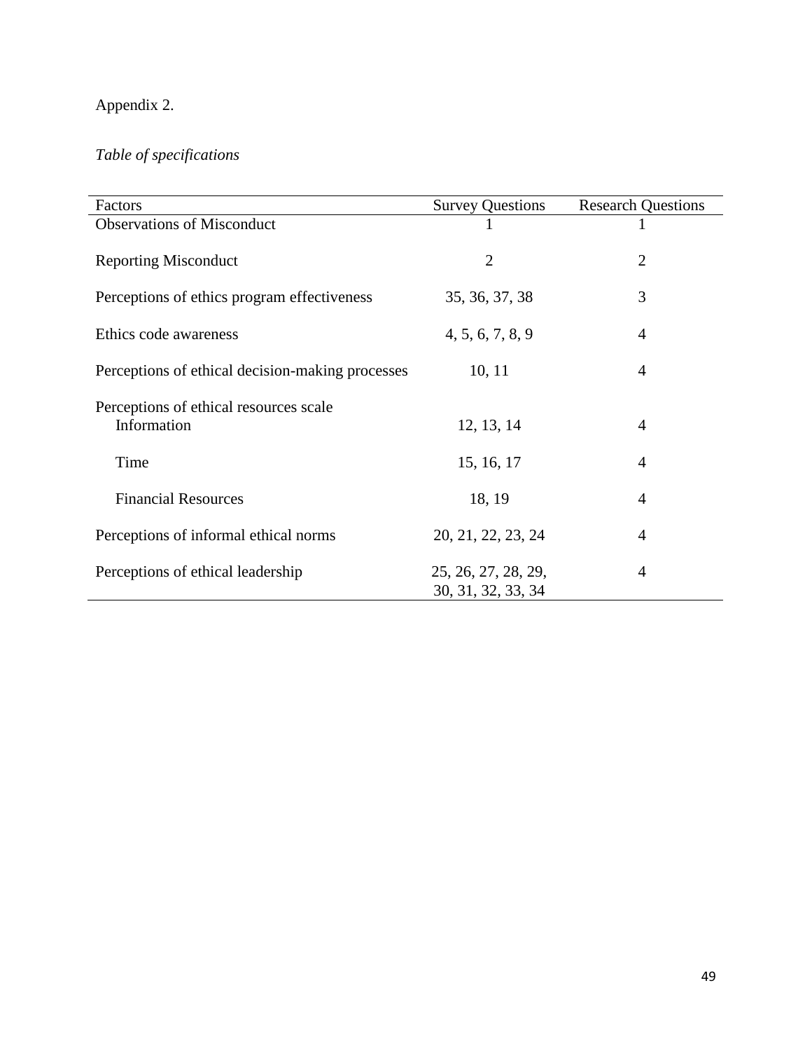Appendix 2.

*Table of specifications*

| Factors | Survey Questions | Research Questions |
|---|---|---|
| Observations of Misconduct | 1 | 1 |
| Reporting Misconduct | 2 | 2 |
| Perceptions of ethics program effectiveness | 35, 36, 37, 38 | 3 |
| Ethics code awareness | 4, 5, 6, 7, 8, 9 | 4 |
| Perceptions of ethical decision-making processes | 10, 11 | 4 |
| Perceptions of ethical resources scale | | |
| Information | 12, 13, 14 | 4 |
| Time | 15, 16, 17 | 4 |
| Financial Resources | 18, 19 | 4 |
| Perceptions of informal ethical norms | 20, 21, 22, 23, 24 | 4 |
| Perceptions of ethical leadership | 25, 26, 27, 28, 29, 30, 31, 32, 33, 34 | 4 |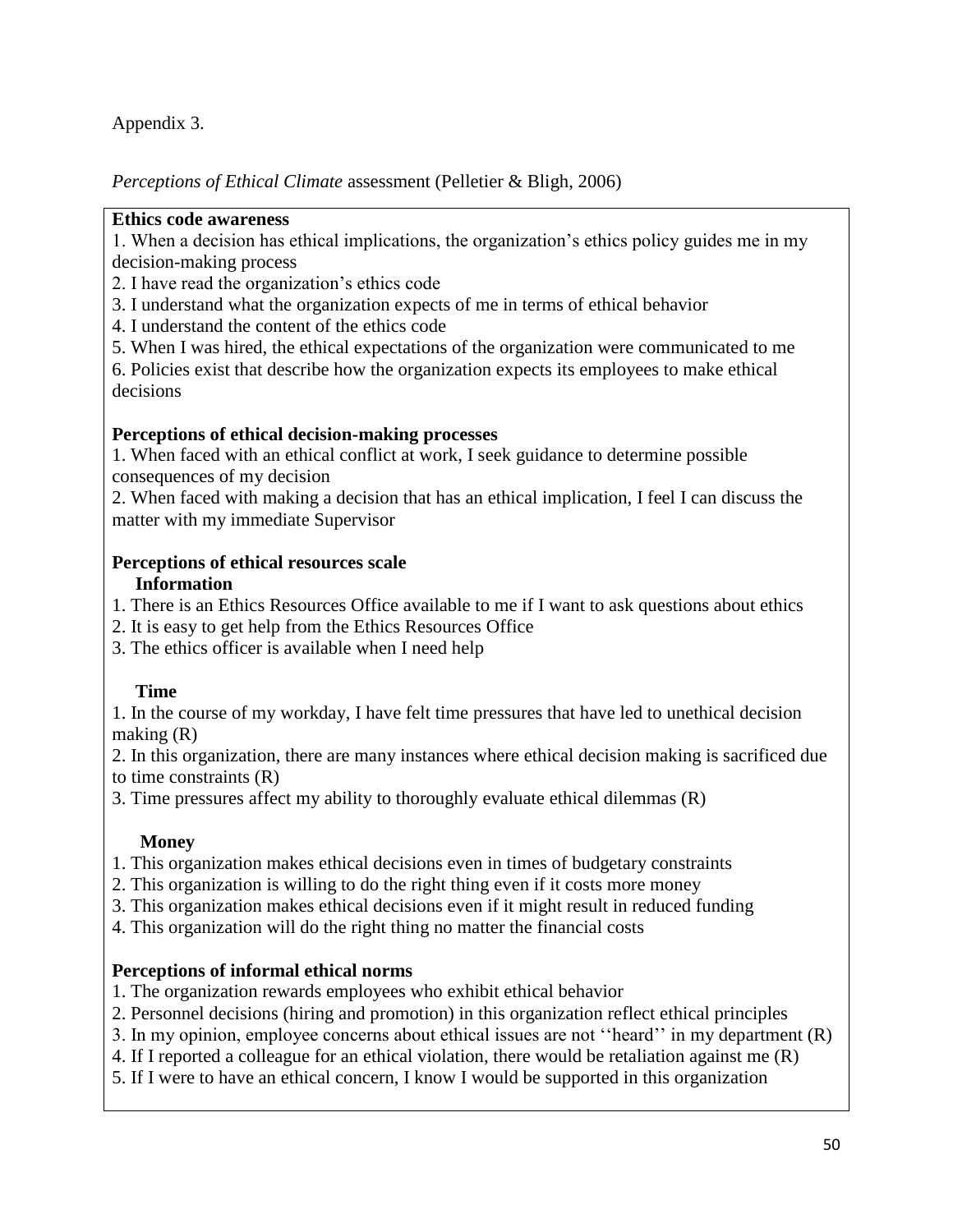Appendix 3.

*Perceptions of Ethical Climate* assessment (Pelletier & Bligh, 2006)

**Ethics code awareness**

1. When a decision has ethical implications, the organization's ethics policy guides me in my decision-making process
2. I have read the organization's ethics code
3. I understand what the organization expects of me in terms of ethical behavior
4. I understand the content of the ethics code
5. When I was hired, the ethical expectations of the organization were communicated to me
6. Policies exist that describe how the organization expects its employees to make ethical decisions

**Perceptions of ethical decision-making processes**

1. When faced with an ethical conflict at work, I seek guidance to determine possible consequences of my decision
2. When faced with making a decision that has an ethical implication, I feel I can discuss the matter with my immediate Supervisor

**Perceptions of ethical resources scale**

**Information**

1. There is an Ethics Resources Office available to me if I want to ask questions about ethics
2. It is easy to get help from the Ethics Resources Office
3. The ethics officer is available when I need help

**Time**

1. In the course of my workday, I have felt time pressures that have led to unethical decision making (R)
2. In this organization, there are many instances where ethical decision making is sacrificed due to time constraints (R)
3. Time pressures affect my ability to thoroughly evaluate ethical dilemmas (R)

**Money**

1. This organization makes ethical decisions even in times of budgetary constraints
2. This organization is willing to do the right thing even if it costs more money
3. This organization makes ethical decisions even if it might result in reduced funding
4. This organization will do the right thing no matter the financial costs

**Perceptions of informal ethical norms**

1. The organization rewards employees who exhibit ethical behavior
2. Personnel decisions (hiring and promotion) in this organization reflect ethical principles
3. In my opinion, employee concerns about ethical issues are not ''heard'' in my department (R)
4. If I reported a colleague for an ethical violation, there would be retaliation against me (R)
5. If I were to have an ethical concern, I know I would be supported in this organization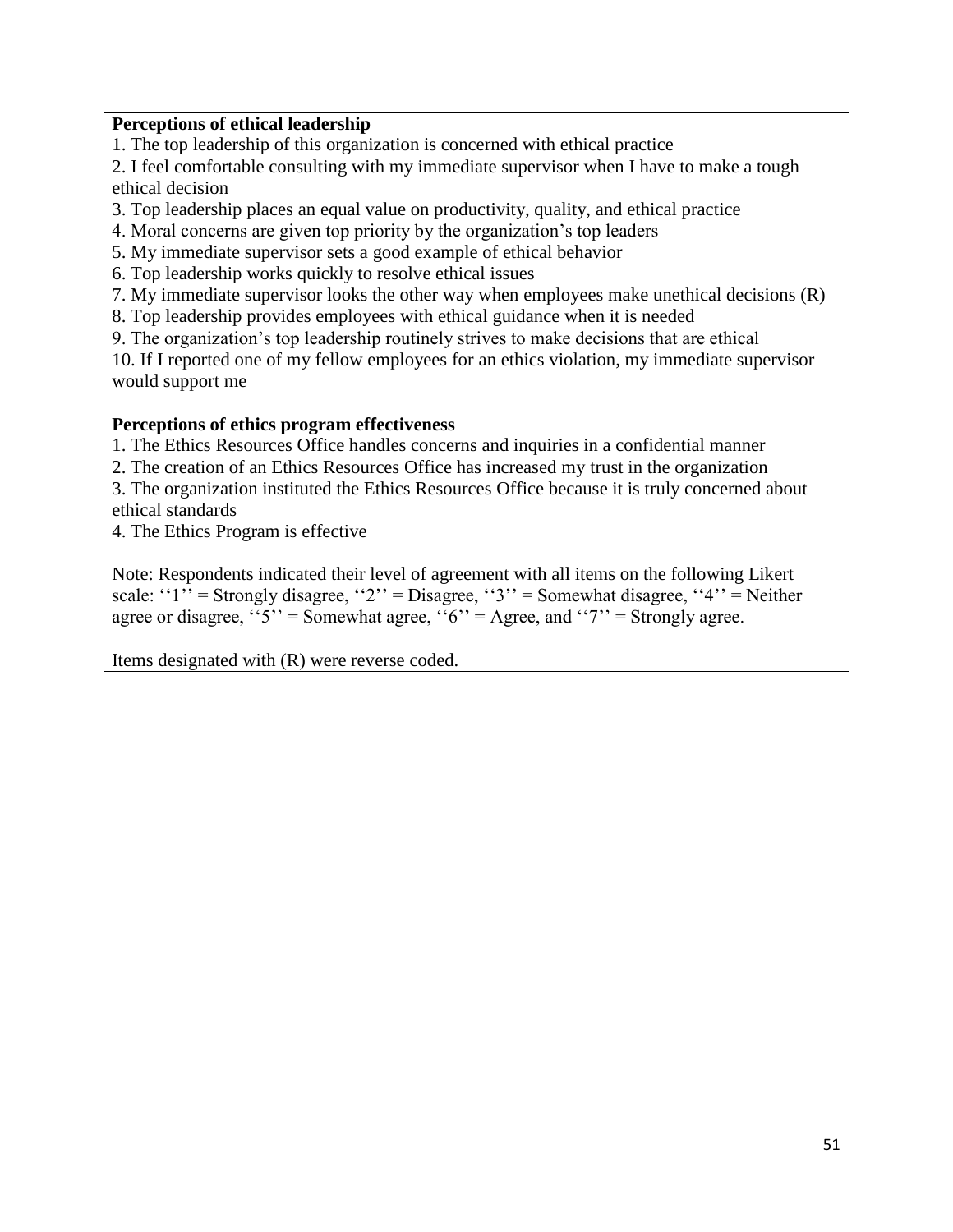**Perceptions of ethical leadership**

1. The top leadership of this organization is concerned with ethical practice
2. I feel comfortable consulting with my immediate supervisor when I have to make a tough ethical decision
3. Top leadership places an equal value on productivity, quality, and ethical practice
4. Moral concerns are given top priority by the organization's top leaders
5. My immediate supervisor sets a good example of ethical behavior
6. Top leadership works quickly to resolve ethical issues
7. My immediate supervisor looks the other way when employees make unethical decisions (R)
8. Top leadership provides employees with ethical guidance when it is needed
9. The organization's top leadership routinely strives to make decisions that are ethical
10. If I reported one of my fellow employees for an ethics violation, my immediate supervisor would support me

**Perceptions of ethics program effectiveness**

1. The Ethics Resources Office handles concerns and inquiries in a confidential manner
2. The creation of an Ethics Resources Office has increased my trust in the organization
3. The organization instituted the Ethics Resources Office because it is truly concerned about ethical standards
4. The Ethics Program is effective

Note: Respondents indicated their level of agreement with all items on the following Likert scale: ''1'' = Strongly disagree, ''2'' = Disagree, ''3'' = Somewhat disagree, ''4'' = Neither agree or disagree, ''5'' = Somewhat agree, ''6'' = Agree, and ''7'' = Strongly agree.

Items designated with (R) were reverse coded.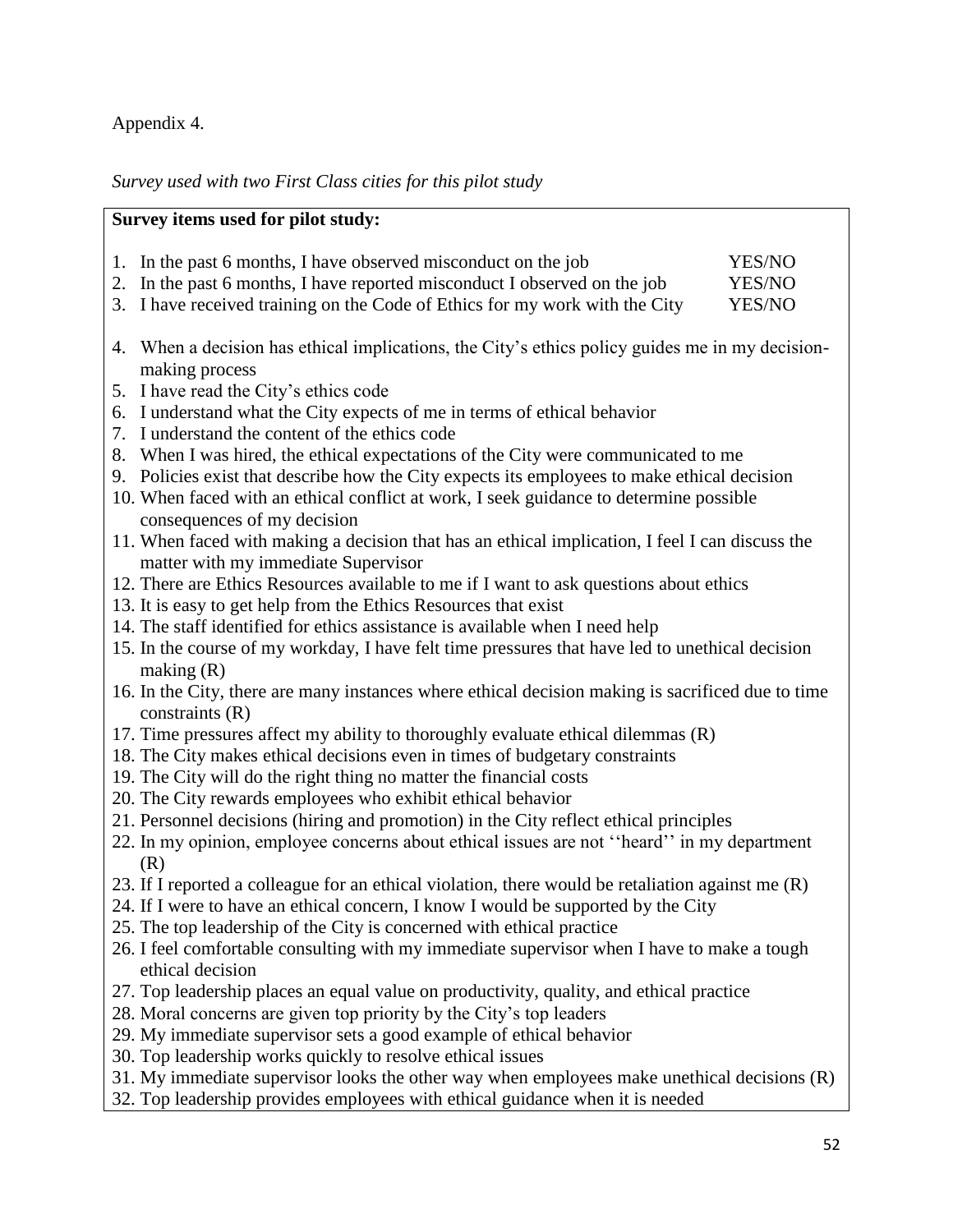Appendix 4.

*Survey used with two First Class cities for this pilot study*

**Survey items used for pilot study:**

1. In the past 6 months, I have observed misconduct on the job YES/NO
2. In the past 6 months, I have reported misconduct I observed on the job YES/NO
3. I have received training on the Code of Ethics for my work with the City YES/NO

4. When a decision has ethical implications, the City's ethics policy guides me in my decision-making process
5. I have read the City's ethics code
6. I understand what the City expects of me in terms of ethical behavior
7. I understand the content of the ethics code
8. When I was hired, the ethical expectations of the City were communicated to me
9. Policies exist that describe how the City expects its employees to make ethical decision
10. When faced with an ethical conflict at work, I seek guidance to determine possible consequences of my decision
11. When faced with making a decision that has an ethical implication, I feel I can discuss the matter with my immediate Supervisor
12. There are Ethics Resources available to me if I want to ask questions about ethics
13. It is easy to get help from the Ethics Resources that exist
14. The staff identified for ethics assistance is available when I need help
15. In the course of my workday, I have felt time pressures that have led to unethical decision making (R)
16. In the City, there are many instances where ethical decision making is sacrificed due to time constraints (R)
17. Time pressures affect my ability to thoroughly evaluate ethical dilemmas (R)
18. The City makes ethical decisions even in times of budgetary constraints
19. The City will do the right thing no matter the financial costs
20. The City rewards employees who exhibit ethical behavior
21. Personnel decisions (hiring and promotion) in the City reflect ethical principles
22. In my opinion, employee concerns about ethical issues are not ''heard'' in my department (R)
23. If I reported a colleague for an ethical violation, there would be retaliation against me (R)
24. If I were to have an ethical concern, I know I would be supported by the City
25. The top leadership of the City is concerned with ethical practice
26. I feel comfortable consulting with my immediate supervisor when I have to make a tough ethical decision
27. Top leadership places an equal value on productivity, quality, and ethical practice
28. Moral concerns are given top priority by the City's top leaders
29. My immediate supervisor sets a good example of ethical behavior
30. Top leadership works quickly to resolve ethical issues
31. My immediate supervisor looks the other way when employees make unethical decisions (R)
32. Top leadership provides employees with ethical guidance when it is needed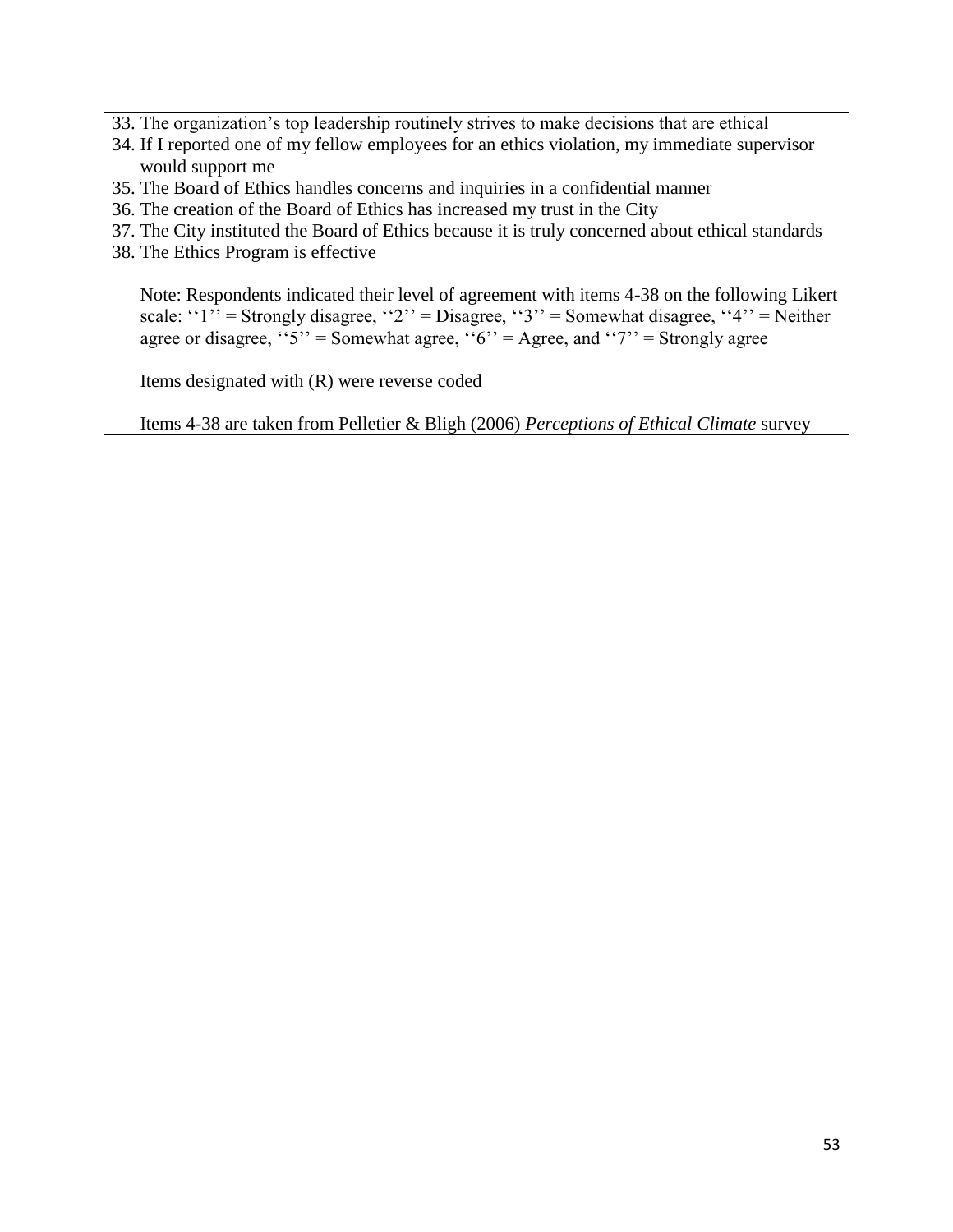33. The organization's top leadership routinely strives to make decisions that are ethical
34. If I reported one of my fellow employees for an ethics violation, my immediate supervisor would support me
35. The Board of Ethics handles concerns and inquiries in a confidential manner
36. The creation of the Board of Ethics has increased my trust in the City
37. The City instituted the Board of Ethics because it is truly concerned about ethical standards
38. The Ethics Program is effective

Note: Respondents indicated their level of agreement with items 4-38 on the following Likert scale: ''1'' = Strongly disagree, ''2'' = Disagree, ''3'' = Somewhat disagree, ''4'' = Neither agree or disagree, ''5'' = Somewhat agree, ''6'' = Agree, and ''7'' = Strongly agree

Items designated with (R) were reverse coded

Items 4-38 are taken from Pelletier & Bligh (2006) *Perceptions of Ethical Climate* survey